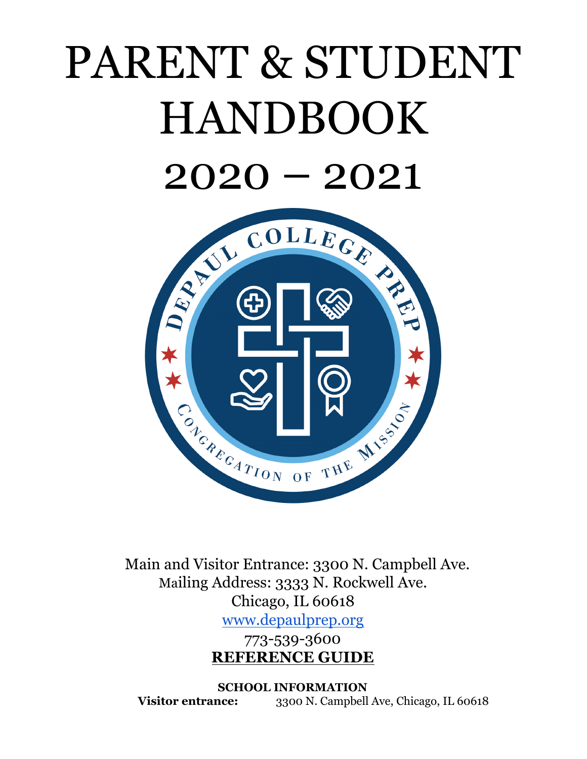# PARENT & STUDENT HANDBOOK

# 2020 – 2021

Main and Visitor Entrance: 3300 N. Campbell Ave.
Mailing Address: 3333 N. Rockwell Ave.
Chicago, IL 60618
www.depaulprep.org
773-539-3600

## REFERENCE GUIDE

**SCHOOL INFORMATION**

**Visitor entrance:** 3300 N. Campbell Ave, Chicago, IL 60618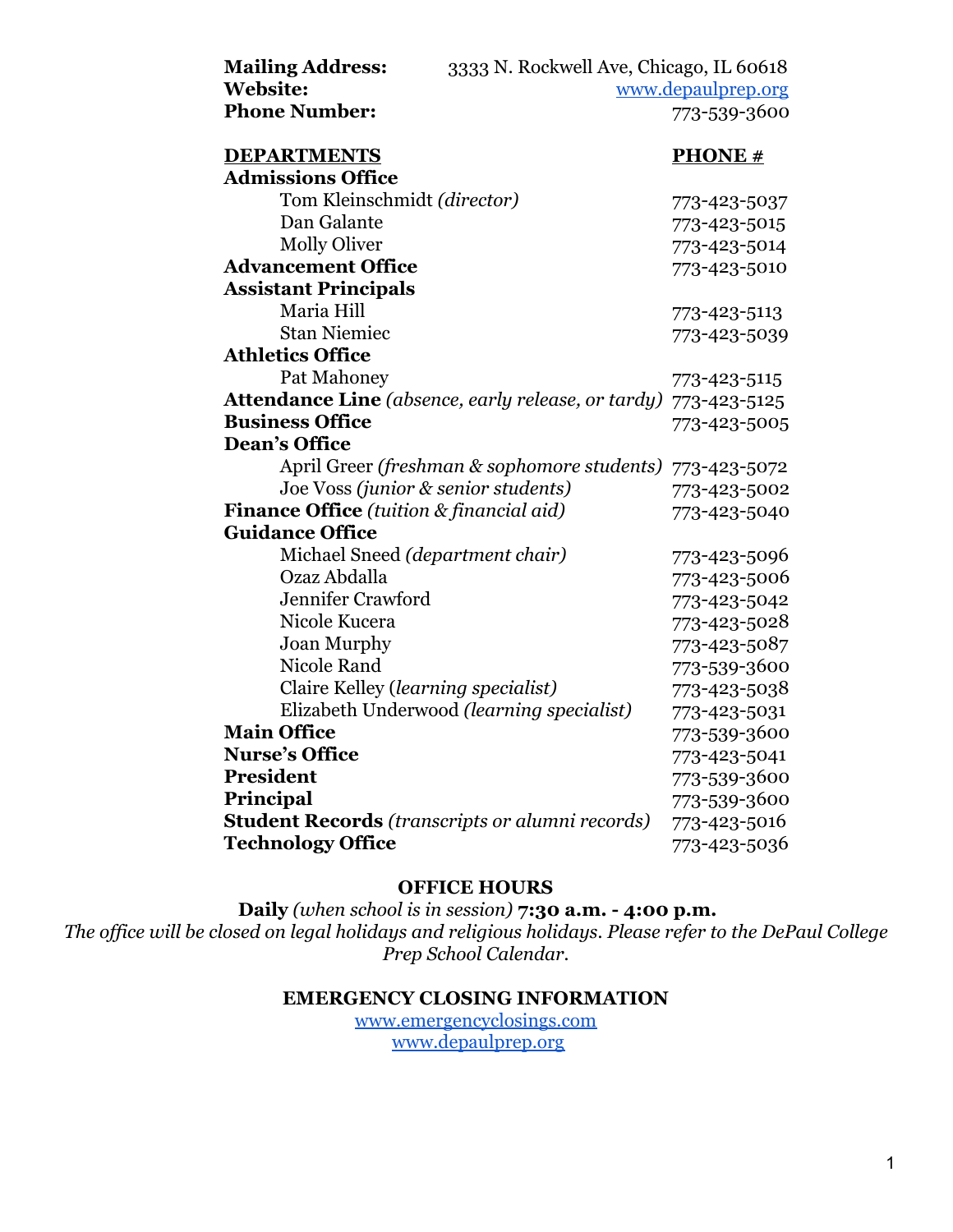**Mailing Address:** 3333 N. Rockwell Ave, Chicago, IL 60618
**Website:** www.depaulprep.org
**Phone Number:** 773-539-3600

| **DEPARTMENTS** | **PHONE #** |
|---|---|
| **Admissions Office** | |
| Tom Kleinschmidt *(director)* | 773-423-5037 |
| Dan Galante | 773-423-5015 |
| Molly Oliver | 773-423-5014 |
| **Advancement Office** | 773-423-5010 |
| **Assistant Principals** | |
| Maria Hill | 773-423-5113 |
| Stan Niemiec | 773-423-5039 |
| **Athletics Office** | |
| Pat Mahoney | 773-423-5115 |
| **Attendance Line** *(absence, early release, or tardy)* | 773-423-5125 |
| **Business Office** | 773-423-5005 |
| **Dean's Office** | |
| April Greer *(freshman & sophomore students)* | 773-423-5072 |
| Joe Voss *(junior & senior students)* | 773-423-5002 |
| **Finance Office** *(tuition & financial aid)* | 773-423-5040 |
| **Guidance Office** | |
| Michael Sneed *(department chair)* | 773-423-5096 |
| Ozaz Abdalla | 773-423-5006 |
| Jennifer Crawford | 773-423-5042 |
| Nicole Kucera | 773-423-5028 |
| Joan Murphy | 773-423-5087 |
| Nicole Rand | 773-539-3600 |
| Claire Kelley *(learning specialist)* | 773-423-5038 |
| Elizabeth Underwood *(learning specialist)* | 773-423-5031 |
| **Main Office** | 773-539-3600 |
| **Nurse's Office** | 773-423-5041 |
| **President** | 773-539-3600 |
| **Principal** | 773-539-3600 |
| **Student Records** *(transcripts or alumni records)* | 773-423-5016 |
| **Technology Office** | 773-423-5036 |

## OFFICE HOURS

**Daily** *(when school is in session)* **7:30 a.m. - 4:00 p.m.**
*The office will be closed on legal holidays and religious holidays. Please refer to the DePaul College Prep School Calendar.*

## EMERGENCY CLOSING INFORMATION

www.emergencyclosings.com
www.depaulprep.org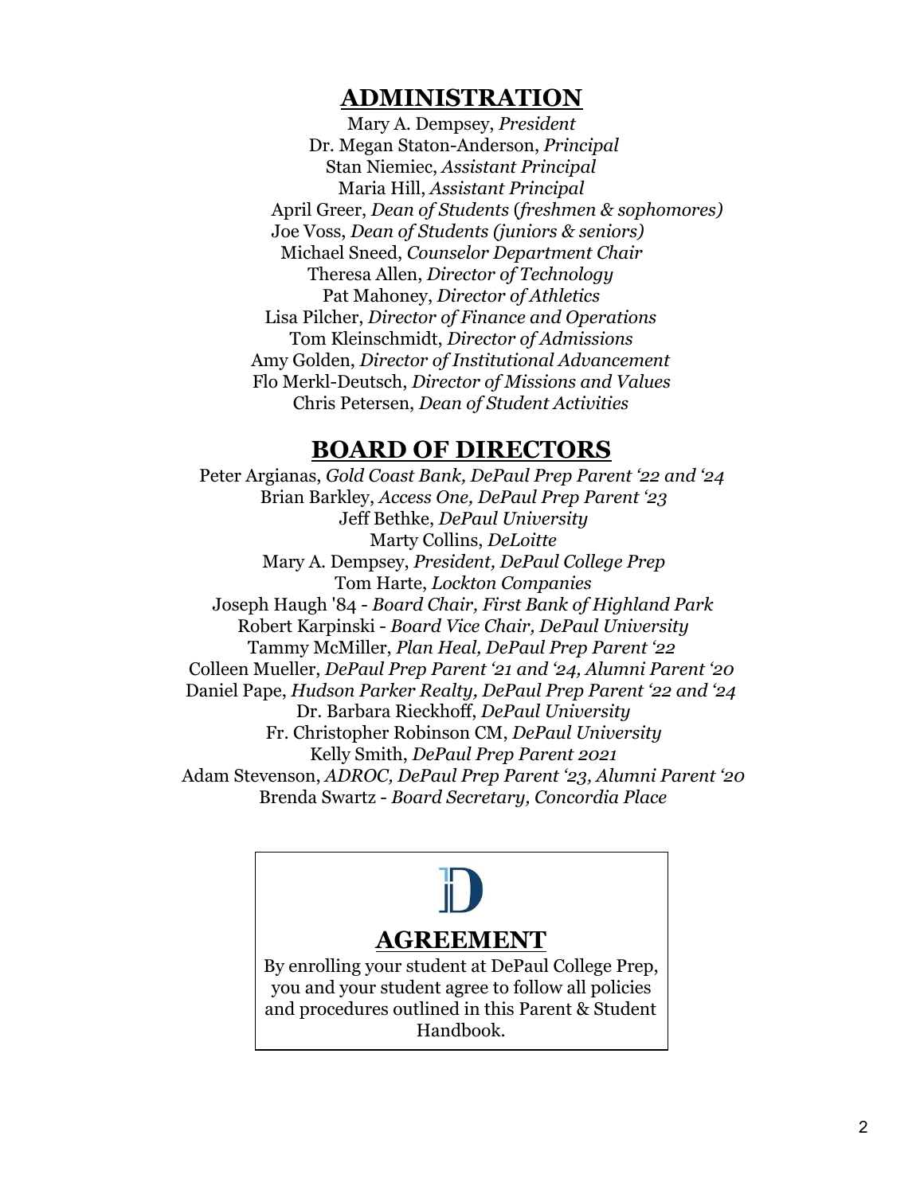## ADMINISTRATION

Mary A. Dempsey, *President*
Dr. Megan Staton-Anderson, *Principal*
Stan Niemiec, *Assistant Principal*
Maria Hill, *Assistant Principal*
April Greer, *Dean of Students (freshmen & sophomores)*
Joe Voss, *Dean of Students (juniors & seniors)*
Michael Sneed, *Counselor Department Chair*
Theresa Allen, *Director of Technology*
Pat Mahoney, *Director of Athletics*
Lisa Pilcher, *Director of Finance and Operations*
Tom Kleinschmidt, *Director of Admissions*
Amy Golden, *Director of Institutional Advancement*
Flo Merkl-Deutsch, *Director of Missions and Values*
Chris Petersen, *Dean of Student Activities*

## BOARD OF DIRECTORS

Peter Argianas, *Gold Coast Bank, DePaul Prep Parent '22 and '24*
Brian Barkley, *Access One, DePaul Prep Parent '23*
Jeff Bethke, *DePaul University*
Marty Collins, *DeLoitte*
Mary A. Dempsey, *President, DePaul College Prep*
Tom Harte, *Lockton Companies*
Joseph Haugh '84 - *Board Chair, First Bank of Highland Park*
Robert Karpinski - *Board Vice Chair, DePaul University*
Tammy McMiller, *Plan Heal, DePaul Prep Parent '22*
Colleen Mueller, *DePaul Prep Parent '21 and '24, Alumni Parent '20*
Daniel Pape, *Hudson Parker Realty, DePaul Prep Parent '22 and '24*
Dr. Barbara Rieckhoff, *DePaul University*
Fr. Christopher Robinson CM, *DePaul University*
Kelly Smith, *DePaul Prep Parent 2021*
Adam Stevenson, *ADROC, DePaul Prep Parent '23, Alumni Parent '20*
Brenda Swartz - *Board Secretary, Concordia Place*

## AGREEMENT

By enrolling your student at DePaul College Prep, you and your student agree to follow all policies and procedures outlined in this Parent & Student Handbook.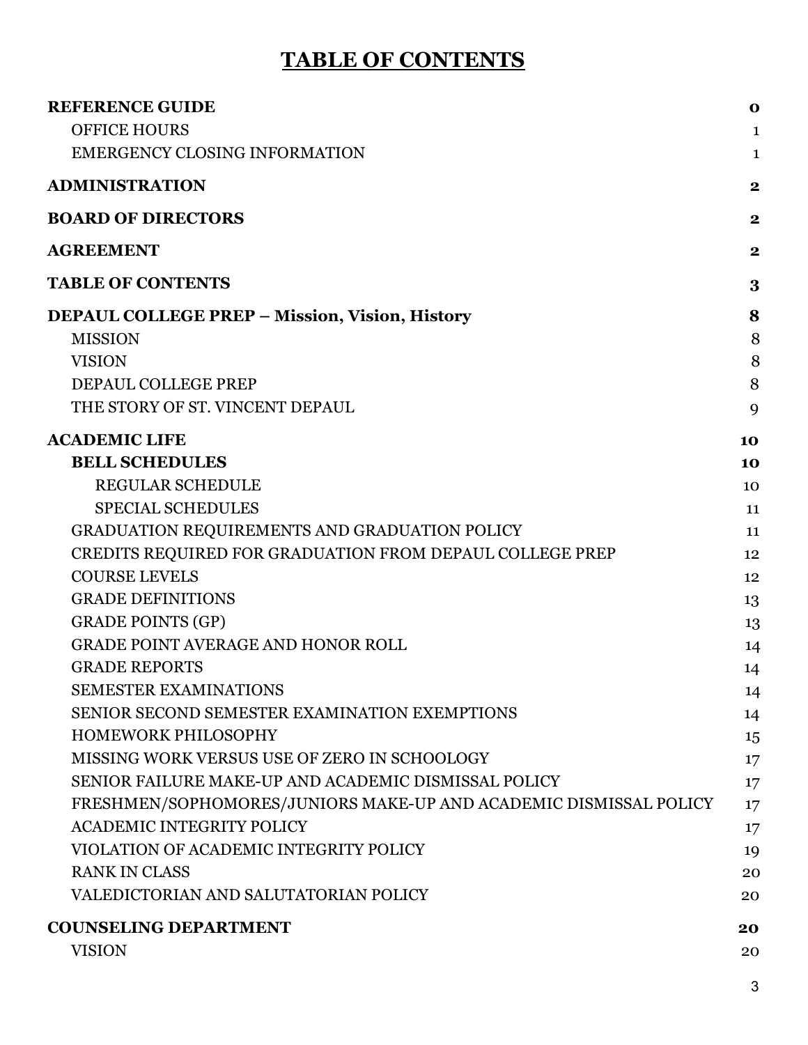# TABLE OF CONTENTS

| | |
|---|---|
| **REFERENCE GUIDE** | **0** |
| OFFICE HOURS | 1 |
| EMERGENCY CLOSING INFORMATION | 1 |
| **ADMINISTRATION** | **2** |
| **BOARD OF DIRECTORS** | **2** |
| **AGREEMENT** | **2** |
| **TABLE OF CONTENTS** | **3** |
| **DEPAUL COLLEGE PREP – Mission, Vision, History** | **8** |
| MISSION | 8 |
| VISION | 8 |
| DEPAUL COLLEGE PREP | 8 |
| THE STORY OF ST. VINCENT DEPAUL | 9 |
| **ACADEMIC LIFE** | **10** |
| **BELL SCHEDULES** | **10** |
| REGULAR SCHEDULE | 10 |
| SPECIAL SCHEDULES | 11 |
| GRADUATION REQUIREMENTS AND GRADUATION POLICY | 11 |
| CREDITS REQUIRED FOR GRADUATION FROM DEPAUL COLLEGE PREP | 12 |
| COURSE LEVELS | 12 |
| GRADE DEFINITIONS | 13 |
| GRADE POINTS (GP) | 13 |
| GRADE POINT AVERAGE AND HONOR ROLL | 14 |
| GRADE REPORTS | 14 |
| SEMESTER EXAMINATIONS | 14 |
| SENIOR SECOND SEMESTER EXAMINATION EXEMPTIONS | 14 |
| HOMEWORK PHILOSOPHY | 15 |
| MISSING WORK VERSUS USE OF ZERO IN SCHOOLOGY | 17 |
| SENIOR FAILURE MAKE-UP AND ACADEMIC DISMISSAL POLICY | 17 |
| FRESHMEN/SOPHOMORES/JUNIORS MAKE-UP AND ACADEMIC DISMISSAL POLICY | 17 |
| ACADEMIC INTEGRITY POLICY | 17 |
| VIOLATION OF ACADEMIC INTEGRITY POLICY | 19 |
| RANK IN CLASS | 20 |
| VALEDICTORIAN AND SALUTATORIAN POLICY | 20 |
| **COUNSELING DEPARTMENT** | **20** |
| VISION | 20 |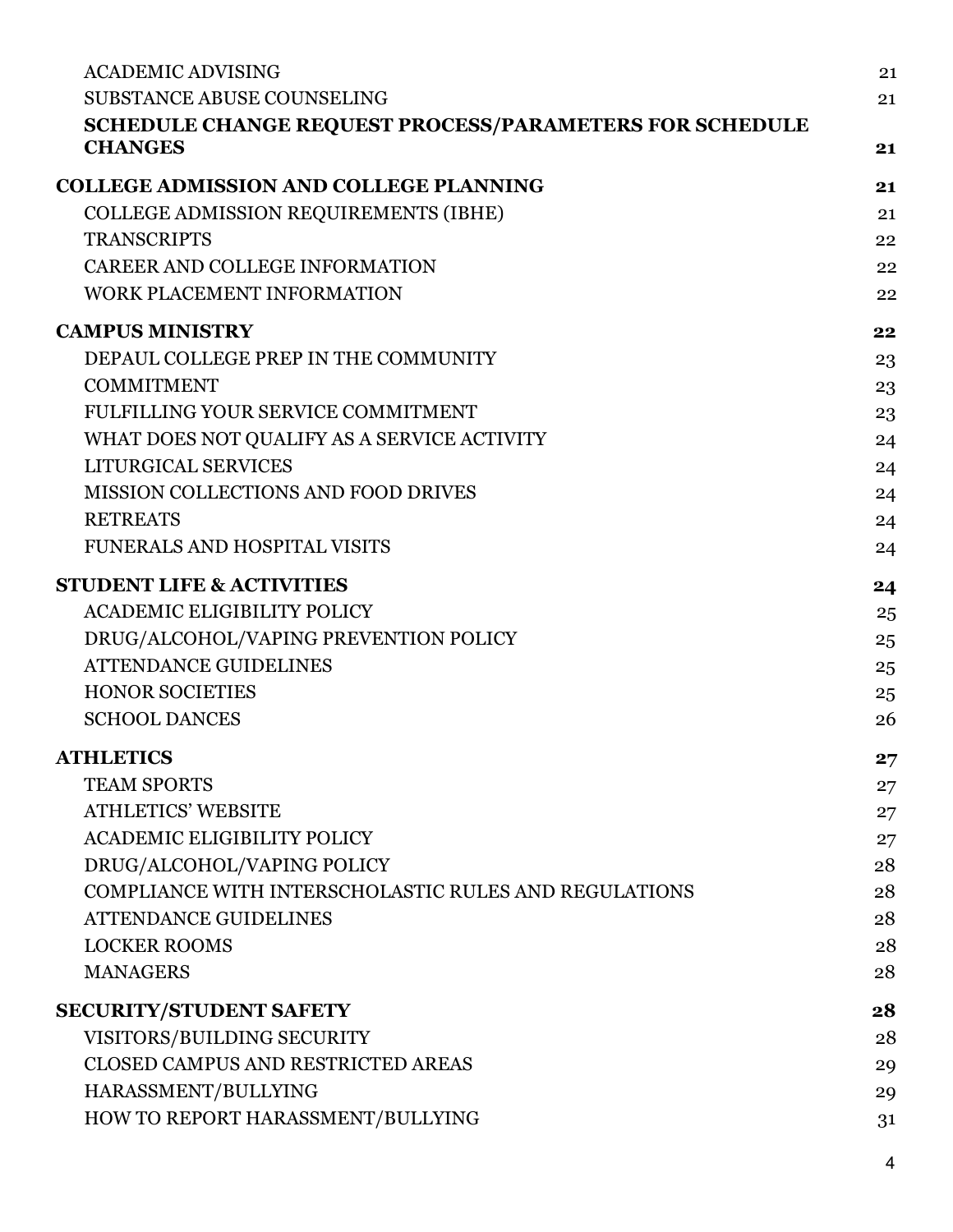| | |
|---|---|
| ACADEMIC ADVISING | 21 |
| SUBSTANCE ABUSE COUNSELING | 21 |
| **SCHEDULE CHANGE REQUEST PROCESS/PARAMETERS FOR SCHEDULE CHANGES** | **21** |
| **COLLEGE ADMISSION AND COLLEGE PLANNING** | **21** |
| COLLEGE ADMISSION REQUIREMENTS (IBHE) | 21 |
| TRANSCRIPTS | 22 |
| CAREER AND COLLEGE INFORMATION | 22 |
| WORK PLACEMENT INFORMATION | 22 |
| **CAMPUS MINISTRY** | **22** |
| DEPAUL COLLEGE PREP IN THE COMMUNITY | 23 |
| COMMITMENT | 23 |
| FULFILLING YOUR SERVICE COMMITMENT | 23 |
| WHAT DOES NOT QUALIFY AS A SERVICE ACTIVITY | 24 |
| LITURGICAL SERVICES | 24 |
| MISSION COLLECTIONS AND FOOD DRIVES | 24 |
| RETREATS | 24 |
| FUNERALS AND HOSPITAL VISITS | 24 |
| **STUDENT LIFE & ACTIVITIES** | **24** |
| ACADEMIC ELIGIBILITY POLICY | 25 |
| DRUG/ALCOHOL/VAPING PREVENTION POLICY | 25 |
| ATTENDANCE GUIDELINES | 25 |
| HONOR SOCIETIES | 25 |
| SCHOOL DANCES | 26 |
| **ATHLETICS** | **27** |
| TEAM SPORTS | 27 |
| ATHLETICS' WEBSITE | 27 |
| ACADEMIC ELIGIBILITY POLICY | 27 |
| DRUG/ALCOHOL/VAPING POLICY | 28 |
| COMPLIANCE WITH INTERSCHOLASTIC RULES AND REGULATIONS | 28 |
| ATTENDANCE GUIDELINES | 28 |
| LOCKER ROOMS | 28 |
| MANAGERS | 28 |
| **SECURITY/STUDENT SAFETY** | **28** |
| VISITORS/BUILDING SECURITY | 28 |
| CLOSED CAMPUS AND RESTRICTED AREAS | 29 |
| HARASSMENT/BULLYING | 29 |
| HOW TO REPORT HARASSMENT/BULLYING | 31 |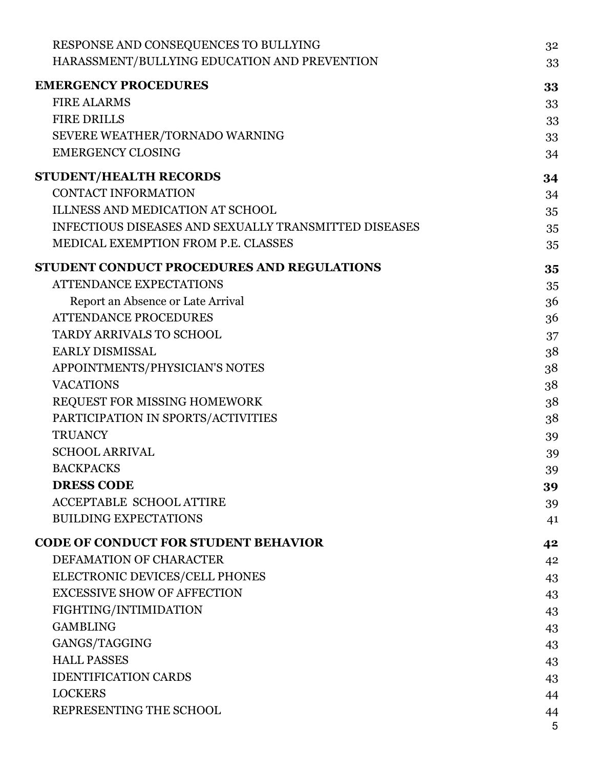RESPONSE AND CONSEQUENCES TO BULLYING 32
HARASSMENT/BULLYING EDUCATION AND PREVENTION 33

**EMERGENCY PROCEDURES 33**
FIRE ALARMS 33
FIRE DRILLS 33
SEVERE WEATHER/TORNADO WARNING 33
EMERGENCY CLOSING 34

**STUDENT/HEALTH RECORDS 34**
CONTACT INFORMATION 34
ILLNESS AND MEDICATION AT SCHOOL 35
INFECTIOUS DISEASES AND SEXUALLY TRANSMITTED DISEASES 35
MEDICAL EXEMPTION FROM P.E. CLASSES 35

**STUDENT CONDUCT PROCEDURES AND REGULATIONS 35**
ATTENDANCE EXPECTATIONS 35
Report an Absence or Late Arrival 36
ATTENDANCE PROCEDURES 36
TARDY ARRIVALS TO SCHOOL 37
EARLY DISMISSAL 38
APPOINTMENTS/PHYSICIAN'S NOTES 38
VACATIONS 38
REQUEST FOR MISSING HOMEWORK 38
PARTICIPATION IN SPORTS/ACTIVITIES 38
TRUANCY 39
SCHOOL ARRIVAL 39
BACKPACKS 39
**DRESS CODE 39**
ACCEPTABLE SCHOOL ATTIRE 39
BUILDING EXPECTATIONS 41

**CODE OF CONDUCT FOR STUDENT BEHAVIOR 42**
DEFAMATION OF CHARACTER 42
ELECTRONIC DEVICES/CELL PHONES 43
EXCESSIVE SHOW OF AFFECTION 43
FIGHTING/INTIMIDATION 43
GAMBLING 43
GANGS/TAGGING 43
HALL PASSES 43
IDENTIFICATION CARDS 43
LOCKERS 44
REPRESENTING THE SCHOOL 44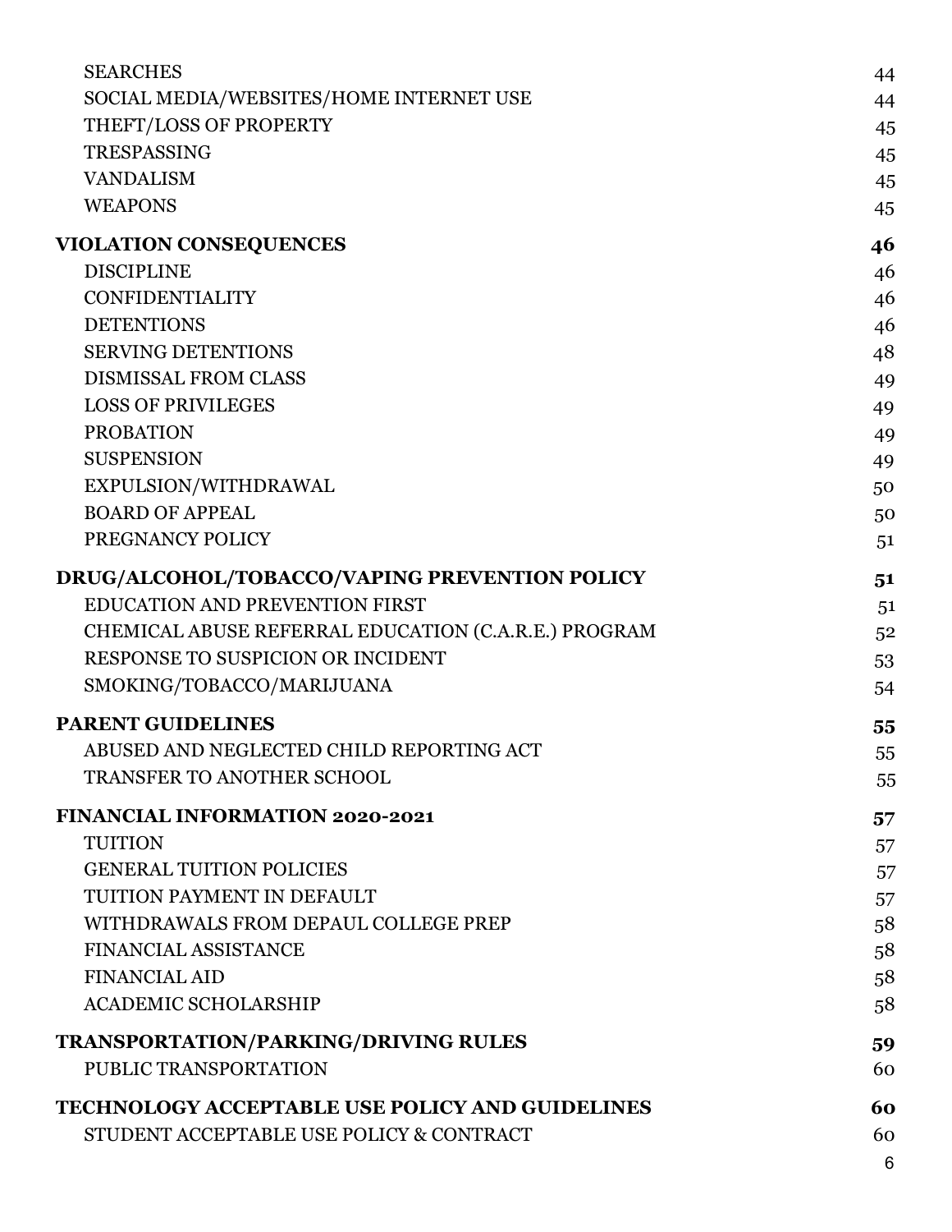| | |
|---|---|
| SEARCHES | 44 |
| SOCIAL MEDIA/WEBSITES/HOME INTERNET USE | 44 |
| THEFT/LOSS OF PROPERTY | 45 |
| TRESPASSING | 45 |
| VANDALISM | 45 |
| WEAPONS | 45 |
| **VIOLATION CONSEQUENCES** | **46** |
| DISCIPLINE | 46 |
| CONFIDENTIALITY | 46 |
| DETENTIONS | 46 |
| SERVING DETENTIONS | 48 |
| DISMISSAL FROM CLASS | 49 |
| LOSS OF PRIVILEGES | 49 |
| PROBATION | 49 |
| SUSPENSION | 49 |
| EXPULSION/WITHDRAWAL | 50 |
| BOARD OF APPEAL | 50 |
| PREGNANCY POLICY | 51 |
| **DRUG/ALCOHOL/TOBACCO/VAPING PREVENTION POLICY** | **51** |
| EDUCATION AND PREVENTION FIRST | 51 |
| CHEMICAL ABUSE REFERRAL EDUCATION (C.A.R.E.) PROGRAM | 52 |
| RESPONSE TO SUSPICION OR INCIDENT | 53 |
| SMOKING/TOBACCO/MARIJUANA | 54 |
| **PARENT GUIDELINES** | **55** |
| ABUSED AND NEGLECTED CHILD REPORTING ACT | 55 |
| TRANSFER TO ANOTHER SCHOOL | 55 |
| **FINANCIAL INFORMATION 2020-2021** | **57** |
| TUITION | 57 |
| GENERAL TUITION POLICIES | 57 |
| TUITION PAYMENT IN DEFAULT | 57 |
| WITHDRAWALS FROM DEPAUL COLLEGE PREP | 58 |
| FINANCIAL ASSISTANCE | 58 |
| FINANCIAL AID | 58 |
| ACADEMIC SCHOLARSHIP | 58 |
| **TRANSPORTATION/PARKING/DRIVING RULES** | **59** |
| PUBLIC TRANSPORTATION | 60 |
| **TECHNOLOGY ACCEPTABLE USE POLICY AND GUIDELINES** | **60** |
| STUDENT ACCEPTABLE USE POLICY & CONTRACT | 60 |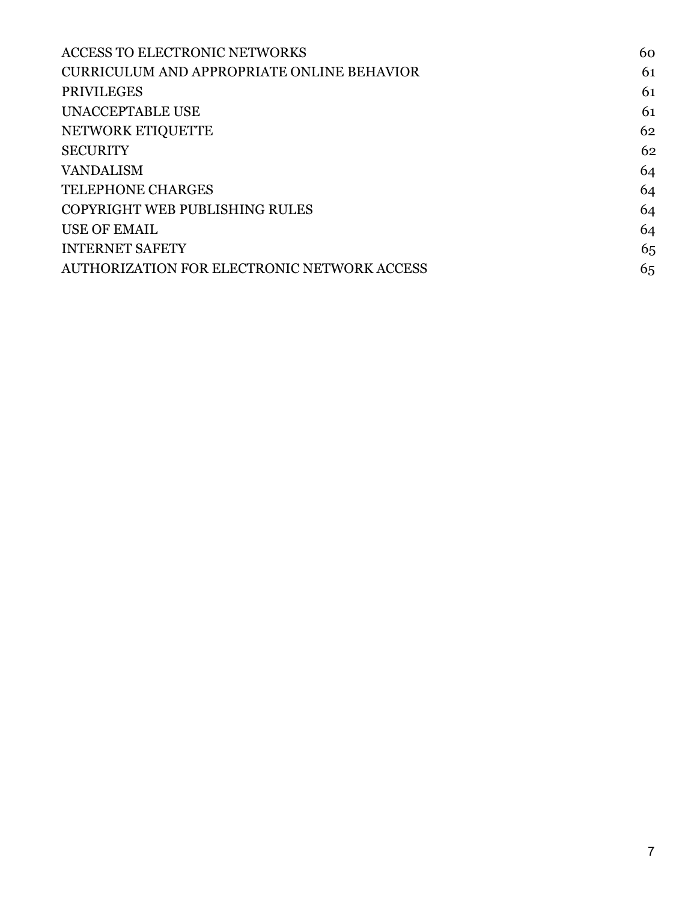| | |
|---|---|
| ACCESS TO ELECTRONIC NETWORKS | 60 |
| CURRICULUM AND APPROPRIATE ONLINE BEHAVIOR | 61 |
| PRIVILEGES | 61 |
| UNACCEPTABLE USE | 61 |
| NETWORK ETIQUETTE | 62 |
| SECURITY | 62 |
| VANDALISM | 64 |
| TELEPHONE CHARGES | 64 |
| COPYRIGHT WEB PUBLISHING RULES | 64 |
| USE OF EMAIL | 64 |
| INTERNET SAFETY | 65 |
| AUTHORIZATION FOR ELECTRONIC NETWORK ACCESS | 65 |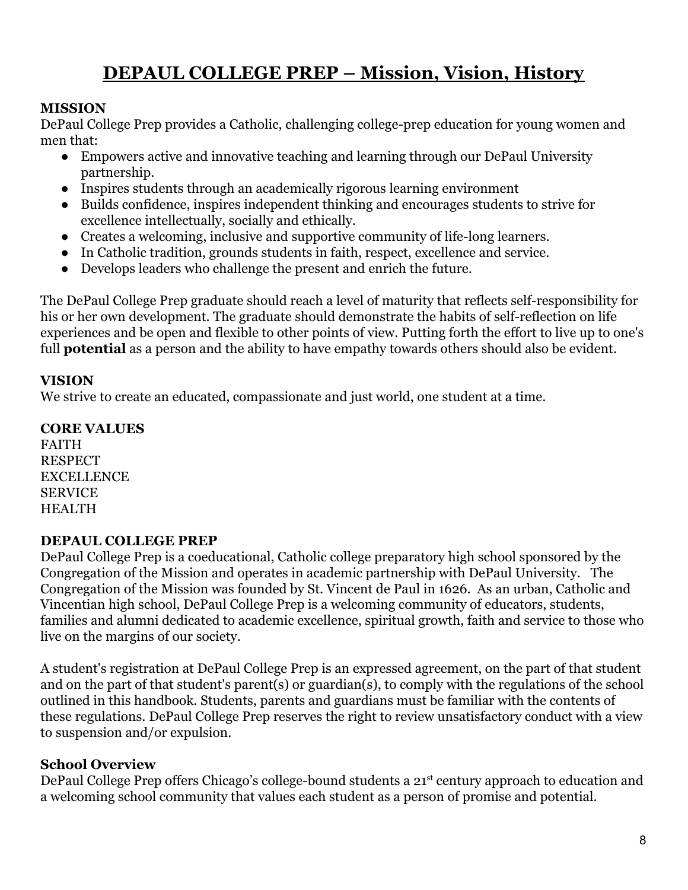# DEPAUL COLLEGE PREP – Mission, Vision, History

**MISSION**

DePaul College Prep provides a Catholic, challenging college-prep education for young women and men that:

- Empowers active and innovative teaching and learning through our DePaul University partnership.
- Inspires students through an academically rigorous learning environment
- Builds confidence, inspires independent thinking and encourages students to strive for excellence intellectually, socially and ethically.
- Creates a welcoming, inclusive and supportive community of life-long learners.
- In Catholic tradition, grounds students in faith, respect, excellence and service.
- Develops leaders who challenge the present and enrich the future.

The DePaul College Prep graduate should reach a level of maturity that reflects self-responsibility for his or her own development. The graduate should demonstrate the habits of self-reflection on life experiences and be open and flexible to other points of view. Putting forth the effort to live up to one's full **potential** as a person and the ability to have empathy towards others should also be evident.

**VISION**

We strive to create an educated, compassionate and just world, one student at a time.

**CORE VALUES**

FAITH
RESPECT
EXCELLENCE
SERVICE
HEALTH

**DEPAUL COLLEGE PREP**

DePaul College Prep is a coeducational, Catholic college preparatory high school sponsored by the Congregation of the Mission and operates in academic partnership with DePaul University. The Congregation of the Mission was founded by St. Vincent de Paul in 1626. As an urban, Catholic and Vincentian high school, DePaul College Prep is a welcoming community of educators, students, families and alumni dedicated to academic excellence, spiritual growth, faith and service to those who live on the margins of our society.

A student's registration at DePaul College Prep is an expressed agreement, on the part of that student and on the part of that student's parent(s) or guardian(s), to comply with the regulations of the school outlined in this handbook. Students, parents and guardians must be familiar with the contents of these regulations. DePaul College Prep reserves the right to review unsatisfactory conduct with a view to suspension and/or expulsion.

**School Overview**

DePaul College Prep offers Chicago's college-bound students a 21st century approach to education and a welcoming school community that values each student as a person of promise and potential.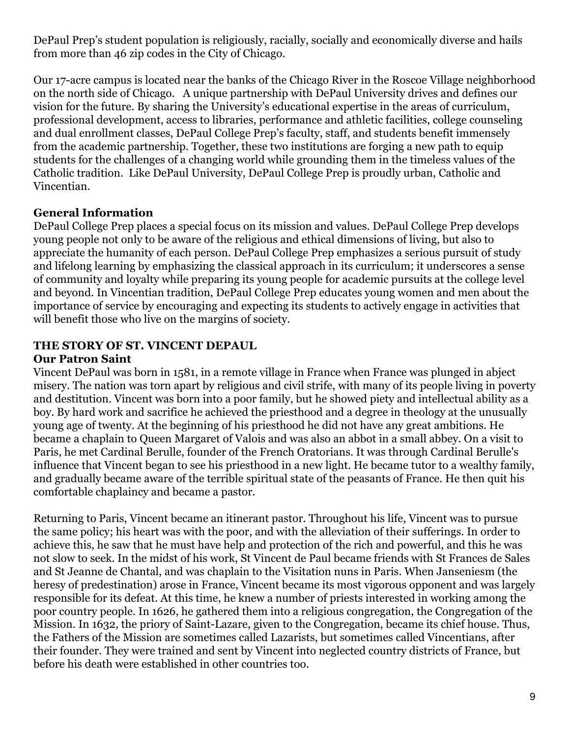DePaul Prep's student population is religiously, racially, socially and economically diverse and hails from more than 46 zip codes in the City of Chicago.

Our 17-acre campus is located near the banks of the Chicago River in the Roscoe Village neighborhood on the north side of Chicago. A unique partnership with DePaul University drives and defines our vision for the future. By sharing the University's educational expertise in the areas of curriculum, professional development, access to libraries, performance and athletic facilities, college counseling and dual enrollment classes, DePaul College Prep's faculty, staff, and students benefit immensely from the academic partnership. Together, these two institutions are forging a new path to equip students for the challenges of a changing world while grounding them in the timeless values of the Catholic tradition. Like DePaul University, DePaul College Prep is proudly urban, Catholic and Vincentian.

**General Information**

DePaul College Prep places a special focus on its mission and values. DePaul College Prep develops young people not only to be aware of the religious and ethical dimensions of living, but also to appreciate the humanity of each person. DePaul College Prep emphasizes a serious pursuit of study and lifelong learning by emphasizing the classical approach in its curriculum; it underscores a sense of community and loyalty while preparing its young people for academic pursuits at the college level and beyond. In Vincentian tradition, DePaul College Prep educates young women and men about the importance of service by encouraging and expecting its students to actively engage in activities that will benefit those who live on the margins of society.

**THE STORY OF ST. VINCENT DEPAUL**

**Our Patron Saint**

Vincent DePaul was born in 1581, in a remote village in France when France was plunged in abject misery. The nation was torn apart by religious and civil strife, with many of its people living in poverty and destitution. Vincent was born into a poor family, but he showed piety and intellectual ability as a boy. By hard work and sacrifice he achieved the priesthood and a degree in theology at the unusually young age of twenty. At the beginning of his priesthood he did not have any great ambitions. He became a chaplain to Queen Margaret of Valois and was also an abbot in a small abbey. On a visit to Paris, he met Cardinal Berulle, founder of the French Oratorians. It was through Cardinal Berulle's influence that Vincent began to see his priesthood in a new light. He became tutor to a wealthy family, and gradually became aware of the terrible spiritual state of the peasants of France. He then quit his comfortable chaplaincy and became a pastor.

Returning to Paris, Vincent became an itinerant pastor. Throughout his life, Vincent was to pursue the same policy; his heart was with the poor, and with the alleviation of their sufferings. In order to achieve this, he saw that he must have help and protection of the rich and powerful, and this he was not slow to seek. In the midst of his work, St Vincent de Paul became friends with St Frances de Sales and St Jeanne de Chantal, and was chaplain to the Visitation nuns in Paris. When Janseniesm (the heresy of predestination) arose in France, Vincent became its most vigorous opponent and was largely responsible for its defeat. At this time, he knew a number of priests interested in working among the poor country people. In 1626, he gathered them into a religious congregation, the Congregation of the Mission. In 1632, the priory of Saint-Lazare, given to the Congregation, became its chief house. Thus, the Fathers of the Mission are sometimes called Lazarists, but sometimes called Vincentians, after their founder. They were trained and sent by Vincent into neglected country districts of France, but before his death were established in other countries too.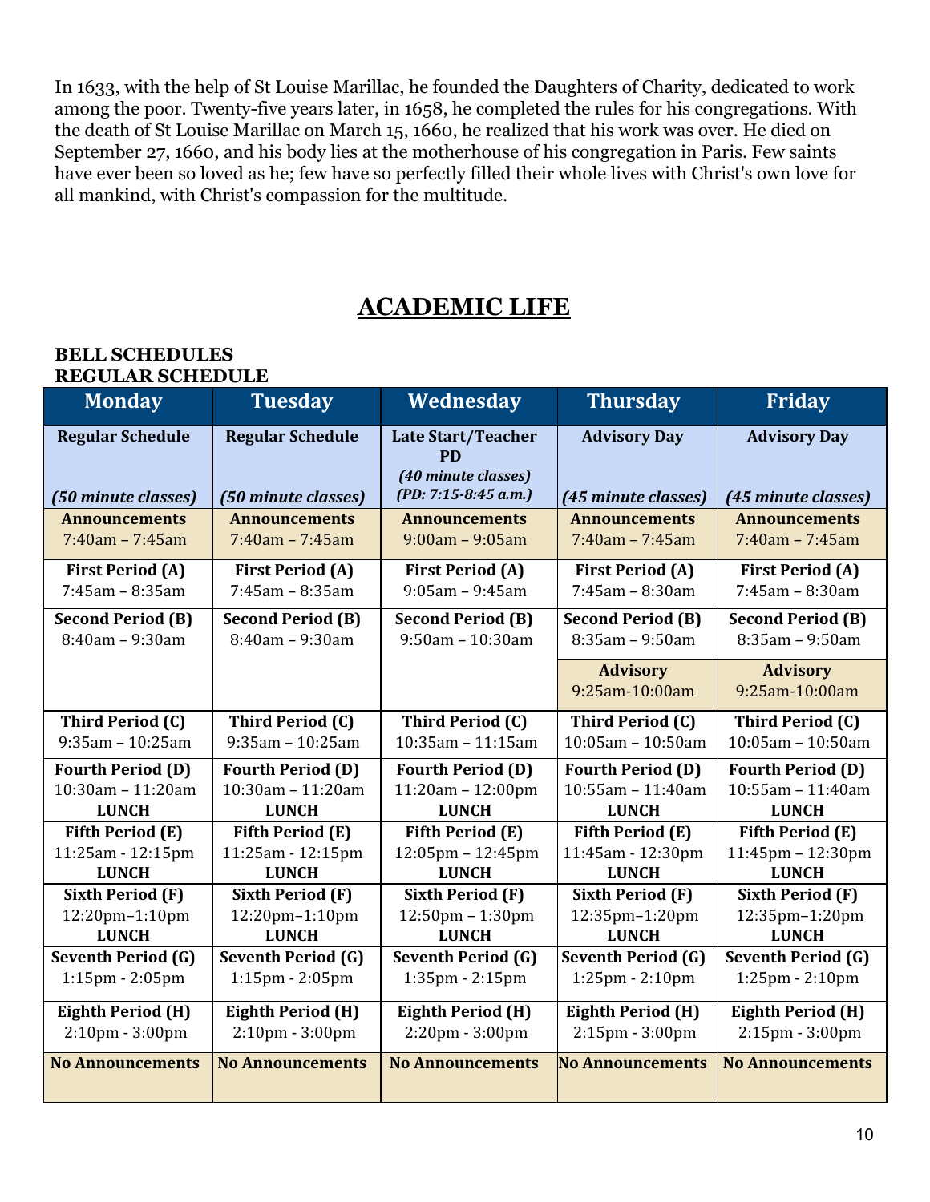In 1633, with the help of St Louise Marillac, he founded the Daughters of Charity, dedicated to work among the poor. Twenty-five years later, in 1658, he completed the rules for his congregations. With the death of St Louise Marillac on March 15, 1660, he realized that his work was over. He died on September 27, 1660, and his body lies at the motherhouse of his congregation in Paris. Few saints have ever been so loved as he; few have so perfectly filled their whole lives with Christ's own love for all mankind, with Christ's compassion for the multitude.

# ACADEMIC LIFE

**BELL SCHEDULES**
**REGULAR SCHEDULE**

| Monday | Tuesday | Wednesday | Thursday | Friday |
|---|---|---|---|---|
| **Regular Schedule** *(50 minute classes)* | **Regular Schedule** *(50 minute classes)* | **Late Start/Teacher PD** *(40 minute classes)* *(PD: 7:15-8:45 a.m.)* | **Advisory Day** *(45 minute classes)* | **Advisory Day** *(45 minute classes)* |
| **Announcements** 7:40am – 7:45am | **Announcements** 7:40am – 7:45am | **Announcements** 9:00am – 9:05am | **Announcements** 7:40am – 7:45am | **Announcements** 7:40am – 7:45am |
| **First Period (A)** 7:45am – 8:35am | **First Period (A)** 7:45am – 8:35am | **First Period (A)** 9:05am – 9:45am | **First Period (A)** 7:45am – 8:30am | **First Period (A)** 7:45am – 8:30am |
| **Second Period (B)** 8:40am – 9:30am | **Second Period (B)** 8:40am – 9:30am | **Second Period (B)** 9:50am – 10:30am | **Second Period (B)** 8:35am – 9:50am | **Second Period (B)** 8:35am – 9:50am |
| | | | **Advisory** 9:25am-10:00am | **Advisory** 9:25am-10:00am |
| **Third Period (C)** 9:35am – 10:25am | **Third Period (C)** 9:35am – 10:25am | **Third Period (C)** 10:35am – 11:15am | **Third Period (C)** 10:05am – 10:50am | **Third Period (C)** 10:05am – 10:50am |
| **Fourth Period (D)** 10:30am – 11:20am **LUNCH** | **Fourth Period (D)** 10:30am – 11:20am **LUNCH** | **Fourth Period (D)** 11:20am – 12:00pm **LUNCH** | **Fourth Period (D)** 10:55am – 11:40am **LUNCH** | **Fourth Period (D)** 10:55am – 11:40am **LUNCH** |
| **Fifth Period (E)** 11:25am - 12:15pm **LUNCH** | **Fifth Period (E)** 11:25am - 12:15pm **LUNCH** | **Fifth Period (E)** 12:05pm – 12:45pm **LUNCH** | **Fifth Period (E)** 11:45am - 12:30pm **LUNCH** | **Fifth Period (E)** 11:45pm – 12:30pm **LUNCH** |
| **Sixth Period (F)** 12:20pm–1:10pm **LUNCH** | **Sixth Period (F)** 12:20pm–1:10pm **LUNCH** | **Sixth Period (F)** 12:50pm – 1:30pm **LUNCH** | **Sixth Period (F)** 12:35pm–1:20pm **LUNCH** | **Sixth Period (F)** 12:35pm–1:20pm **LUNCH** |
| **Seventh Period (G)** 1:15pm - 2:05pm | **Seventh Period (G)** 1:15pm - 2:05pm | **Seventh Period (G)** 1:35pm - 2:15pm | **Seventh Period (G)** 1:25pm - 2:10pm | **Seventh Period (G)** 1:25pm - 2:10pm |
| **Eighth Period (H)** 2:10pm - 3:00pm | **Eighth Period (H)** 2:10pm - 3:00pm | **Eighth Period (H)** 2:20pm - 3:00pm | **Eighth Period (H)** 2:15pm - 3:00pm | **Eighth Period (H)** 2:15pm - 3:00pm |
| **No Announcements** | **No Announcements** | **No Announcements** | **No Announcements** | **No Announcements** |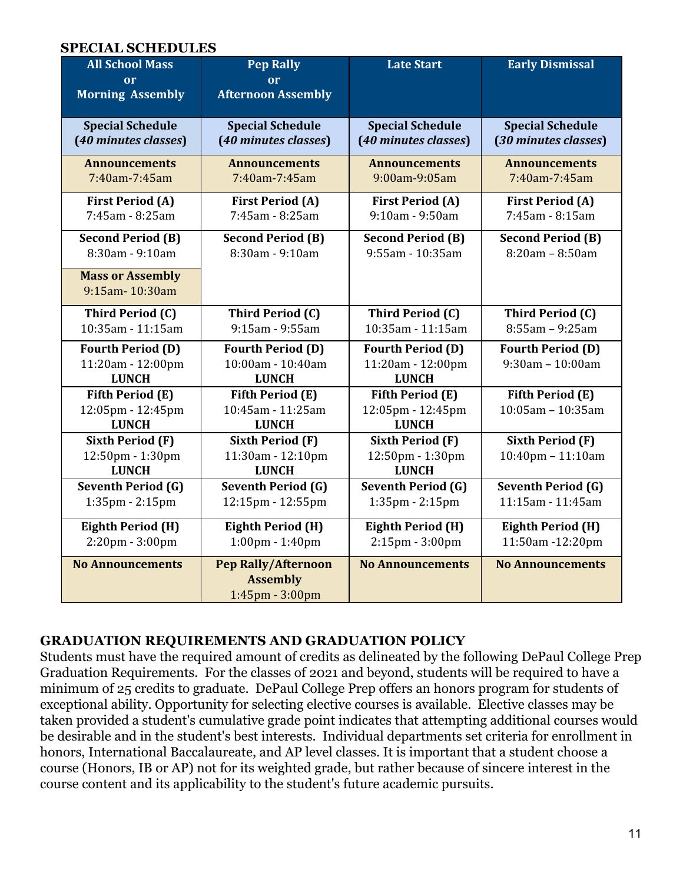## SPECIAL SCHEDULES

| All School Mass or Morning Assembly | Pep Rally or Afternoon Assembly | Late Start | Early Dismissal |
|---|---|---|---|
| **Special Schedule (*40 minutes classes*)** | **Special Schedule (*40 minutes classes*)** | **Special Schedule (*40 minutes classes*)** | **Special Schedule (*30 minutes classes*)** |
| **Announcements** 7:40am-7:45am | **Announcements** 7:40am-7:45am | **Announcements** 9:00am-9:05am | **Announcements** 7:40am-7:45am |
| **First Period (A)** 7:45am - 8:25am | **First Period (A)** 7:45am - 8:25am | **First Period (A)** 9:10am - 9:50am | **First Period (A)** 7:45am - 8:15am |
| **Second Period (B)** 8:30am - 9:10am | **Second Period (B)** 8:30am - 9:10am | **Second Period (B)** 9:55am - 10:35am | **Second Period (B)** 8:20am – 8:50am |
| **Mass or Assembly** 9:15am- 10:30am | | | |
| **Third Period (C)** 10:35am - 11:15am | **Third Period (C)** 9:15am - 9:55am | **Third Period (C)** 10:35am - 11:15am | **Third Period (C)** 8:55am – 9:25am |
| **Fourth Period (D)** 11:20am - 12:00pm **LUNCH** | **Fourth Period (D)** 10:00am - 10:40am **LUNCH** | **Fourth Period (D)** 11:20am - 12:00pm **LUNCH** | **Fourth Period (D)** 9:30am – 10:00am |
| **Fifth Period (E)** 12:05pm - 12:45pm **LUNCH** | **Fifth Period (E)** 10:45am - 11:25am **LUNCH** | **Fifth Period (E)** 12:05pm - 12:45pm **LUNCH** | **Fifth Period (E)** 10:05am – 10:35am |
| **Sixth Period (F)** 12:50pm - 1:30pm **LUNCH** | **Sixth Period (F)** 11:30am - 12:10pm **LUNCH** | **Sixth Period (F)** 12:50pm - 1:30pm **LUNCH** | **Sixth Period (F)** 10:40pm – 11:10am |
| **Seventh Period (G)** 1:35pm - 2:15pm | **Seventh Period (G)** 12:15pm - 12:55pm | **Seventh Period (G)** 1:35pm - 2:15pm | **Seventh Period (G)** 11:15am - 11:45am |
| **Eighth Period (H)** 2:20pm - 3:00pm | **Eighth Period (H)** 1:00pm - 1:40pm | **Eighth Period (H)** 2:15pm - 3:00pm | **Eighth Period (H)** 11:50am -12:20pm |
| **No Announcements** | **Pep Rally/Afternoon Assembly** 1:45pm - 3:00pm | **No Announcements** | **No Announcements** |

## GRADUATION REQUIREMENTS AND GRADUATION POLICY

Students must have the required amount of credits as delineated by the following DePaul College Prep Graduation Requirements. For the classes of 2021 and beyond, students will be required to have a minimum of 25 credits to graduate. DePaul College Prep offers an honors program for students of exceptional ability. Opportunity for selecting elective courses is available. Elective classes may be taken provided a student's cumulative grade point indicates that attempting additional courses would be desirable and in the student's best interests. Individual departments set criteria for enrollment in honors, International Baccalaureate, and AP level classes. It is important that a student choose a course (Honors, IB or AP) not for its weighted grade, but rather because of sincere interest in the course content and its applicability to the student's future academic pursuits.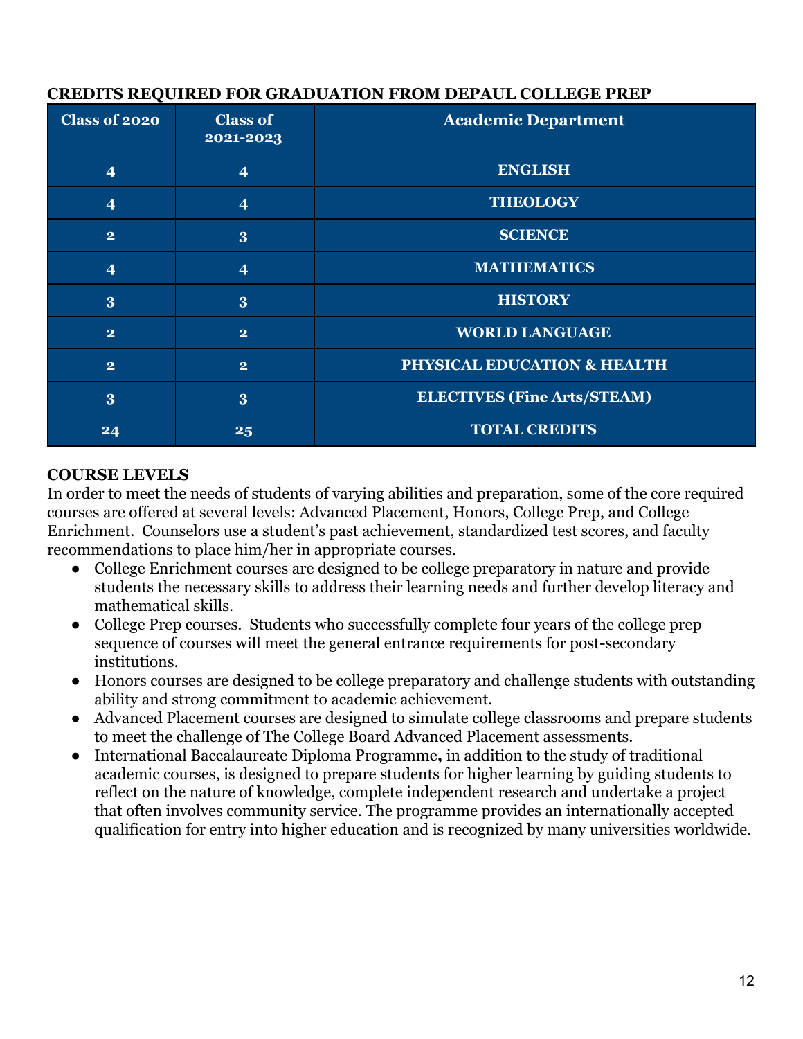**CREDITS REQUIRED FOR GRADUATION FROM DEPAUL COLLEGE PREP**

| Class of 2020 | Class of 2021-2023 | Academic Department |
|---|---|---|
| 4 | 4 | ENGLISH |
| 4 | 4 | THEOLOGY |
| 2 | 3 | SCIENCE |
| 4 | 4 | MATHEMATICS |
| 3 | 3 | HISTORY |
| 2 | 2 | WORLD LANGUAGE |
| 2 | 2 | PHYSICAL EDUCATION & HEALTH |
| 3 | 3 | ELECTIVES (Fine Arts/STEAM) |
| 24 | 25 | TOTAL CREDITS |

**COURSE LEVELS**

In order to meet the needs of students of varying abilities and preparation, some of the core required courses are offered at several levels: Advanced Placement, Honors, College Prep, and College Enrichment. Counselors use a student's past achievement, standardized test scores, and faculty recommendations to place him/her in appropriate courses.

- College Enrichment courses are designed to be college preparatory in nature and provide students the necessary skills to address their learning needs and further develop literacy and mathematical skills.
- College Prep courses. Students who successfully complete four years of the college prep sequence of courses will meet the general entrance requirements for post-secondary institutions.
- Honors courses are designed to be college preparatory and challenge students with outstanding ability and strong commitment to academic achievement.
- Advanced Placement courses are designed to simulate college classrooms and prepare students to meet the challenge of The College Board Advanced Placement assessments.
- International Baccalaureate Diploma Programme**,** in addition to the study of traditional academic courses, is designed to prepare students for higher learning by guiding students to reflect on the nature of knowledge, complete independent research and undertake a project that often involves community service. The programme provides an internationally accepted qualification for entry into higher education and is recognized by many universities worldwide.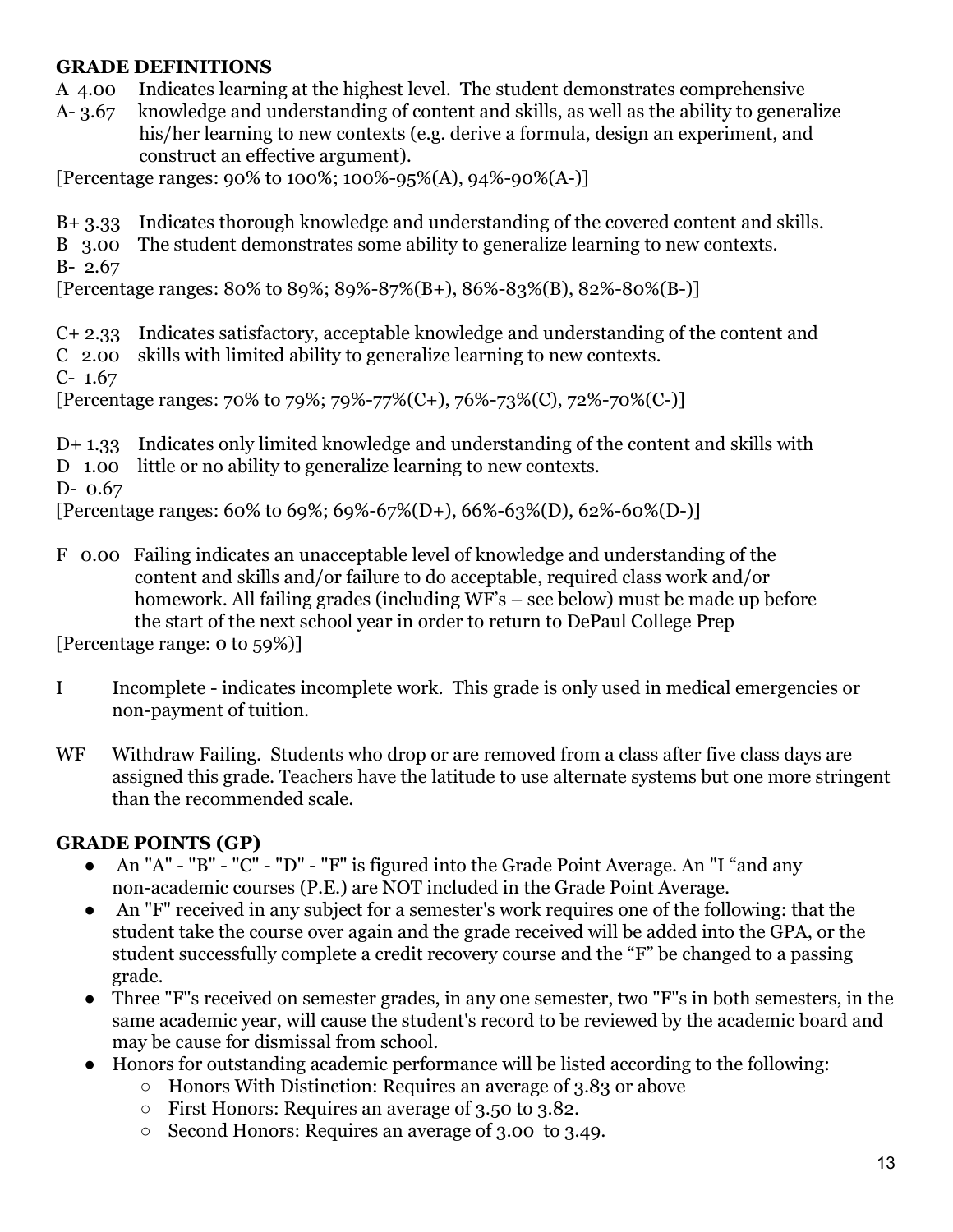## GRADE DEFINITIONS

A 4.00 Indicates learning at the highest level. The student demonstrates comprehensive
A- 3.67 knowledge and understanding of content and skills, as well as the ability to generalize his/her learning to new contexts (e.g. derive a formula, design an experiment, and construct an effective argument).

[Percentage ranges: 90% to 100%; 100%-95%(A), 94%-90%(A-)]

B+ 3.33 Indicates thorough knowledge and understanding of the covered content and skills.
B 3.00 The student demonstrates some ability to generalize learning to new contexts.
B- 2.67

[Percentage ranges: 80% to 89%; 89%-87%(B+), 86%-83%(B), 82%-80%(B-)]

C+ 2.33 Indicates satisfactory, acceptable knowledge and understanding of the content and
C 2.00 skills with limited ability to generalize learning to new contexts.
C- 1.67

[Percentage ranges: 70% to 79%; 79%-77%(C+), 76%-73%(C), 72%-70%(C-)]

D+ 1.33 Indicates only limited knowledge and understanding of the content and skills with
D 1.00 little or no ability to generalize learning to new contexts.
D- 0.67

[Percentage ranges: 60% to 69%; 69%-67%(D+), 66%-63%(D), 62%-60%(D-)]

F 0.00 Failing indicates an unacceptable level of knowledge and understanding of the content and skills and/or failure to do acceptable, required class work and/or homework. All failing grades (including WF's – see below) must be made up before the start of the next school year in order to return to DePaul College Prep

[Percentage range: 0 to 59%)]

I Incomplete - indicates incomplete work. This grade is only used in medical emergencies or non-payment of tuition.

WF Withdraw Failing. Students who drop or are removed from a class after five class days are assigned this grade. Teachers have the latitude to use alternate systems but one more stringent than the recommended scale.

## GRADE POINTS (GP)

- An "A" - "B" - "C" - "D" - "F" is figured into the Grade Point Average. An "I "and any non-academic courses (P.E.) are NOT included in the Grade Point Average.
- An "F" received in any subject for a semester's work requires one of the following: that the student take the course over again and the grade received will be added into the GPA, or the student successfully complete a credit recovery course and the "F" be changed to a passing grade.
- Three "F"s received on semester grades, in any one semester, two "F"s in both semesters, in the same academic year, will cause the student's record to be reviewed by the academic board and may be cause for dismissal from school.
- Honors for outstanding academic performance will be listed according to the following:
  - Honors With Distinction: Requires an average of 3.83 or above
  - First Honors: Requires an average of 3.50 to 3.82.
  - Second Honors: Requires an average of 3.00 to 3.49.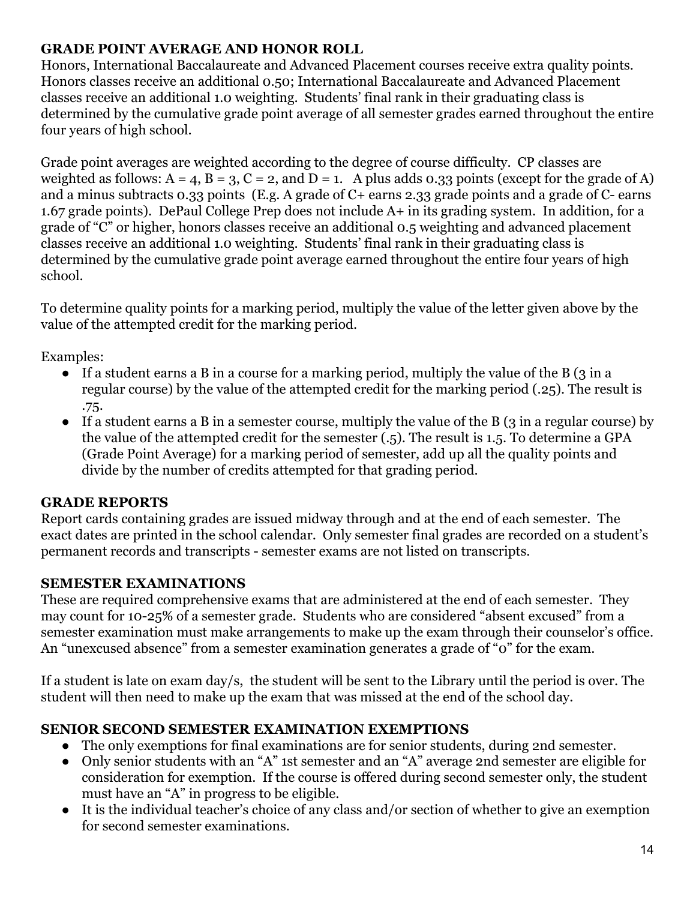## GRADE POINT AVERAGE AND HONOR ROLL

Honors, International Baccalaureate and Advanced Placement courses receive extra quality points. Honors classes receive an additional 0.50; International Baccalaureate and Advanced Placement classes receive an additional 1.0 weighting. Students' final rank in their graduating class is determined by the cumulative grade point average of all semester grades earned throughout the entire four years of high school.

Grade point averages are weighted according to the degree of course difficulty. CP classes are weighted as follows: A = 4, B = 3, C = 2, and D = 1. A plus adds 0.33 points (except for the grade of A) and a minus subtracts 0.33 points (E.g. A grade of C+ earns 2.33 grade points and a grade of C- earns 1.67 grade points). DePaul College Prep does not include A+ in its grading system. In addition, for a grade of "C" or higher, honors classes receive an additional 0.5 weighting and advanced placement classes receive an additional 1.0 weighting. Students' final rank in their graduating class is determined by the cumulative grade point average earned throughout the entire four years of high school.

To determine quality points for a marking period, multiply the value of the letter given above by the value of the attempted credit for the marking period.

Examples:

- If a student earns a B in a course for a marking period, multiply the value of the B (3 in a regular course) by the value of the attempted credit for the marking period (.25). The result is .75.
- If a student earns a B in a semester course, multiply the value of the B (3 in a regular course) by the value of the attempted credit for the semester (.5). The result is 1.5. To determine a GPA (Grade Point Average) for a marking period of semester, add up all the quality points and divide by the number of credits attempted for that grading period.

## GRADE REPORTS

Report cards containing grades are issued midway through and at the end of each semester. The exact dates are printed in the school calendar. Only semester final grades are recorded on a student's permanent records and transcripts - semester exams are not listed on transcripts.

## SEMESTER EXAMINATIONS

These are required comprehensive exams that are administered at the end of each semester. They may count for 10-25% of a semester grade. Students who are considered "absent excused" from a semester examination must make arrangements to make up the exam through their counselor's office. An "unexcused absence" from a semester examination generates a grade of "0" for the exam.

If a student is late on exam day/s, the student will be sent to the Library until the period is over. The student will then need to make up the exam that was missed at the end of the school day.

## SENIOR SECOND SEMESTER EXAMINATION EXEMPTIONS

- The only exemptions for final examinations are for senior students, during 2nd semester.
- Only senior students with an "A" 1st semester and an "A" average 2nd semester are eligible for consideration for exemption. If the course is offered during second semester only, the student must have an "A" in progress to be eligible.
- It is the individual teacher's choice of any class and/or section of whether to give an exemption for second semester examinations.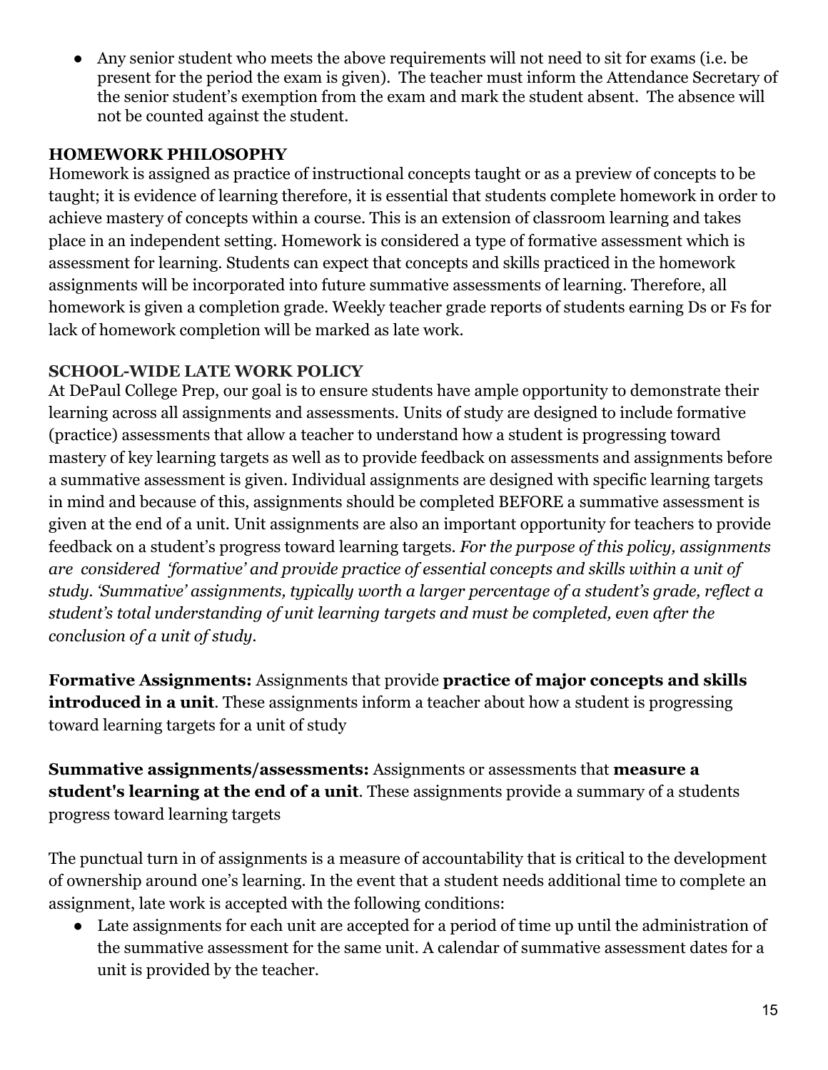- Any senior student who meets the above requirements will not need to sit for exams (i.e. be present for the period the exam is given). The teacher must inform the Attendance Secretary of the senior student's exemption from the exam and mark the student absent. The absence will not be counted against the student.

### HOMEWORK PHILOSOPHY

Homework is assigned as practice of instructional concepts taught or as a preview of concepts to be taught; it is evidence of learning therefore, it is essential that students complete homework in order to achieve mastery of concepts within a course. This is an extension of classroom learning and takes place in an independent setting. Homework is considered a type of formative assessment which is assessment for learning. Students can expect that concepts and skills practiced in the homework assignments will be incorporated into future summative assessments of learning. Therefore, all homework is given a completion grade. Weekly teacher grade reports of students earning Ds or Fs for lack of homework completion will be marked as late work.

### SCHOOL-WIDE LATE WORK POLICY

At DePaul College Prep, our goal is to ensure students have ample opportunity to demonstrate their learning across all assignments and assessments. Units of study are designed to include formative (practice) assessments that allow a teacher to understand how a student is progressing toward mastery of key learning targets as well as to provide feedback on assessments and assignments before a summative assessment is given. Individual assignments are designed with specific learning targets in mind and because of this, assignments should be completed BEFORE a summative assessment is given at the end of a unit. Unit assignments are also an important opportunity for teachers to provide feedback on a student's progress toward learning targets. *For the purpose of this policy, assignments are considered 'formative' and provide practice of essential concepts and skills within a unit of study. 'Summative' assignments, typically worth a larger percentage of a student's grade, reflect a student's total understanding of unit learning targets and must be completed, even after the conclusion of a unit of study.*

**Formative Assignments:** Assignments that provide **practice of major concepts and skills introduced in a unit**. These assignments inform a teacher about how a student is progressing toward learning targets for a unit of study

**Summative assignments/assessments:** Assignments or assessments that **measure a student's learning at the end of a unit**. These assignments provide a summary of a students progress toward learning targets

The punctual turn in of assignments is a measure of accountability that is critical to the development of ownership around one's learning. In the event that a student needs additional time to complete an assignment, late work is accepted with the following conditions:

- Late assignments for each unit are accepted for a period of time up until the administration of the summative assessment for the same unit. A calendar of summative assessment dates for a unit is provided by the teacher.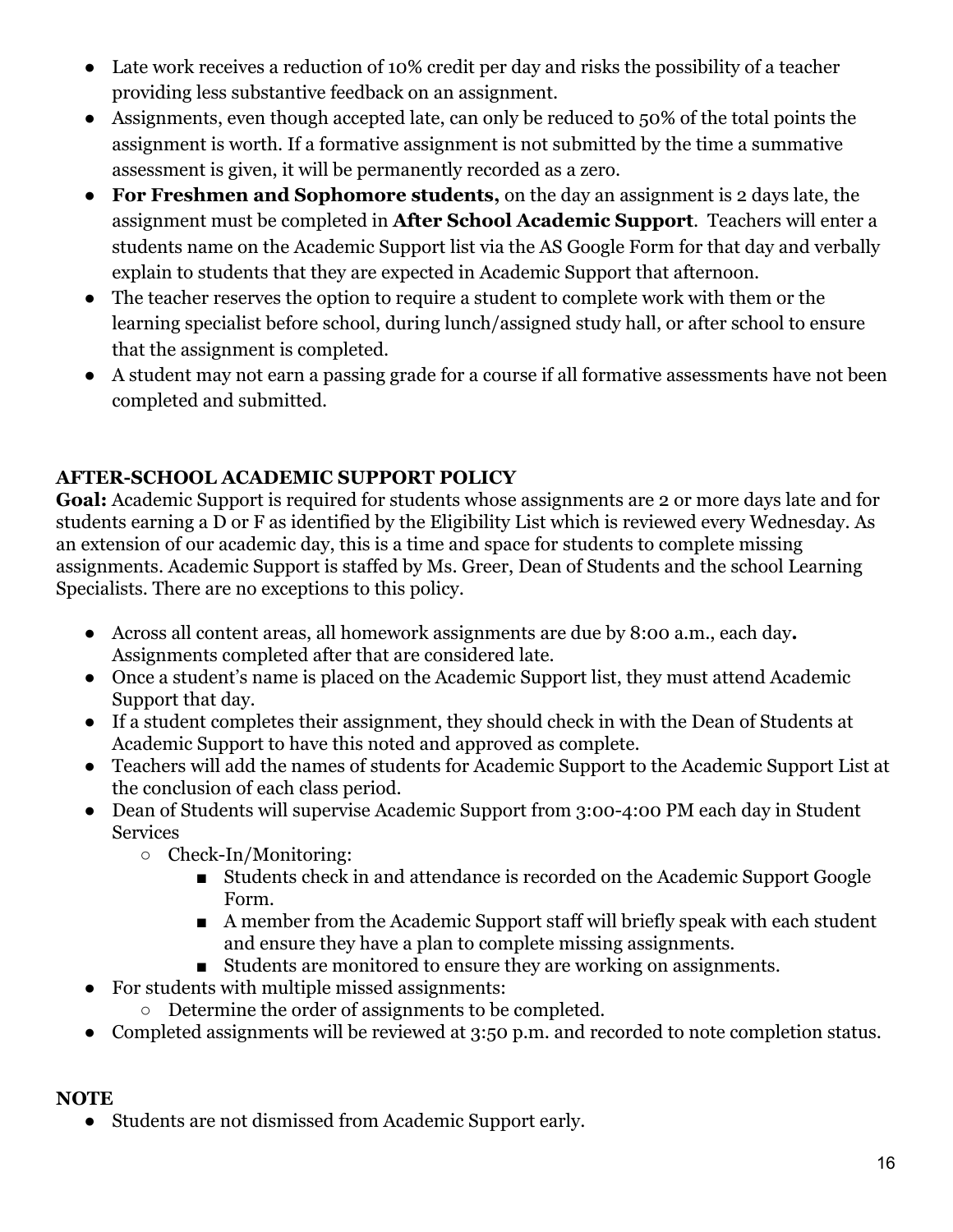- Late work receives a reduction of 10% credit per day and risks the possibility of a teacher providing less substantive feedback on an assignment.
- Assignments, even though accepted late, can only be reduced to 50% of the total points the assignment is worth. If a formative assignment is not submitted by the time a summative assessment is given, it will be permanently recorded as a zero.
- **For Freshmen and Sophomore students,** on the day an assignment is 2 days late, the assignment must be completed in **After School Academic Support**. Teachers will enter a students name on the Academic Support list via the AS Google Form for that day and verbally explain to students that they are expected in Academic Support that afternoon.
- The teacher reserves the option to require a student to complete work with them or the learning specialist before school, during lunch/assigned study hall, or after school to ensure that the assignment is completed.
- A student may not earn a passing grade for a course if all formative assessments have not been completed and submitted.

**AFTER-SCHOOL ACADEMIC SUPPORT POLICY**

**Goal:** Academic Support is required for students whose assignments are 2 or more days late and for students earning a D or F as identified by the Eligibility List which is reviewed every Wednesday. As an extension of our academic day, this is a time and space for students to complete missing assignments. Academic Support is staffed by Ms. Greer, Dean of Students and the school Learning Specialists. There are no exceptions to this policy.

- Across all content areas, all homework assignments are due by 8:00 a.m., each day**.** Assignments completed after that are considered late.
- Once a student's name is placed on the Academic Support list, they must attend Academic Support that day.
- If a student completes their assignment, they should check in with the Dean of Students at Academic Support to have this noted and approved as complete.
- Teachers will add the names of students for Academic Support to the Academic Support List at the conclusion of each class period.
- Dean of Students will supervise Academic Support from 3:00-4:00 PM each day in Student Services
  - Check-In/Monitoring:
    - Students check in and attendance is recorded on the Academic Support Google Form.
    - A member from the Academic Support staff will briefly speak with each student and ensure they have a plan to complete missing assignments.
    - Students are monitored to ensure they are working on assignments.
- For students with multiple missed assignments:
  - Determine the order of assignments to be completed.
- Completed assignments will be reviewed at 3:50 p.m. and recorded to note completion status.

**NOTE**

- Students are not dismissed from Academic Support early.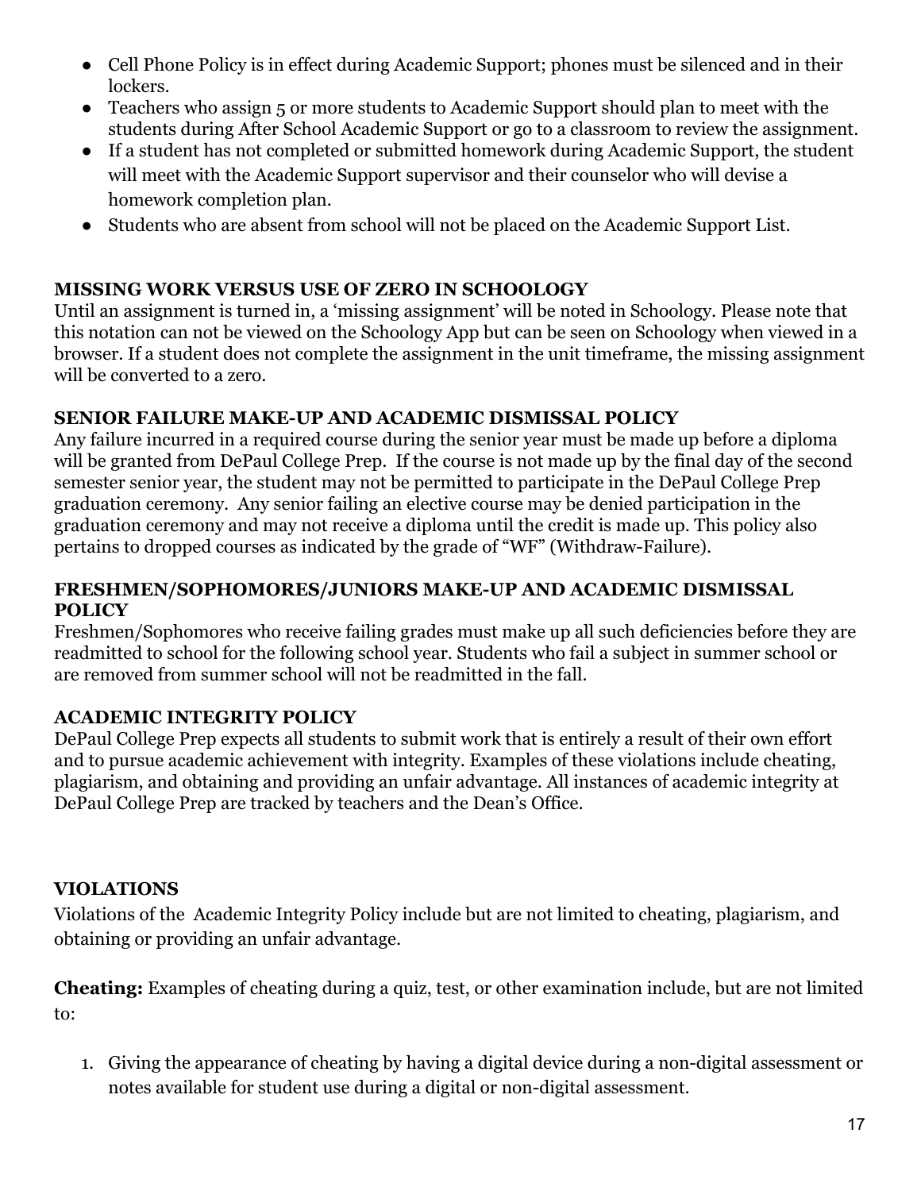- Cell Phone Policy is in effect during Academic Support; phones must be silenced and in their lockers.
- Teachers who assign 5 or more students to Academic Support should plan to meet with the students during After School Academic Support or go to a classroom to review the assignment.
- If a student has not completed or submitted homework during Academic Support, the student will meet with the Academic Support supervisor and their counselor who will devise a homework completion plan.
- Students who are absent from school will not be placed on the Academic Support List.

### MISSING WORK VERSUS USE OF ZERO IN SCHOOLOGY

Until an assignment is turned in, a 'missing assignment' will be noted in Schoology. Please note that this notation can not be viewed on the Schoology App but can be seen on Schoology when viewed in a browser. If a student does not complete the assignment in the unit timeframe, the missing assignment will be converted to a zero.

### SENIOR FAILURE MAKE-UP AND ACADEMIC DISMISSAL POLICY

Any failure incurred in a required course during the senior year must be made up before a diploma will be granted from DePaul College Prep. If the course is not made up by the final day of the second semester senior year, the student may not be permitted to participate in the DePaul College Prep graduation ceremony. Any senior failing an elective course may be denied participation in the graduation ceremony and may not receive a diploma until the credit is made up. This policy also pertains to dropped courses as indicated by the grade of "WF" (Withdraw-Failure).

### FRESHMEN/SOPHOMORES/JUNIORS MAKE-UP AND ACADEMIC DISMISSAL POLICY

Freshmen/Sophomores who receive failing grades must make up all such deficiencies before they are readmitted to school for the following school year. Students who fail a subject in summer school or are removed from summer school will not be readmitted in the fall.

### ACADEMIC INTEGRITY POLICY

DePaul College Prep expects all students to submit work that is entirely a result of their own effort and to pursue academic achievement with integrity. Examples of these violations include cheating, plagiarism, and obtaining and providing an unfair advantage. All instances of academic integrity at DePaul College Prep are tracked by teachers and the Dean's Office.

### VIOLATIONS

Violations of the Academic Integrity Policy include but are not limited to cheating, plagiarism, and obtaining or providing an unfair advantage.

**Cheating:** Examples of cheating during a quiz, test, or other examination include, but are not limited to:

1. Giving the appearance of cheating by having a digital device during a non-digital assessment or notes available for student use during a digital or non-digital assessment.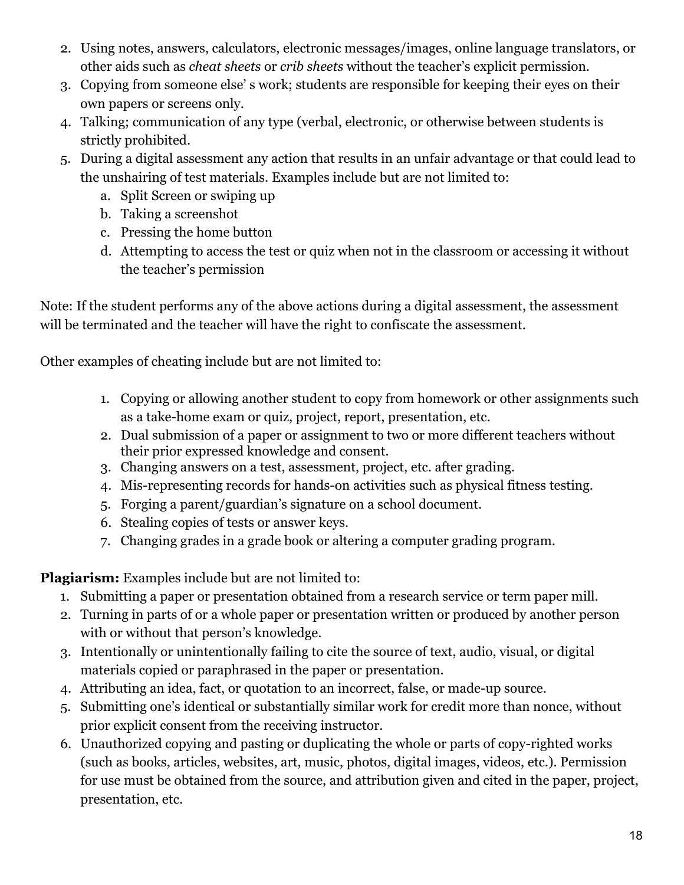2. Using notes, answers, calculators, electronic messages/images, online language translators, or other aids such as *cheat sheets* or *crib sheets* without the teacher's explicit permission.
3. Copying from someone else' s work; students are responsible for keeping their eyes on their own papers or screens only.
4. Talking; communication of any type (verbal, electronic, or otherwise between students is strictly prohibited.
5. During a digital assessment any action that results in an unfair advantage or that could lead to the unshairing of test materials. Examples include but are not limited to:
   a. Split Screen or swiping up
   b. Taking a screenshot
   c. Pressing the home button
   d. Attempting to access the test or quiz when not in the classroom or accessing it without the teacher's permission

Note: If the student performs any of the above actions during a digital assessment, the assessment will be terminated and the teacher will have the right to confiscate the assessment.

Other examples of cheating include but are not limited to:

1. Copying or allowing another student to copy from homework or other assignments such as a take-home exam or quiz, project, report, presentation, etc.
2. Dual submission of a paper or assignment to two or more different teachers without their prior expressed knowledge and consent.
3. Changing answers on a test, assessment, project, etc. after grading.
4. Mis-representing records for hands-on activities such as physical fitness testing.
5. Forging a parent/guardian's signature on a school document.
6. Stealing copies of tests or answer keys.
7. Changing grades in a grade book or altering a computer grading program.

**Plagiarism:** Examples include but are not limited to:

1. Submitting a paper or presentation obtained from a research service or term paper mill.
2. Turning in parts of or a whole paper or presentation written or produced by another person with or without that person's knowledge.
3. Intentionally or unintentionally failing to cite the source of text, audio, visual, or digital materials copied or paraphrased in the paper or presentation.
4. Attributing an idea, fact, or quotation to an incorrect, false, or made-up source.
5. Submitting one's identical or substantially similar work for credit more than nonce, without prior explicit consent from the receiving instructor.
6. Unauthorized copying and pasting or duplicating the whole or parts of copy-righted works (such as books, articles, websites, art, music, photos, digital images, videos, etc.). Permission for use must be obtained from the source, and attribution given and cited in the paper, project, presentation, etc.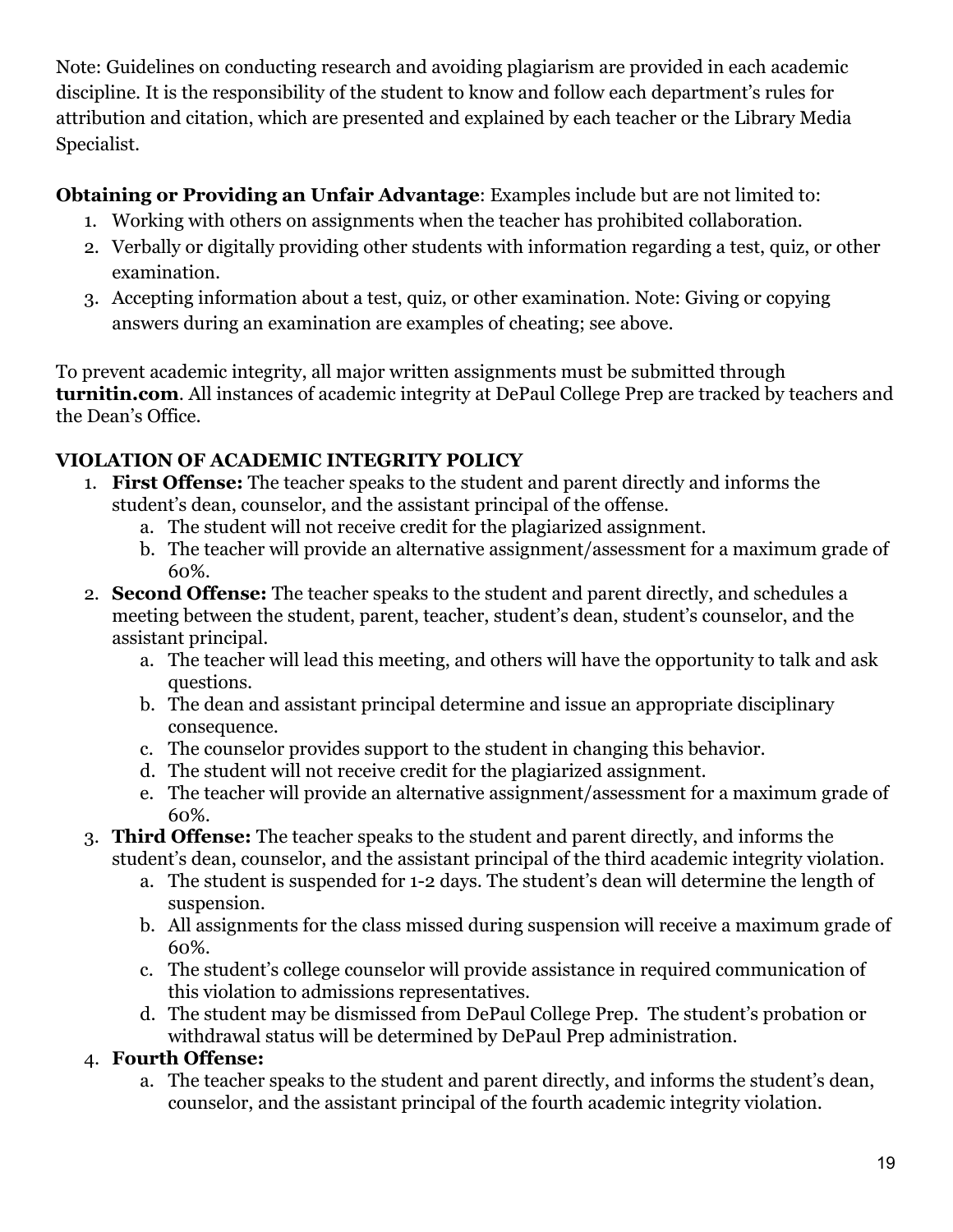Note: Guidelines on conducting research and avoiding plagiarism are provided in each academic discipline. It is the responsibility of the student to know and follow each department's rules for attribution and citation, which are presented and explained by each teacher or the Library Media Specialist.

**Obtaining or Providing an Unfair Advantage**: Examples include but are not limited to:

1. Working with others on assignments when the teacher has prohibited collaboration.
2. Verbally or digitally providing other students with information regarding a test, quiz, or other examination.
3. Accepting information about a test, quiz, or other examination. Note: Giving or copying answers during an examination are examples of cheating; see above.

To prevent academic integrity, all major written assignments must be submitted through **turnitin.com**. All instances of academic integrity at DePaul College Prep are tracked by teachers and the Dean's Office.

**VIOLATION OF ACADEMIC INTEGRITY POLICY**

1. **First Offense:** The teacher speaks to the student and parent directly and informs the student's dean, counselor, and the assistant principal of the offense.
    a. The student will not receive credit for the plagiarized assignment.
    b. The teacher will provide an alternative assignment/assessment for a maximum grade of 60%.
2. **Second Offense:** The teacher speaks to the student and parent directly, and schedules a meeting between the student, parent, teacher, student's dean, student's counselor, and the assistant principal.
    a. The teacher will lead this meeting, and others will have the opportunity to talk and ask questions.
    b. The dean and assistant principal determine and issue an appropriate disciplinary consequence.
    c. The counselor provides support to the student in changing this behavior.
    d. The student will not receive credit for the plagiarized assignment.
    e. The teacher will provide an alternative assignment/assessment for a maximum grade of 60%.
3. **Third Offense:** The teacher speaks to the student and parent directly, and informs the student's dean, counselor, and the assistant principal of the third academic integrity violation.
    a. The student is suspended for 1-2 days. The student's dean will determine the length of suspension.
    b. All assignments for the class missed during suspension will receive a maximum grade of 60%.
    c. The student's college counselor will provide assistance in required communication of this violation to admissions representatives.
    d. The student may be dismissed from DePaul College Prep. The student's probation or withdrawal status will be determined by DePaul Prep administration.
4. **Fourth Offense:**
    a. The teacher speaks to the student and parent directly, and informs the student's dean, counselor, and the assistant principal of the fourth academic integrity violation.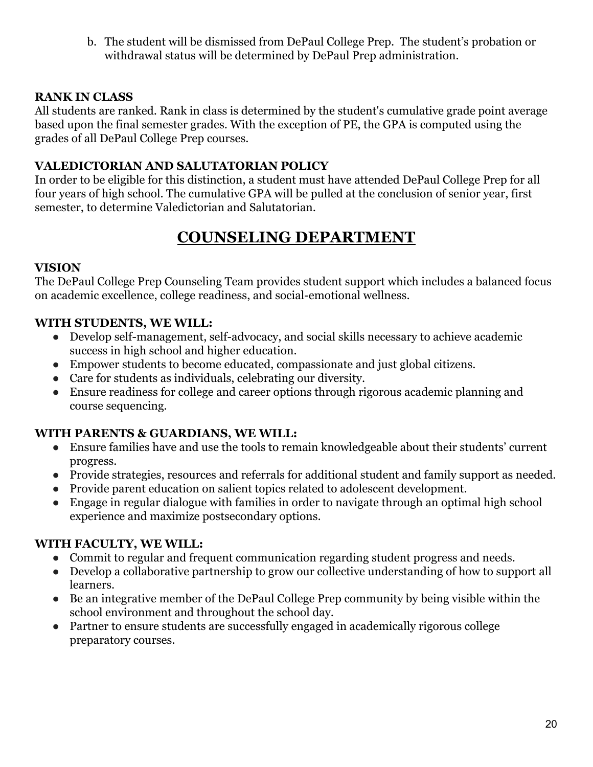b. The student will be dismissed from DePaul College Prep. The student's probation or withdrawal status will be determined by DePaul Prep administration.

**RANK IN CLASS**

All students are ranked. Rank in class is determined by the student's cumulative grade point average based upon the final semester grades. With the exception of PE, the GPA is computed using the grades of all DePaul College Prep courses.

**VALEDICTORIAN AND SALUTATORIAN POLICY**

In order to be eligible for this distinction, a student must have attended DePaul College Prep for all four years of high school. The cumulative GPA will be pulled at the conclusion of senior year, first semester, to determine Valedictorian and Salutatorian.

# COUNSELING DEPARTMENT

**VISION**

The DePaul College Prep Counseling Team provides student support which includes a balanced focus on academic excellence, college readiness, and social-emotional wellness.

**WITH STUDENTS, WE WILL:**

- Develop self-management, self-advocacy, and social skills necessary to achieve academic success in high school and higher education.
- Empower students to become educated, compassionate and just global citizens.
- Care for students as individuals, celebrating our diversity.
- Ensure readiness for college and career options through rigorous academic planning and course sequencing.

**WITH PARENTS & GUARDIANS, WE WILL:**

- Ensure families have and use the tools to remain knowledgeable about their students' current progress.
- Provide strategies, resources and referrals for additional student and family support as needed.
- Provide parent education on salient topics related to adolescent development.
- Engage in regular dialogue with families in order to navigate through an optimal high school experience and maximize postsecondary options.

**WITH FACULTY, WE WILL:**

- Commit to regular and frequent communication regarding student progress and needs.
- Develop a collaborative partnership to grow our collective understanding of how to support all learners.
- Be an integrative member of the DePaul College Prep community by being visible within the school environment and throughout the school day.
- Partner to ensure students are successfully engaged in academically rigorous college preparatory courses.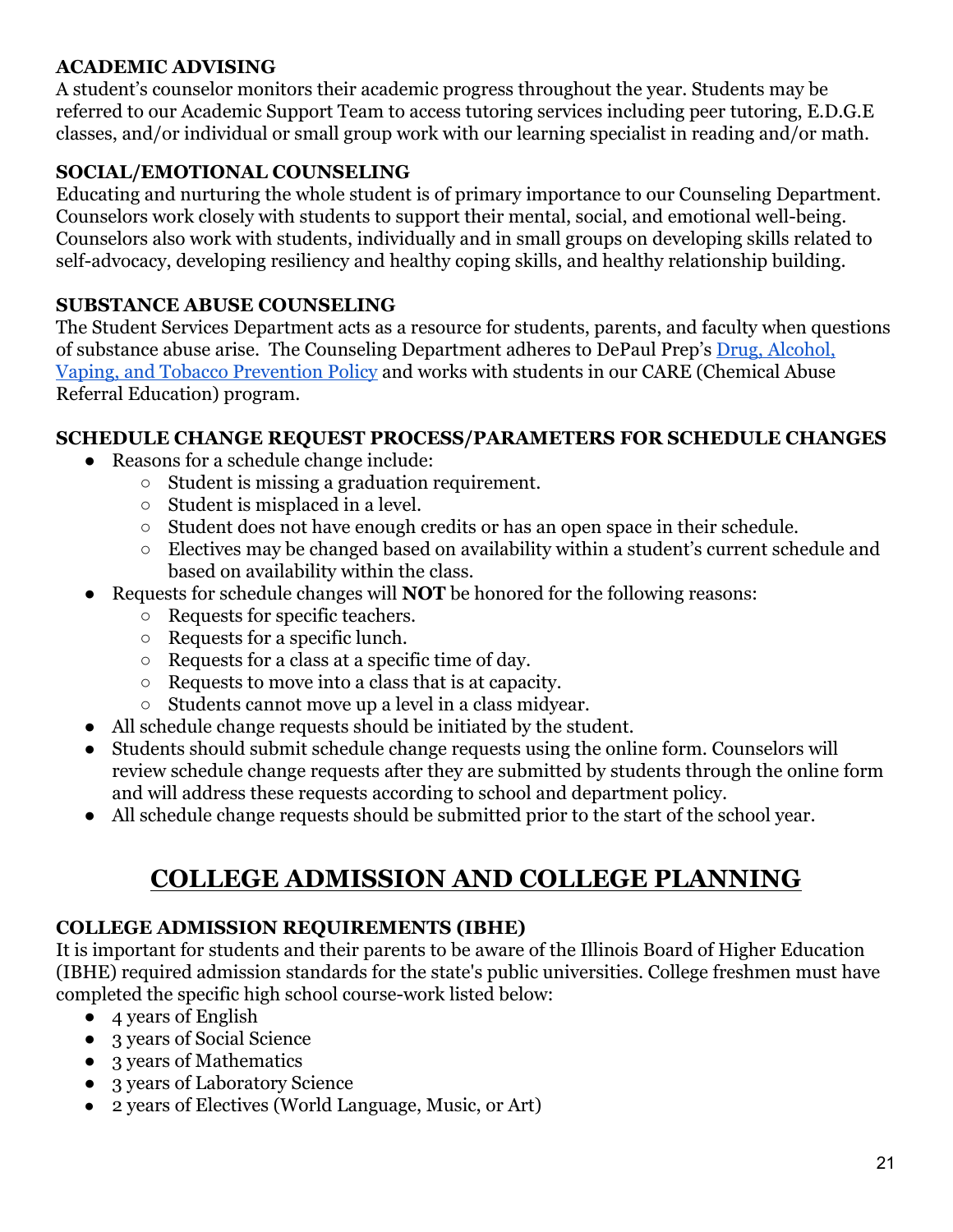### ACADEMIC ADVISING

A student's counselor monitors their academic progress throughout the year. Students may be referred to our Academic Support Team to access tutoring services including peer tutoring, E.D.G.E classes, and/or individual or small group work with our learning specialist in reading and/or math.

### SOCIAL/EMOTIONAL COUNSELING

Educating and nurturing the whole student is of primary importance to our Counseling Department. Counselors work closely with students to support their mental, social, and emotional well-being. Counselors also work with students, individually and in small groups on developing skills related to self-advocacy, developing resiliency and healthy coping skills, and healthy relationship building.

### SUBSTANCE ABUSE COUNSELING

The Student Services Department acts as a resource for students, parents, and faculty when questions of substance abuse arise. The Counseling Department adheres to DePaul Prep's Drug, Alcohol, Vaping, and Tobacco Prevention Policy and works with students in our CARE (Chemical Abuse Referral Education) program.

### SCHEDULE CHANGE REQUEST PROCESS/PARAMETERS FOR SCHEDULE CHANGES

- Reasons for a schedule change include:
  - Student is missing a graduation requirement.
  - Student is misplaced in a level.
  - Student does not have enough credits or has an open space in their schedule.
  - Electives may be changed based on availability within a student's current schedule and based on availability within the class.
- Requests for schedule changes will **NOT** be honored for the following reasons:
  - Requests for specific teachers.
  - Requests for a specific lunch.
  - Requests for a class at a specific time of day.
  - Requests to move into a class that is at capacity.
  - Students cannot move up a level in a class midyear.
- All schedule change requests should be initiated by the student.
- Students should submit schedule change requests using the online form. Counselors will review schedule change requests after they are submitted by students through the online form and will address these requests according to school and department policy.
- All schedule change requests should be submitted prior to the start of the school year.

## COLLEGE ADMISSION AND COLLEGE PLANNING

### COLLEGE ADMISSION REQUIREMENTS (IBHE)

It is important for students and their parents to be aware of the Illinois Board of Higher Education (IBHE) required admission standards for the state's public universities. College freshmen must have completed the specific high school course-work listed below:

- 4 years of English
- 3 years of Social Science
- 3 years of Mathematics
- 3 years of Laboratory Science
- 2 years of Electives (World Language, Music, or Art)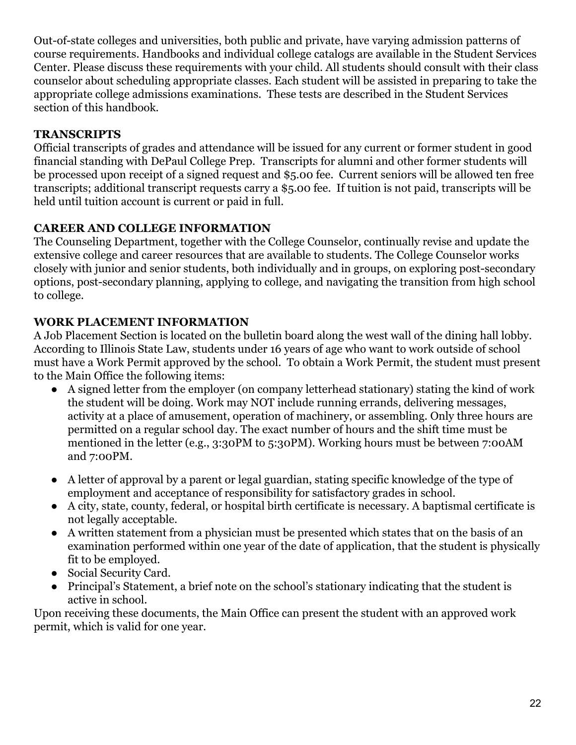Out-of-state colleges and universities, both public and private, have varying admission patterns of course requirements. Handbooks and individual college catalogs are available in the Student Services Center. Please discuss these requirements with your child. All students should consult with their class counselor about scheduling appropriate classes. Each student will be assisted in preparing to take the appropriate college admissions examinations. These tests are described in the Student Services section of this handbook.

**TRANSCRIPTS**

Official transcripts of grades and attendance will be issued for any current or former student in good financial standing with DePaul College Prep. Transcripts for alumni and other former students will be processed upon receipt of a signed request and $5.00 fee. Current seniors will be allowed ten free transcripts; additional transcript requests carry a $5.00 fee. If tuition is not paid, transcripts will be held until tuition account is current or paid in full.

**CAREER AND COLLEGE INFORMATION**

The Counseling Department, together with the College Counselor, continually revise and update the extensive college and career resources that are available to students. The College Counselor works closely with junior and senior students, both individually and in groups, on exploring post-secondary options, post-secondary planning, applying to college, and navigating the transition from high school to college.

**WORK PLACEMENT INFORMATION**

A Job Placement Section is located on the bulletin board along the west wall of the dining hall lobby. According to Illinois State Law, students under 16 years of age who want to work outside of school must have a Work Permit approved by the school. To obtain a Work Permit, the student must present to the Main Office the following items:

- A signed letter from the employer (on company letterhead stationary) stating the kind of work the student will be doing. Work may NOT include running errands, delivering messages, activity at a place of amusement, operation of machinery, or assembling. Only three hours are permitted on a regular school day. The exact number of hours and the shift time must be mentioned in the letter (e.g., 3:30PM to 5:30PM). Working hours must be between 7:00AM and 7:00PM.
- A letter of approval by a parent or legal guardian, stating specific knowledge of the type of employment and acceptance of responsibility for satisfactory grades in school.
- A city, state, county, federal, or hospital birth certificate is necessary. A baptismal certificate is not legally acceptable.
- A written statement from a physician must be presented which states that on the basis of an examination performed within one year of the date of application, that the student is physically fit to be employed.
- Social Security Card.
- Principal's Statement, a brief note on the school's stationary indicating that the student is active in school.

Upon receiving these documents, the Main Office can present the student with an approved work permit, which is valid for one year.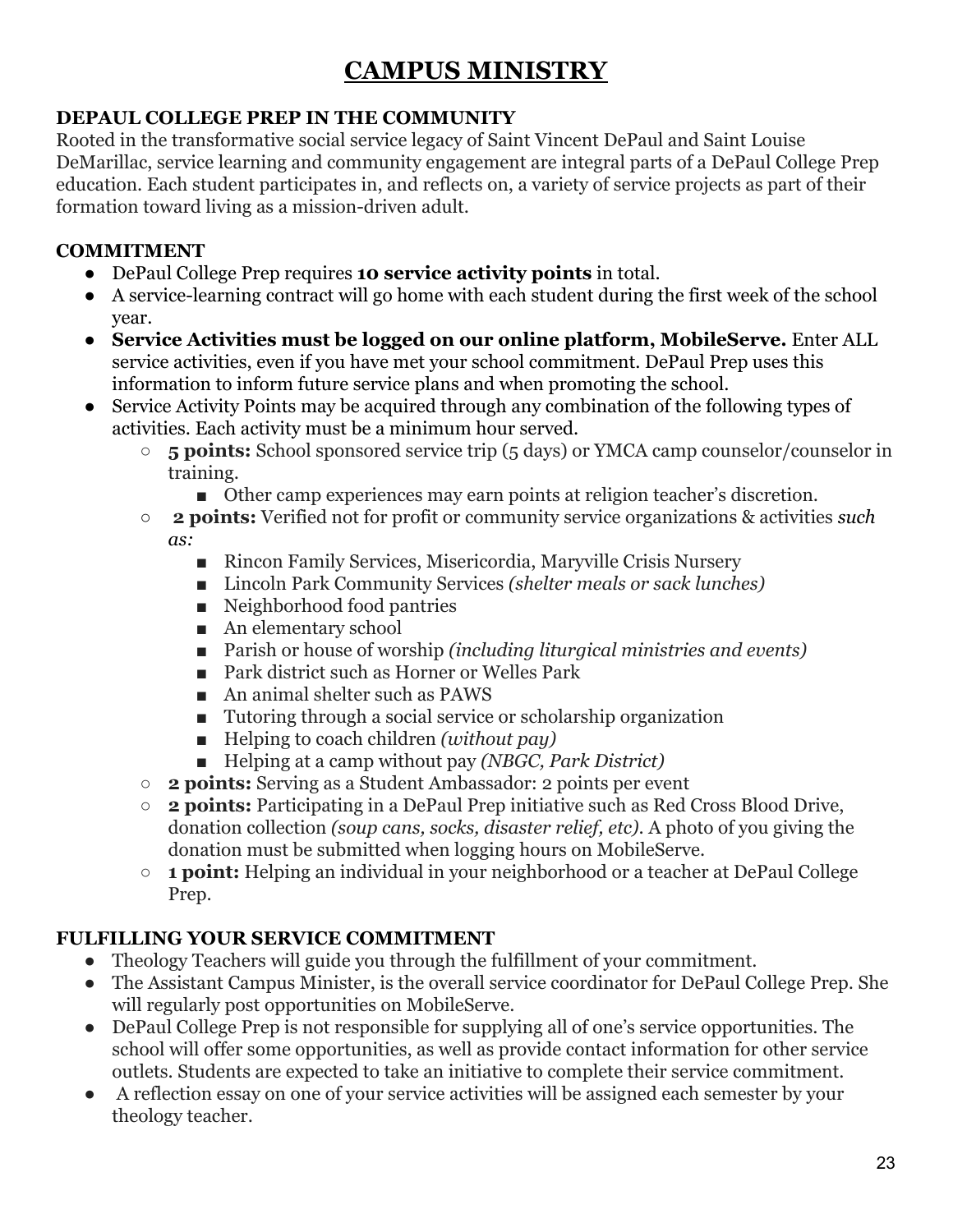# CAMPUS MINISTRY

### DEPAUL COLLEGE PREP IN THE COMMUNITY

Rooted in the transformative social service legacy of Saint Vincent DePaul and Saint Louise DeMarillac, service learning and community engagement are integral parts of a DePaul College Prep education. Each student participates in, and reflects on, a variety of service projects as part of their formation toward living as a mission-driven adult.

### COMMITMENT

- DePaul College Prep requires **10 service activity points** in total.
- A service-learning contract will go home with each student during the first week of the school year.
- **Service Activities must be logged on our online platform, MobileServe.** Enter ALL service activities, even if you have met your school commitment. DePaul Prep uses this information to inform future service plans and when promoting the school.
- Service Activity Points may be acquired through any combination of the following types of activities. Each activity must be a minimum hour served.
  - **5 points:** School sponsored service trip (5 days) or YMCA camp counselor/counselor in training.
    - Other camp experiences may earn points at religion teacher's discretion.
  - **2 points:** Verified not for profit or community service organizations & activities *such as:*
    - Rincon Family Services, Misericordia, Maryville Crisis Nursery
    - Lincoln Park Community Services *(shelter meals or sack lunches)*
    - Neighborhood food pantries
    - An elementary school
    - Parish or house of worship *(including liturgical ministries and events)*
    - Park district such as Horner or Welles Park
    - An animal shelter such as PAWS
    - Tutoring through a social service or scholarship organization
    - Helping to coach children *(without pay)*
    - Helping at a camp without pay *(NBGC, Park District)*
  - **2 points:** Serving as a Student Ambassador: 2 points per event
  - **2 points:** Participating in a DePaul Prep initiative such as Red Cross Blood Drive, donation collection *(soup cans, socks, disaster relief, etc)*. A photo of you giving the donation must be submitted when logging hours on MobileServe.
  - **1 point:** Helping an individual in your neighborhood or a teacher at DePaul College Prep.

### FULFILLING YOUR SERVICE COMMITMENT

- Theology Teachers will guide you through the fulfillment of your commitment.
- The Assistant Campus Minister, is the overall service coordinator for DePaul College Prep. She will regularly post opportunities on MobileServe.
- DePaul College Prep is not responsible for supplying all of one's service opportunities. The school will offer some opportunities, as well as provide contact information for other service outlets. Students are expected to take an initiative to complete their service commitment.
- A reflection essay on one of your service activities will be assigned each semester by your theology teacher.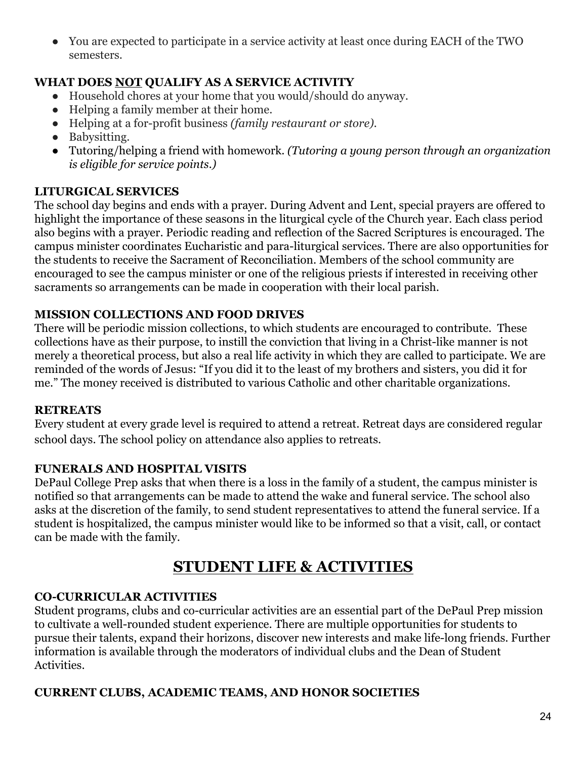- You are expected to participate in a service activity at least once during EACH of the TWO semesters.

### WHAT DOES NOT QUALIFY AS A SERVICE ACTIVITY

- Household chores at your home that you would/should do anyway.
- Helping a family member at their home.
- Helping at a for-profit business *(family restaurant or store).*
- Babysitting.
- Tutoring/helping a friend with homework. *(Tutoring a young person through an organization is eligible for service points.)*

### LITURGICAL SERVICES

The school day begins and ends with a prayer. During Advent and Lent, special prayers are offered to highlight the importance of these seasons in the liturgical cycle of the Church year. Each class period also begins with a prayer. Periodic reading and reflection of the Sacred Scriptures is encouraged. The campus minister coordinates Eucharistic and para-liturgical services. There are also opportunities for the students to receive the Sacrament of Reconciliation. Members of the school community are encouraged to see the campus minister or one of the religious priests if interested in receiving other sacraments so arrangements can be made in cooperation with their local parish.

### MISSION COLLECTIONS AND FOOD DRIVES

There will be periodic mission collections, to which students are encouraged to contribute. These collections have as their purpose, to instill the conviction that living in a Christ-like manner is not merely a theoretical process, but also a real life activity in which they are called to participate. We are reminded of the words of Jesus: "If you did it to the least of my brothers and sisters, you did it for me." The money received is distributed to various Catholic and other charitable organizations.

### RETREATS

Every student at every grade level is required to attend a retreat. Retreat days are considered regular school days. The school policy on attendance also applies to retreats.

### FUNERALS AND HOSPITAL VISITS

DePaul College Prep asks that when there is a loss in the family of a student, the campus minister is notified so that arrangements can be made to attend the wake and funeral service. The school also asks at the discretion of the family, to send student representatives to attend the funeral service. If a student is hospitalized, the campus minister would like to be informed so that a visit, call, or contact can be made with the family.

# STUDENT LIFE & ACTIVITIES

### CO-CURRICULAR ACTIVITIES

Student programs, clubs and co-curricular activities are an essential part of the DePaul Prep mission to cultivate a well-rounded student experience. There are multiple opportunities for students to pursue their talents, expand their horizons, discover new interests and make life-long friends. Further information is available through the moderators of individual clubs and the Dean of Student Activities.

### CURRENT CLUBS, ACADEMIC TEAMS, AND HONOR SOCIETIES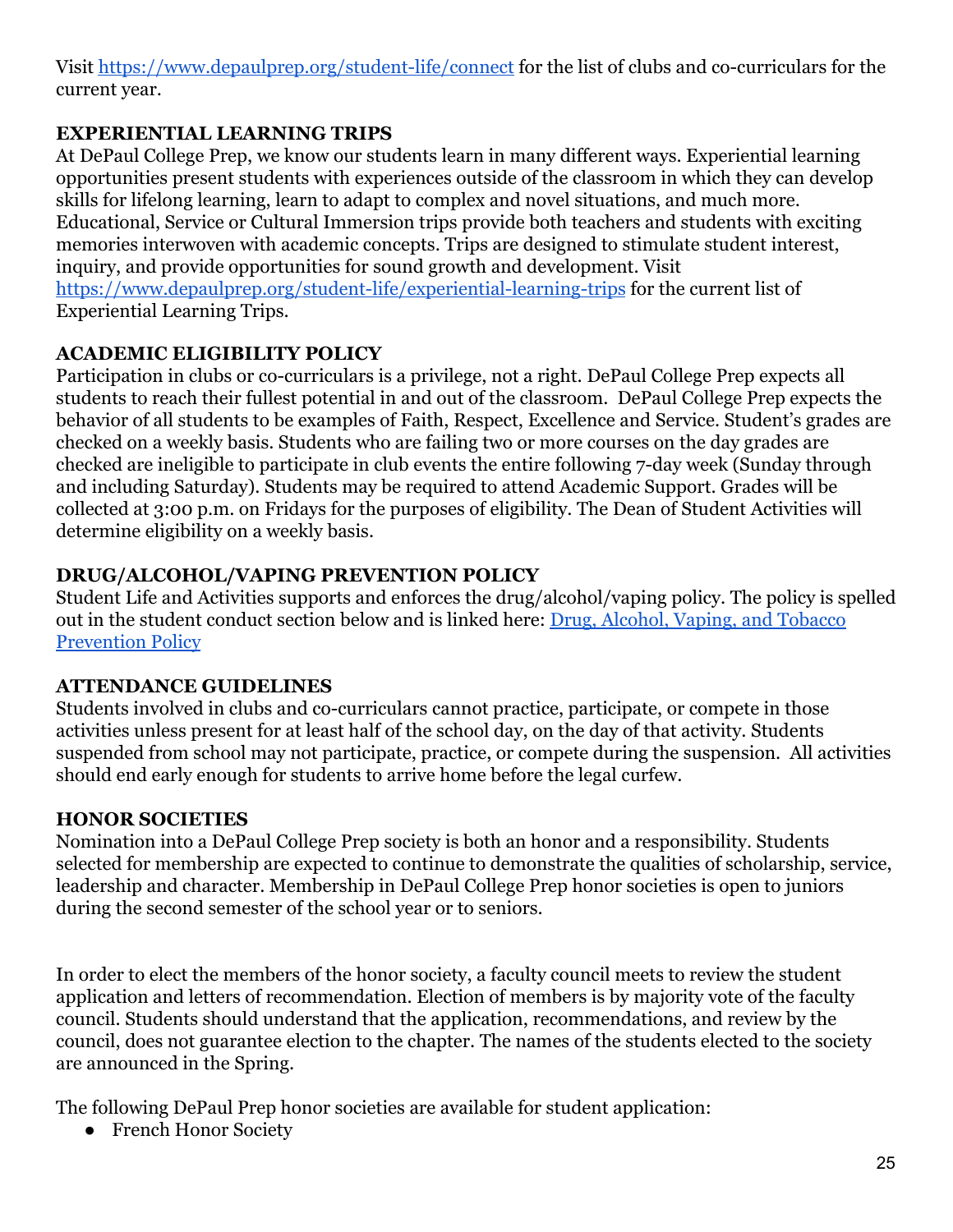Visit [https://www.depaulprep.org/student-life/connect](https://www.depaulprep.org/student-life/connect) for the list of clubs and co-curriculars for the current year.

## EXPERIENTIAL LEARNING TRIPS

At DePaul College Prep, we know our students learn in many different ways. Experiential learning opportunities present students with experiences outside of the classroom in which they can develop skills for lifelong learning, learn to adapt to complex and novel situations, and much more. Educational, Service or Cultural Immersion trips provide both teachers and students with exciting memories interwoven with academic concepts. Trips are designed to stimulate student interest, inquiry, and provide opportunities for sound growth and development. Visit [https://www.depaulprep.org/student-life/experiential-learning-trips](https://www.depaulprep.org/student-life/experiential-learning-trips) for the current list of Experiential Learning Trips.

## ACADEMIC ELIGIBILITY POLICY

Participation in clubs or co-curriculars is a privilege, not a right. DePaul College Prep expects all students to reach their fullest potential in and out of the classroom. DePaul College Prep expects the behavior of all students to be examples of Faith, Respect, Excellence and Service. Student's grades are checked on a weekly basis. Students who are failing two or more courses on the day grades are checked are ineligible to participate in club events the entire following 7-day week (Sunday through and including Saturday). Students may be required to attend Academic Support. Grades will be collected at 3:00 p.m. on Fridays for the purposes of eligibility. The Dean of Student Activities will determine eligibility on a weekly basis.

## DRUG/ALCOHOL/VAPING PREVENTION POLICY

Student Life and Activities supports and enforces the drug/alcohol/vaping policy. The policy is spelled out in the student conduct section below and is linked here: Drug, Alcohol, Vaping, and Tobacco Prevention Policy

## ATTENDANCE GUIDELINES

Students involved in clubs and co-curriculars cannot practice, participate, or compete in those activities unless present for at least half of the school day, on the day of that activity. Students suspended from school may not participate, practice, or compete during the suspension. All activities should end early enough for students to arrive home before the legal curfew.

## HONOR SOCIETIES

Nomination into a DePaul College Prep society is both an honor and a responsibility. Students selected for membership are expected to continue to demonstrate the qualities of scholarship, service, leadership and character. Membership in DePaul College Prep honor societies is open to juniors during the second semester of the school year or to seniors.

In order to elect the members of the honor society, a faculty council meets to review the student application and letters of recommendation. Election of members is by majority vote of the faculty council. Students should understand that the application, recommendations, and review by the council, does not guarantee election to the chapter. The names of the students elected to the society are announced in the Spring.

The following DePaul Prep honor societies are available for student application:

- French Honor Society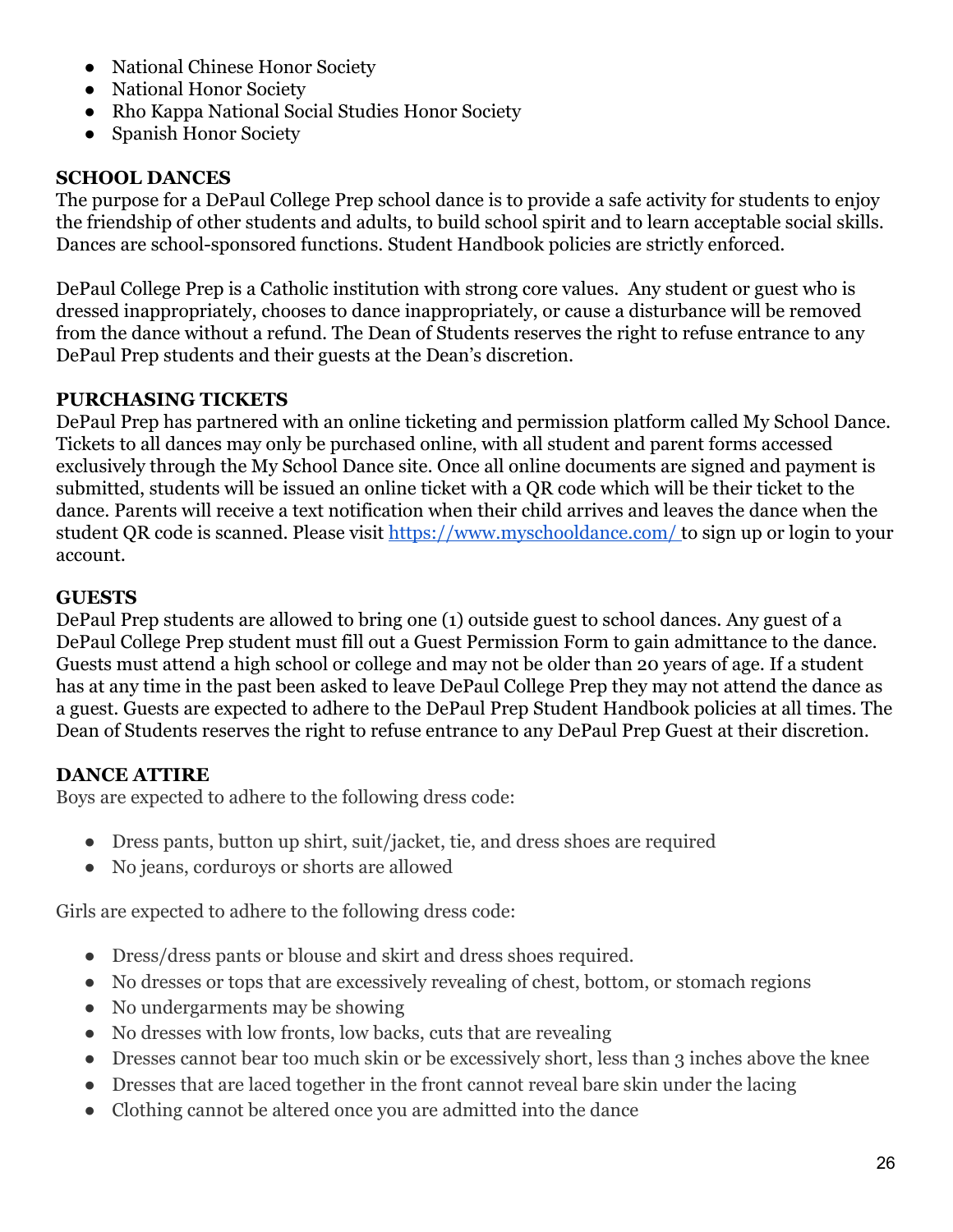- National Chinese Honor Society
- National Honor Society
- Rho Kappa National Social Studies Honor Society
- Spanish Honor Society

**SCHOOL DANCES**

The purpose for a DePaul College Prep school dance is to provide a safe activity for students to enjoy the friendship of other students and adults, to build school spirit and to learn acceptable social skills. Dances are school-sponsored functions. Student Handbook policies are strictly enforced.

DePaul College Prep is a Catholic institution with strong core values. Any student or guest who is dressed inappropriately, chooses to dance inappropriately, or cause a disturbance will be removed from the dance without a refund. The Dean of Students reserves the right to refuse entrance to any DePaul Prep students and their guests at the Dean's discretion.

**PURCHASING TICKETS**

DePaul Prep has partnered with an online ticketing and permission platform called My School Dance. Tickets to all dances may only be purchased online, with all student and parent forms accessed exclusively through the My School Dance site. Once all online documents are signed and payment is submitted, students will be issued an online ticket with a QR code which will be their ticket to the dance. Parents will receive a text notification when their child arrives and leaves the dance when the student QR code is scanned. Please visit [https://www.myschooldance.com/](https://www.myschooldance.com/) to sign up or login to your account.

**GUESTS**

DePaul Prep students are allowed to bring one (1) outside guest to school dances. Any guest of a DePaul College Prep student must fill out a Guest Permission Form to gain admittance to the dance. Guests must attend a high school or college and may not be older than 20 years of age. If a student has at any time in the past been asked to leave DePaul College Prep they may not attend the dance as a guest. Guests are expected to adhere to the DePaul Prep Student Handbook policies at all times. The Dean of Students reserves the right to refuse entrance to any DePaul Prep Guest at their discretion.

**DANCE ATTIRE**

Boys are expected to adhere to the following dress code:

- Dress pants, button up shirt, suit/jacket, tie, and dress shoes are required
- No jeans, corduroys or shorts are allowed

Girls are expected to adhere to the following dress code:

- Dress/dress pants or blouse and skirt and dress shoes required.
- No dresses or tops that are excessively revealing of chest, bottom, or stomach regions
- No undergarments may be showing
- No dresses with low fronts, low backs, cuts that are revealing
- Dresses cannot bear too much skin or be excessively short, less than 3 inches above the knee
- Dresses that are laced together in the front cannot reveal bare skin under the lacing
- Clothing cannot be altered once you are admitted into the dance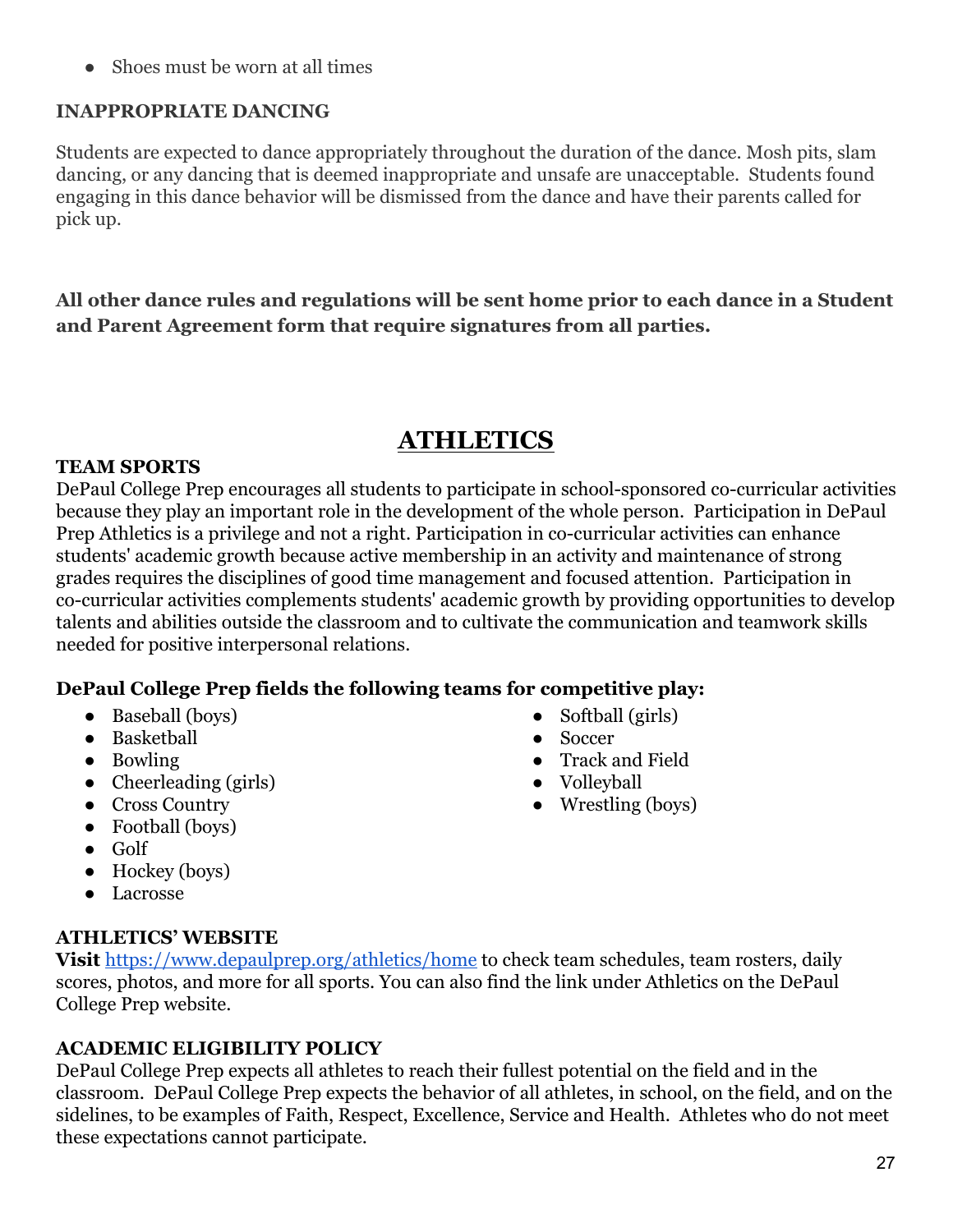- Shoes must be worn at all times

**INAPPROPRIATE DANCING**

Students are expected to dance appropriately throughout the duration of the dance. Mosh pits, slam dancing, or any dancing that is deemed inappropriate and unsafe are unacceptable. Students found engaging in this dance behavior will be dismissed from the dance and have their parents called for pick up.

**All other dance rules and regulations will be sent home prior to each dance in a Student and Parent Agreement form that require signatures from all parties.**

# ATHLETICS

**TEAM SPORTS**

DePaul College Prep encourages all students to participate in school-sponsored co-curricular activities because they play an important role in the development of the whole person. Participation in DePaul Prep Athletics is a privilege and not a right. Participation in co-curricular activities can enhance students' academic growth because active membership in an activity and maintenance of strong grades requires the disciplines of good time management and focused attention. Participation in co-curricular activities complements students' academic growth by providing opportunities to develop talents and abilities outside the classroom and to cultivate the communication and teamwork skills needed for positive interpersonal relations.

**DePaul College Prep fields the following teams for competitive play:**

- Baseball (boys)
- Basketball
- Bowling
- Cheerleading (girls)
- Cross Country
- Football (boys)
- Golf
- Hockey (boys)
- Lacrosse
- Softball (girls)
- Soccer
- Track and Field
- Volleyball
- Wrestling (boys)

**ATHLETICS' WEBSITE**

**Visit** https://www.depaulprep.org/athletics/home to check team schedules, team rosters, daily scores, photos, and more for all sports. You can also find the link under Athletics on the DePaul College Prep website.

**ACADEMIC ELIGIBILITY POLICY**

DePaul College Prep expects all athletes to reach their fullest potential on the field and in the classroom. DePaul College Prep expects the behavior of all athletes, in school, on the field, and on the sidelines, to be examples of Faith, Respect, Excellence, Service and Health. Athletes who do not meet these expectations cannot participate.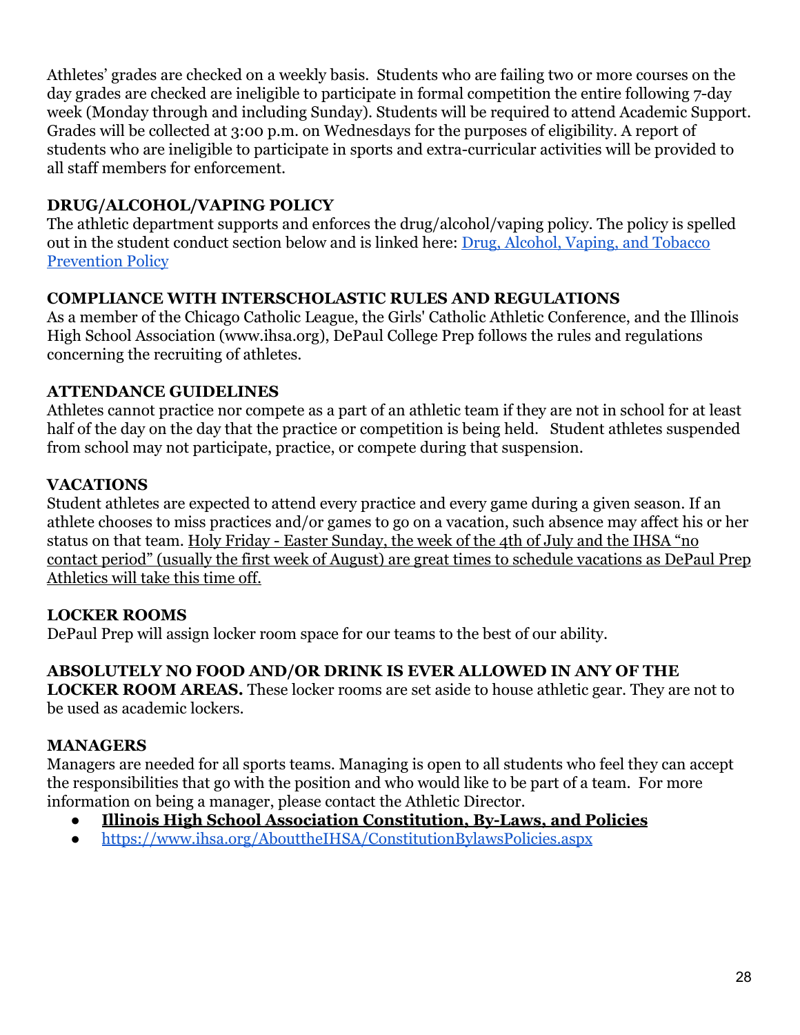Athletes' grades are checked on a weekly basis. Students who are failing two or more courses on the day grades are checked are ineligible to participate in formal competition the entire following 7-day week (Monday through and including Sunday). Students will be required to attend Academic Support. Grades will be collected at 3:00 p.m. on Wednesdays for the purposes of eligibility. A report of students who are ineligible to participate in sports and extra-curricular activities will be provided to all staff members for enforcement.

### DRUG/ALCOHOL/VAPING POLICY

The athletic department supports and enforces the drug/alcohol/vaping policy. The policy is spelled out in the student conduct section below and is linked here: [Drug, Alcohol, Vaping, and Tobacco Prevention Policy]

### COMPLIANCE WITH INTERSCHOLASTIC RULES AND REGULATIONS

As a member of the Chicago Catholic League, the Girls' Catholic Athletic Conference, and the Illinois High School Association (www.ihsa.org), DePaul College Prep follows the rules and regulations concerning the recruiting of athletes.

### ATTENDANCE GUIDELINES

Athletes cannot practice nor compete as a part of an athletic team if they are not in school for at least half of the day on the day that the practice or competition is being held. Student athletes suspended from school may not participate, practice, or compete during that suspension.

### VACATIONS

Student athletes are expected to attend every practice and every game during a given season. If an athlete chooses to miss practices and/or games to go on a vacation, such absence may affect his or her status on that team. Holy Friday - Easter Sunday, the week of the 4th of July and the IHSA "no contact period" (usually the first week of August) are great times to schedule vacations as DePaul Prep Athletics will take this time off.

### LOCKER ROOMS

DePaul Prep will assign locker room space for our teams to the best of our ability.

**ABSOLUTELY NO FOOD AND/OR DRINK IS EVER ALLOWED IN ANY OF THE LOCKER ROOM AREAS.** These locker rooms are set aside to house athletic gear. They are not to be used as academic lockers.

### MANAGERS

Managers are needed for all sports teams. Managing is open to all students who feel they can accept the responsibilities that go with the position and who would like to be part of a team. For more information on being a manager, please contact the Athletic Director.

- **Illinois High School Association Constitution, By-Laws, and Policies**
- https://www.ihsa.org/AbouttheIHSA/ConstitutionBylawsPolicies.aspx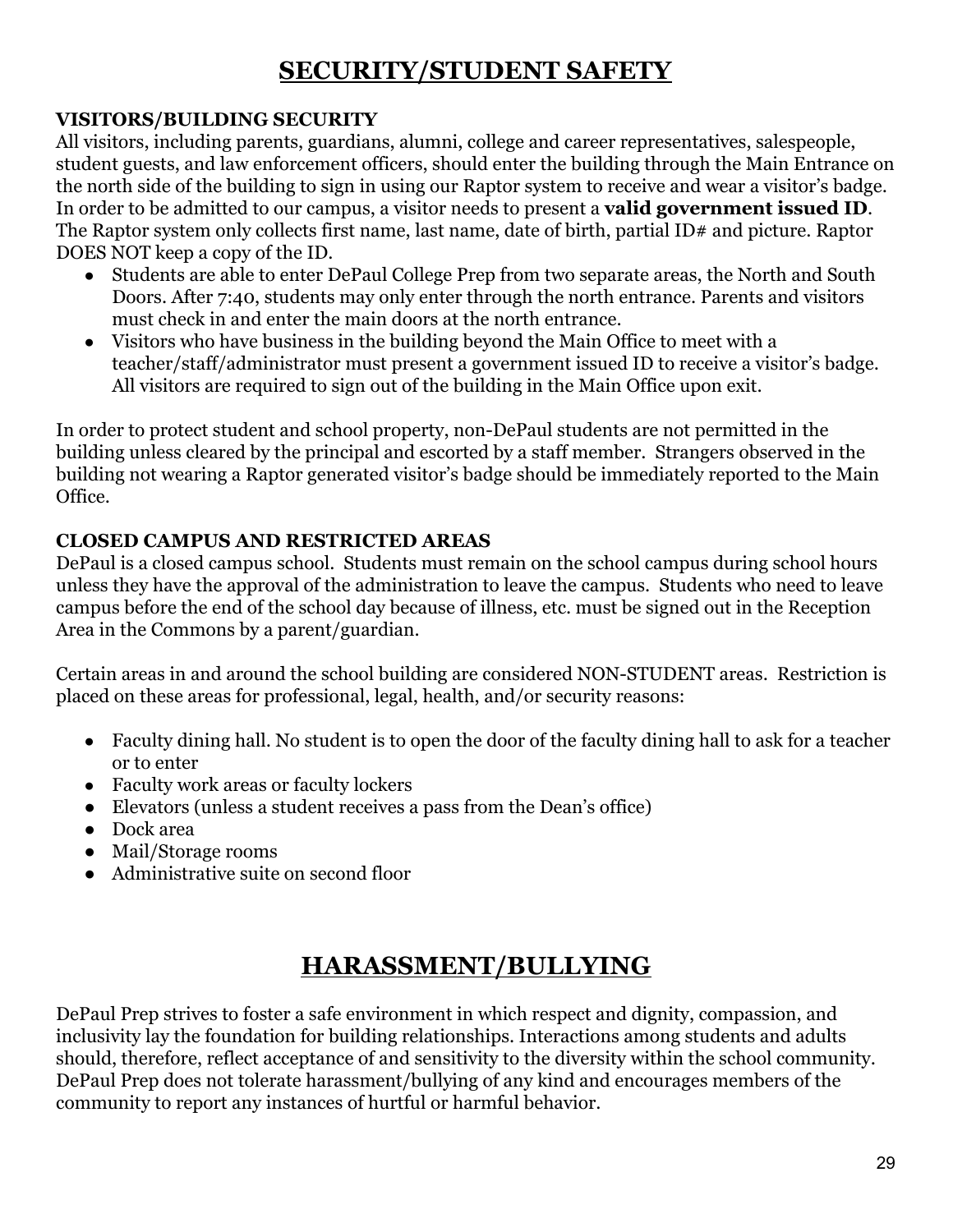# SECURITY/STUDENT SAFETY

### VISITORS/BUILDING SECURITY

All visitors, including parents, guardians, alumni, college and career representatives, salespeople, student guests, and law enforcement officers, should enter the building through the Main Entrance on the north side of the building to sign in using our Raptor system to receive and wear a visitor's badge. In order to be admitted to our campus, a visitor needs to present a **valid government issued ID**. The Raptor system only collects first name, last name, date of birth, partial ID# and picture. Raptor DOES NOT keep a copy of the ID.

- Students are able to enter DePaul College Prep from two separate areas, the North and South Doors. After 7:40, students may only enter through the north entrance. Parents and visitors must check in and enter the main doors at the north entrance.
- Visitors who have business in the building beyond the Main Office to meet with a teacher/staff/administrator must present a government issued ID to receive a visitor's badge. All visitors are required to sign out of the building in the Main Office upon exit.

In order to protect student and school property, non-DePaul students are not permitted in the building unless cleared by the principal and escorted by a staff member. Strangers observed in the building not wearing a Raptor generated visitor's badge should be immediately reported to the Main Office.

### CLOSED CAMPUS AND RESTRICTED AREAS

DePaul is a closed campus school. Students must remain on the school campus during school hours unless they have the approval of the administration to leave the campus. Students who need to leave campus before the end of the school day because of illness, etc. must be signed out in the Reception Area in the Commons by a parent/guardian.

Certain areas in and around the school building are considered NON-STUDENT areas. Restriction is placed on these areas for professional, legal, health, and/or security reasons:

- Faculty dining hall. No student is to open the door of the faculty dining hall to ask for a teacher or to enter
- Faculty work areas or faculty lockers
- Elevators (unless a student receives a pass from the Dean's office)
- Dock area
- Mail/Storage rooms
- Administrative suite on second floor

# HARASSMENT/BULLYING

DePaul Prep strives to foster a safe environment in which respect and dignity, compassion, and inclusivity lay the foundation for building relationships. Interactions among students and adults should, therefore, reflect acceptance of and sensitivity to the diversity within the school community. DePaul Prep does not tolerate harassment/bullying of any kind and encourages members of the community to report any instances of hurtful or harmful behavior.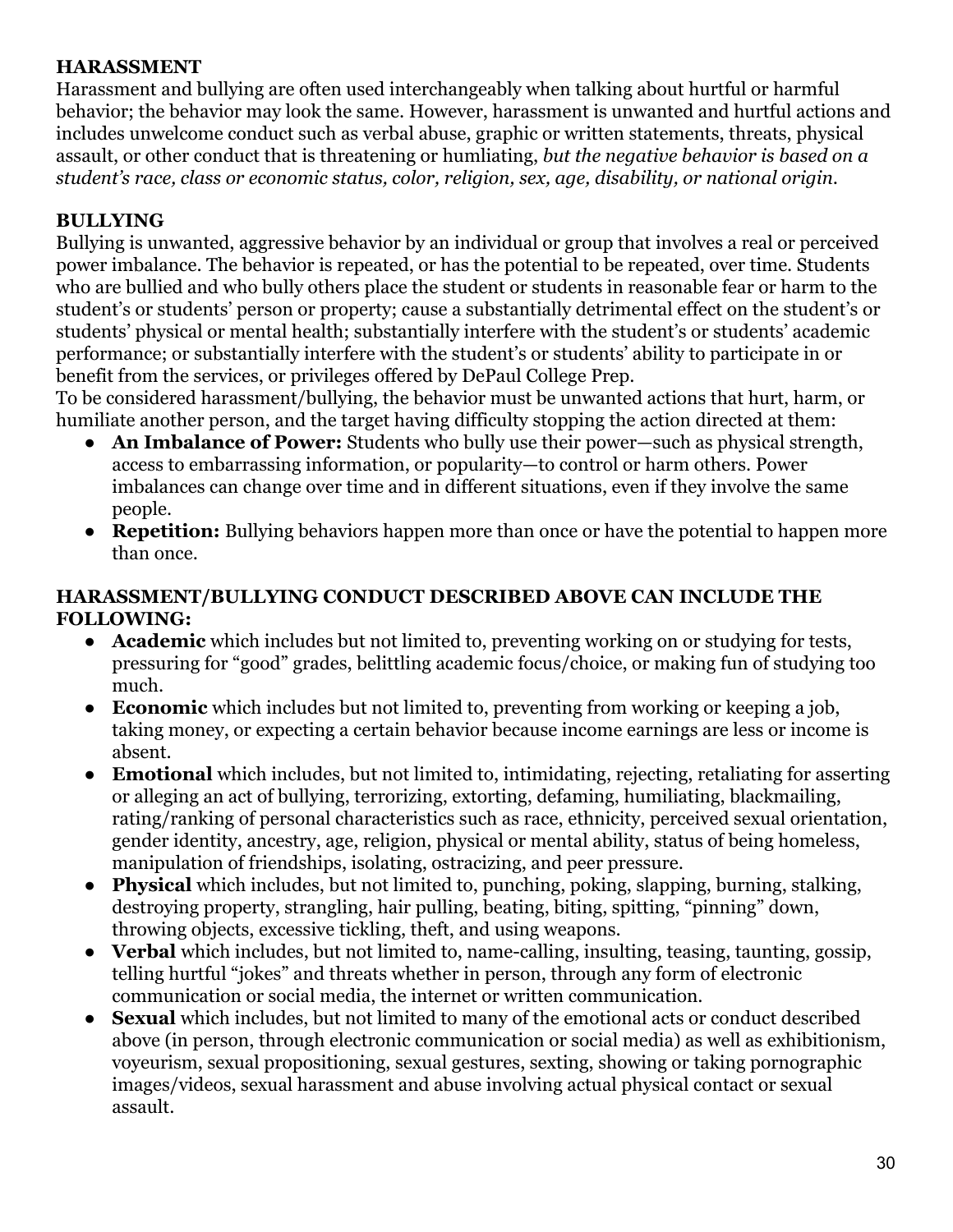**HARASSMENT**

Harassment and bullying are often used interchangeably when talking about hurtful or harmful behavior; the behavior may look the same. However, harassment is unwanted and hurtful actions and includes unwelcome conduct such as verbal abuse, graphic or written statements, threats, physical assault, or other conduct that is threatening or humliating, *but the negative behavior is based on a student's race, class or economic status, color, religion, sex, age, disability, or national origin.*

**BULLYING**

Bullying is unwanted, aggressive behavior by an individual or group that involves a real or perceived power imbalance. The behavior is repeated, or has the potential to be repeated, over time. Students who are bullied and who bully others place the student or students in reasonable fear or harm to the student's or students' person or property; cause a substantially detrimental effect on the student's or students' physical or mental health; substantially interfere with the student's or students' academic performance; or substantially interfere with the student's or students' ability to participate in or benefit from the services, or privileges offered by DePaul College Prep.

To be considered harassment/bullying, the behavior must be unwanted actions that hurt, harm, or humiliate another person, and the target having difficulty stopping the action directed at them:

- **An Imbalance of Power:** Students who bully use their power—such as physical strength, access to embarrassing information, or popularity—to control or harm others. Power imbalances can change over time and in different situations, even if they involve the same people.
- **Repetition:** Bullying behaviors happen more than once or have the potential to happen more than once.

**HARASSMENT/BULLYING CONDUCT DESCRIBED ABOVE CAN INCLUDE THE FOLLOWING:**

- **Academic** which includes but not limited to, preventing working on or studying for tests, pressuring for "good" grades, belittling academic focus/choice, or making fun of studying too much.
- **Economic** which includes but not limited to, preventing from working or keeping a job, taking money, or expecting a certain behavior because income earnings are less or income is absent.
- **Emotional** which includes, but not limited to, intimidating, rejecting, retaliating for asserting or alleging an act of bullying, terrorizing, extorting, defaming, humiliating, blackmailing, rating/ranking of personal characteristics such as race, ethnicity, perceived sexual orientation, gender identity, ancestry, age, religion, physical or mental ability, status of being homeless, manipulation of friendships, isolating, ostracizing, and peer pressure.
- **Physical** which includes, but not limited to, punching, poking, slapping, burning, stalking, destroying property, strangling, hair pulling, beating, biting, spitting, "pinning" down, throwing objects, excessive tickling, theft, and using weapons.
- **Verbal** which includes, but not limited to, name-calling, insulting, teasing, taunting, gossip, telling hurtful "jokes" and threats whether in person, through any form of electronic communication or social media, the internet or written communication.
- **Sexual** which includes, but not limited to many of the emotional acts or conduct described above (in person, through electronic communication or social media) as well as exhibitionism, voyeurism, sexual propositioning, sexual gestures, sexting, showing or taking pornographic images/videos, sexual harassment and abuse involving actual physical contact or sexual assault.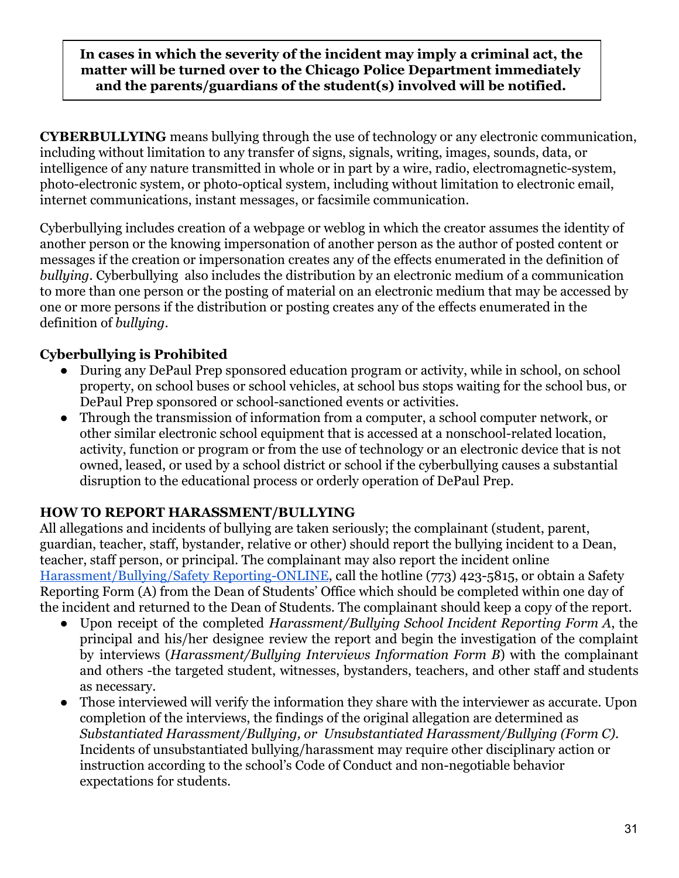**In cases in which the severity of the incident may imply a criminal act, the matter will be turned over to the Chicago Police Department immediately and the parents/guardians of the student(s) involved will be notified.**

**CYBERBULLYING** means bullying through the use of technology or any electronic communication, including without limitation to any transfer of signs, signals, writing, images, sounds, data, or intelligence of any nature transmitted in whole or in part by a wire, radio, electromagnetic-system, photo-electronic system, or photo-optical system, including without limitation to electronic email, internet communications, instant messages, or facsimile communication.

Cyberbullying includes creation of a webpage or weblog in which the creator assumes the identity of another person or the knowing impersonation of another person as the author of posted content or messages if the creation or impersonation creates any of the effects enumerated in the definition of *bullying*. Cyberbullying also includes the distribution by an electronic medium of a communication to more than one person or the posting of material on an electronic medium that may be accessed by one or more persons if the distribution or posting creates any of the effects enumerated in the definition of *bullying*.

**Cyberbullying is Prohibited**

- During any DePaul Prep sponsored education program or activity, while in school, on school property, on school buses or school vehicles, at school bus stops waiting for the school bus, or DePaul Prep sponsored or school-sanctioned events or activities.
- Through the transmission of information from a computer, a school computer network, or other similar electronic school equipment that is accessed at a nonschool-related location, activity, function or program or from the use of technology or an electronic device that is not owned, leased, or used by a school district or school if the cyberbullying causes a substantial disruption to the educational process or orderly operation of DePaul Prep.

**HOW TO REPORT HARASSMENT/BULLYING**

All allegations and incidents of bullying are taken seriously; the complainant (student, parent, guardian, teacher, staff, bystander, relative or other) should report the bullying incident to a Dean, teacher, staff person, or principal. The complainant may also report the incident online Harassment/Bullying/Safety Reporting-ONLINE, call the hotline (773) 423-5815, or obtain a Safety Reporting Form (A) from the Dean of Students' Office which should be completed within one day of the incident and returned to the Dean of Students. The complainant should keep a copy of the report.

- Upon receipt of the completed *Harassment/Bullying School Incident Reporting Form A*, the principal and his/her designee review the report and begin the investigation of the complaint by interviews (*Harassment/Bullying Interviews Information Form B*) with the complainant and others -the targeted student, witnesses, bystanders, teachers, and other staff and students as necessary.
- Those interviewed will verify the information they share with the interviewer as accurate. Upon completion of the interviews, the findings of the original allegation are determined as *Substantiated Harassment/Bullying, or Unsubstantiated Harassment/Bullying (Form C).* Incidents of unsubstantiated bullying/harassment may require other disciplinary action or instruction according to the school's Code of Conduct and non-negotiable behavior expectations for students.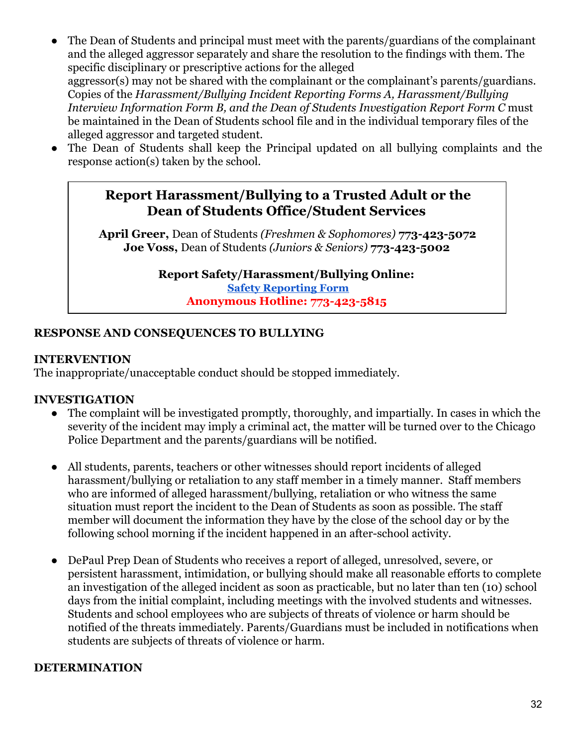- The Dean of Students and principal must meet with the parents/guardians of the complainant and the alleged aggressor separately and share the resolution to the findings with them. The specific disciplinary or prescriptive actions for the alleged aggressor(s) may not be shared with the complainant or the complainant's parents/guardians. Copies of the *Harassment/Bullying Incident Reporting Forms A, Harassment/Bullying Interview Information Form B, and the Dean of Students Investigation Report Form C* must be maintained in the Dean of Students school file and in the individual temporary files of the alleged aggressor and targeted student.
- The Dean of Students shall keep the Principal updated on all bullying complaints and the response action(s) taken by the school.

> **Report Harassment/Bullying to a Trusted Adult or the Dean of Students Office/Student Services**
>
> **April Greer,** Dean of Students *(Freshmen & Sophomores)* **773-423-5072**
> **Joe Voss,** Dean of Students *(Juniors & Seniors)* **773-423-5002**
>
> **Report Safety/Harassment/Bullying Online:**
> **Safety Reporting Form**
> **Anonymous Hotline: 773-423-5815**

## RESPONSE AND CONSEQUENCES TO BULLYING

### INTERVENTION

The inappropriate/unacceptable conduct should be stopped immediately.

### INVESTIGATION

- The complaint will be investigated promptly, thoroughly, and impartially. In cases in which the severity of the incident may imply a criminal act, the matter will be turned over to the Chicago Police Department and the parents/guardians will be notified.

- All students, parents, teachers or other witnesses should report incidents of alleged harassment/bullying or retaliation to any staff member in a timely manner. Staff members who are informed of alleged harassment/bullying, retaliation or who witness the same situation must report the incident to the Dean of Students as soon as possible. The staff member will document the information they have by the close of the school day or by the following school morning if the incident happened in an after-school activity.

- DePaul Prep Dean of Students who receives a report of alleged, unresolved, severe, or persistent harassment, intimidation, or bullying should make all reasonable efforts to complete an investigation of the alleged incident as soon as practicable, but no later than ten (10) school days from the initial complaint, including meetings with the involved students and witnesses. Students and school employees who are subjects of threats of violence or harm should be notified of the threats immediately. Parents/Guardians must be included in notifications when students are subjects of threats of violence or harm.

### DETERMINATION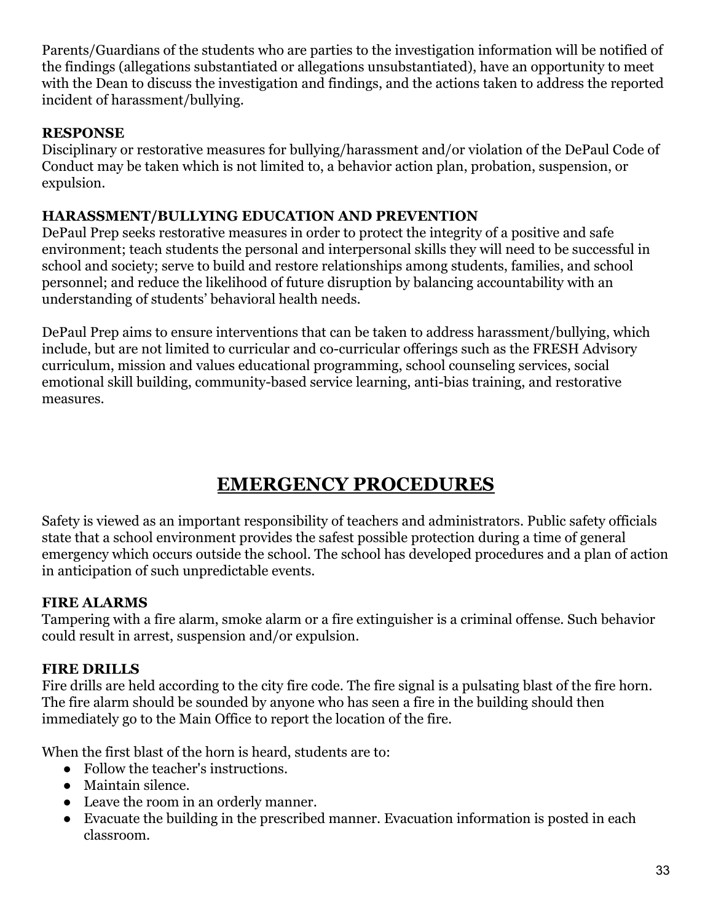Parents/Guardians of the students who are parties to the investigation information will be notified of the findings (allegations substantiated or allegations unsubstantiated), have an opportunity to meet with the Dean to discuss the investigation and findings, and the actions taken to address the reported incident of harassment/bullying.

**RESPONSE**
Disciplinary or restorative measures for bullying/harassment and/or violation of the DePaul Code of Conduct may be taken which is not limited to, a behavior action plan, probation, suspension, or expulsion.

**HARASSMENT/BULLYING EDUCATION AND PREVENTION**
DePaul Prep seeks restorative measures in order to protect the integrity of a positive and safe environment; teach students the personal and interpersonal skills they will need to be successful in school and society; serve to build and restore relationships among students, families, and school personnel; and reduce the likelihood of future disruption by balancing accountability with an understanding of students' behavioral health needs.

DePaul Prep aims to ensure interventions that can be taken to address harassment/bullying, which include, but are not limited to curricular and co-curricular offerings such as the FRESH Advisory curriculum, mission and values educational programming, school counseling services, social emotional skill building, community-based service learning, anti-bias training, and restorative measures.

# EMERGENCY PROCEDURES

Safety is viewed as an important responsibility of teachers and administrators. Public safety officials state that a school environment provides the safest possible protection during a time of general emergency which occurs outside the school. The school has developed procedures and a plan of action in anticipation of such unpredictable events.

**FIRE ALARMS**
Tampering with a fire alarm, smoke alarm or a fire extinguisher is a criminal offense. Such behavior could result in arrest, suspension and/or expulsion.

**FIRE DRILLS**
Fire drills are held according to the city fire code. The fire signal is a pulsating blast of the fire horn. The fire alarm should be sounded by anyone who has seen a fire in the building should then immediately go to the Main Office to report the location of the fire.

When the first blast of the horn is heard, students are to:

- Follow the teacher's instructions.
- Maintain silence.
- Leave the room in an orderly manner.
- Evacuate the building in the prescribed manner. Evacuation information is posted in each classroom.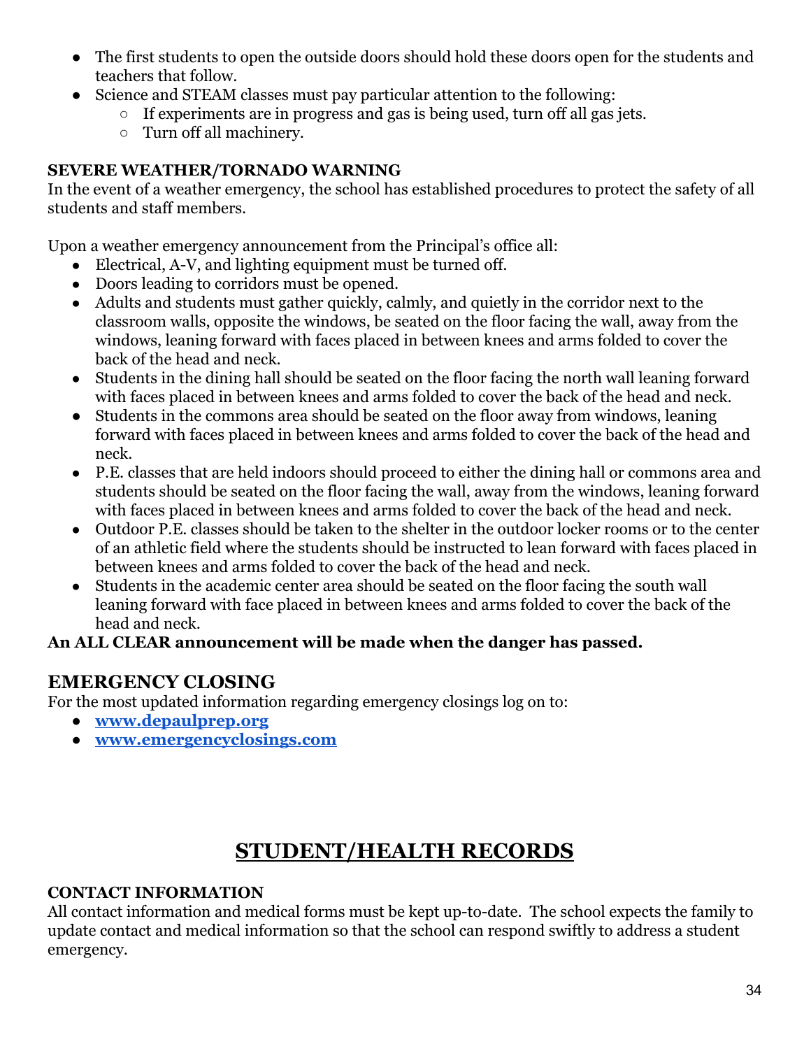- The first students to open the outside doors should hold these doors open for the students and teachers that follow.
- Science and STEAM classes must pay particular attention to the following:
  - If experiments are in progress and gas is being used, turn off all gas jets.
  - Turn off all machinery.

**SEVERE WEATHER/TORNADO WARNING**

In the event of a weather emergency, the school has established procedures to protect the safety of all students and staff members.

Upon a weather emergency announcement from the Principal's office all:

- Electrical, A-V, and lighting equipment must be turned off.
- Doors leading to corridors must be opened.
- Adults and students must gather quickly, calmly, and quietly in the corridor next to the classroom walls, opposite the windows, be seated on the floor facing the wall, away from the windows, leaning forward with faces placed in between knees and arms folded to cover the back of the head and neck.
- Students in the dining hall should be seated on the floor facing the north wall leaning forward with faces placed in between knees and arms folded to cover the back of the head and neck.
- Students in the commons area should be seated on the floor away from windows, leaning forward with faces placed in between knees and arms folded to cover the back of the head and neck.
- P.E. classes that are held indoors should proceed to either the dining hall or commons area and students should be seated on the floor facing the wall, away from the windows, leaning forward with faces placed in between knees and arms folded to cover the back of the head and neck.
- Outdoor P.E. classes should be taken to the shelter in the outdoor locker rooms or to the center of an athletic field where the students should be instructed to lean forward with faces placed in between knees and arms folded to cover the back of the head and neck.
- Students in the academic center area should be seated on the floor facing the south wall leaning forward with face placed in between knees and arms folded to cover the back of the head and neck.

**An ALL CLEAR announcement will be made when the danger has passed.**

## EMERGENCY CLOSING

For the most updated information regarding emergency closings log on to:

- **www.depaulprep.org**
- **www.emergencyclosings.com**

# STUDENT/HEALTH RECORDS

**CONTACT INFORMATION**

All contact information and medical forms must be kept up-to-date. The school expects the family to update contact and medical information so that the school can respond swiftly to address a student emergency.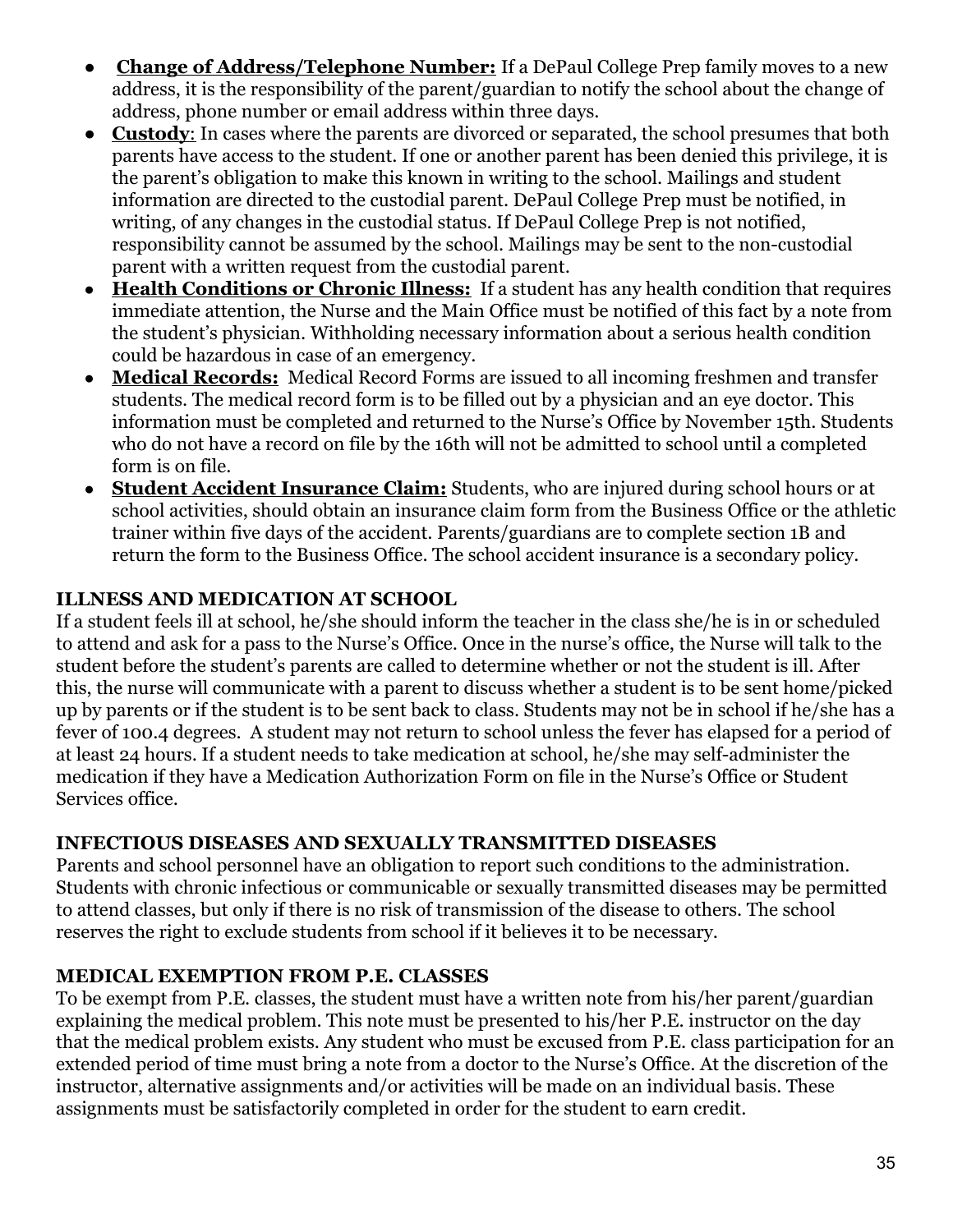- **Change of Address/Telephone Number:** If a DePaul College Prep family moves to a new address, it is the responsibility of the parent/guardian to notify the school about the change of address, phone number or email address within three days.
- **Custody**: In cases where the parents are divorced or separated, the school presumes that both parents have access to the student. If one or another parent has been denied this privilege, it is the parent's obligation to make this known in writing to the school. Mailings and student information are directed to the custodial parent. DePaul College Prep must be notified, in writing, of any changes in the custodial status. If DePaul College Prep is not notified, responsibility cannot be assumed by the school. Mailings may be sent to the non-custodial parent with a written request from the custodial parent.
- **Health Conditions or Chronic Illness:** If a student has any health condition that requires immediate attention, the Nurse and the Main Office must be notified of this fact by a note from the student's physician. Withholding necessary information about a serious health condition could be hazardous in case of an emergency.
- **Medical Records:** Medical Record Forms are issued to all incoming freshmen and transfer students. The medical record form is to be filled out by a physician and an eye doctor. This information must be completed and returned to the Nurse's Office by November 15th. Students who do not have a record on file by the 16th will not be admitted to school until a completed form is on file.
- **Student Accident Insurance Claim:** Students, who are injured during school hours or at school activities, should obtain an insurance claim form from the Business Office or the athletic trainer within five days of the accident. Parents/guardians are to complete section 1B and return the form to the Business Office. The school accident insurance is a secondary policy.

**ILLNESS AND MEDICATION AT SCHOOL**

If a student feels ill at school, he/she should inform the teacher in the class she/he is in or scheduled to attend and ask for a pass to the Nurse's Office. Once in the nurse's office, the Nurse will talk to the student before the student's parents are called to determine whether or not the student is ill. After this, the nurse will communicate with a parent to discuss whether a student is to be sent home/picked up by parents or if the student is to be sent back to class. Students may not be in school if he/she has a fever of 100.4 degrees. A student may not return to school unless the fever has elapsed for a period of at least 24 hours. If a student needs to take medication at school, he/she may self-administer the medication if they have a Medication Authorization Form on file in the Nurse's Office or Student Services office.

**INFECTIOUS DISEASES AND SEXUALLY TRANSMITTED DISEASES**

Parents and school personnel have an obligation to report such conditions to the administration. Students with chronic infectious or communicable or sexually transmitted diseases may be permitted to attend classes, but only if there is no risk of transmission of the disease to others. The school reserves the right to exclude students from school if it believes it to be necessary.

**MEDICAL EXEMPTION FROM P.E. CLASSES**

To be exempt from P.E. classes, the student must have a written note from his/her parent/guardian explaining the medical problem. This note must be presented to his/her P.E. instructor on the day that the medical problem exists. Any student who must be excused from P.E. class participation for an extended period of time must bring a note from a doctor to the Nurse's Office. At the discretion of the instructor, alternative assignments and/or activities will be made on an individual basis. These assignments must be satisfactorily completed in order for the student to earn credit.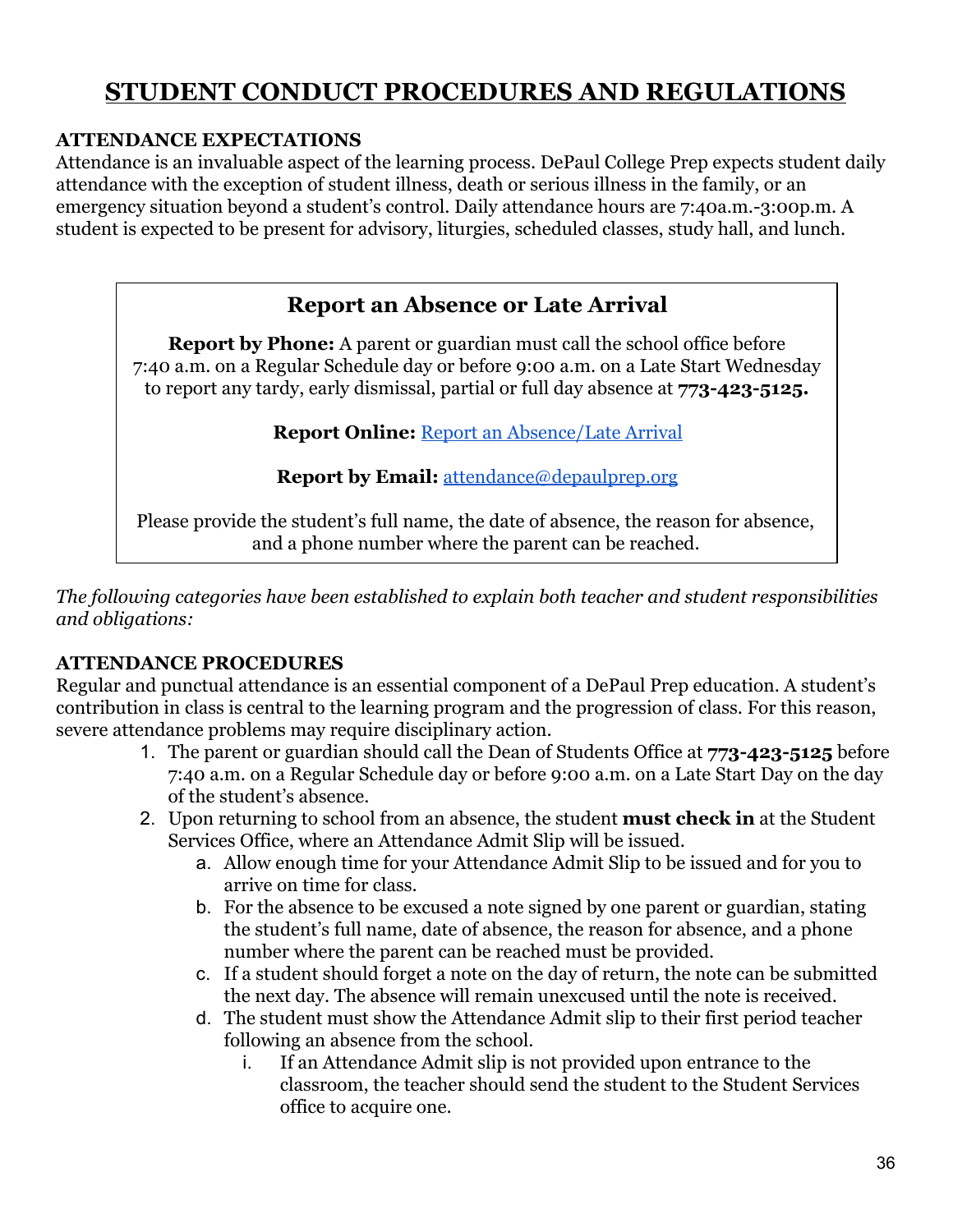# STUDENT CONDUCT PROCEDURES AND REGULATIONS

**ATTENDANCE EXPECTATIONS**

Attendance is an invaluable aspect of the learning process. DePaul College Prep expects student daily attendance with the exception of student illness, death or serious illness in the family, or an emergency situation beyond a student's control. Daily attendance hours are 7:40a.m.-3:00p.m. A student is expected to be present for advisory, liturgies, scheduled classes, study hall, and lunch.

## Report an Absence or Late Arrival

**Report by Phone:** A parent or guardian must call the school office before 7:40 a.m. on a Regular Schedule day or before 9:00 a.m. on a Late Start Wednesday to report any tardy, early dismissal, partial or full day absence at **773-423-5125.**

**Report Online:** Report an Absence/Late Arrival

**Report by Email:** attendance@depaulprep.org

Please provide the student's full name, the date of absence, the reason for absence, and a phone number where the parent can be reached.

*The following categories have been established to explain both teacher and student responsibilities and obligations:*

**ATTENDANCE PROCEDURES**

Regular and punctual attendance is an essential component of a DePaul Prep education. A student's contribution in class is central to the learning program and the progression of class. For this reason, severe attendance problems may require disciplinary action.

1. The parent or guardian should call the Dean of Students Office at **773-423-5125** before 7:40 a.m. on a Regular Schedule day or before 9:00 a.m. on a Late Start Day on the day of the student's absence.
2. Upon returning to school from an absence, the student **must check in** at the Student Services Office, where an Attendance Admit Slip will be issued.
   a. Allow enough time for your Attendance Admit Slip to be issued and for you to arrive on time for class.
   b. For the absence to be excused a note signed by one parent or guardian, stating the student's full name, date of absence, the reason for absence, and a phone number where the parent can be reached must be provided.
   c. If a student should forget a note on the day of return, the note can be submitted the next day. The absence will remain unexcused until the note is received.
   d. The student must show the Attendance Admit slip to their first period teacher following an absence from the school.
      i. If an Attendance Admit slip is not provided upon entrance to the classroom, the teacher should send the student to the Student Services office to acquire one.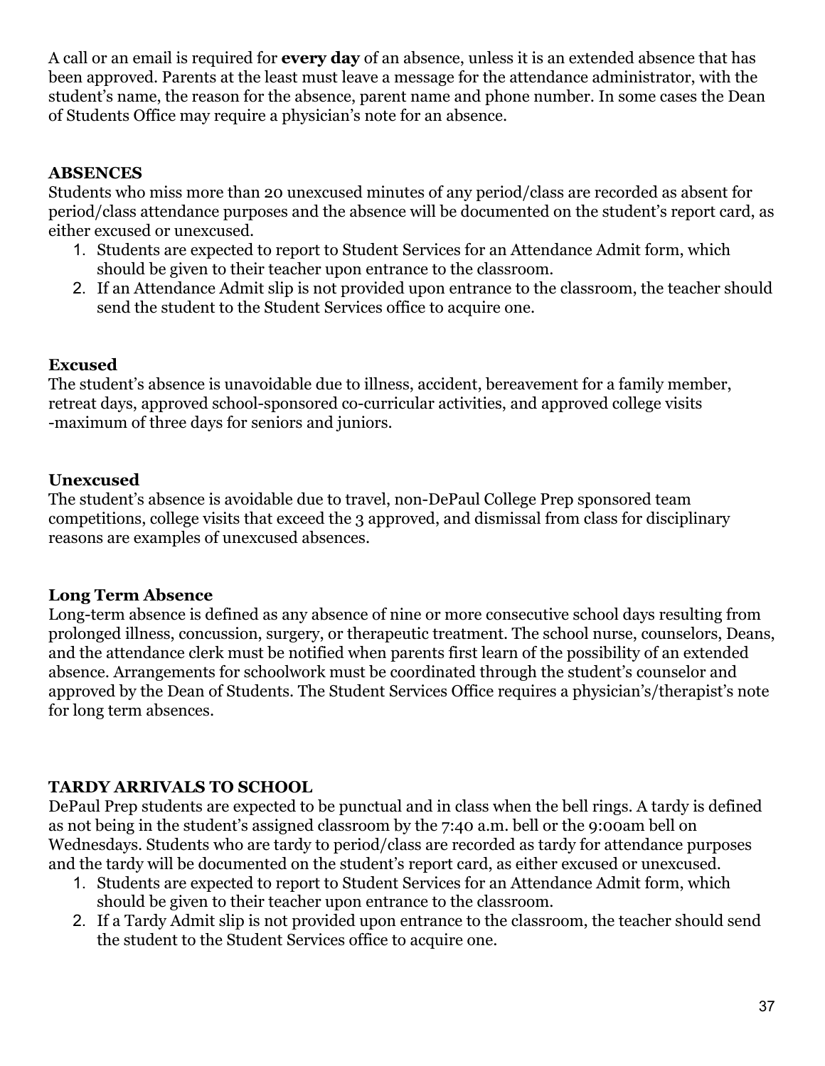A call or an email is required for **every day** of an absence, unless it is an extended absence that has been approved. Parents at the least must leave a message for the attendance administrator, with the student's name, the reason for the absence, parent name and phone number. In some cases the Dean of Students Office may require a physician's note for an absence.

## ABSENCES

Students who miss more than 20 unexcused minutes of any period/class are recorded as absent for period/class attendance purposes and the absence will be documented on the student's report card, as either excused or unexcused.

1. Students are expected to report to Student Services for an Attendance Admit form, which should be given to their teacher upon entrance to the classroom.
2. If an Attendance Admit slip is not provided upon entrance to the classroom, the teacher should send the student to the Student Services office to acquire one.

### Excused

The student's absence is unavoidable due to illness, accident, bereavement for a family member, retreat days, approved school-sponsored co-curricular activities, and approved college visits -maximum of three days for seniors and juniors.

### Unexcused

The student's absence is avoidable due to travel, non-DePaul College Prep sponsored team competitions, college visits that exceed the 3 approved, and dismissal from class for disciplinary reasons are examples of unexcused absences.

### Long Term Absence

Long-term absence is defined as any absence of nine or more consecutive school days resulting from prolonged illness, concussion, surgery, or therapeutic treatment. The school nurse, counselors, Deans, and the attendance clerk must be notified when parents first learn of the possibility of an extended absence. Arrangements for schoolwork must be coordinated through the student's counselor and approved by the Dean of Students. The Student Services Office requires a physician's/therapist's note for long term absences.

## TARDY ARRIVALS TO SCHOOL

DePaul Prep students are expected to be punctual and in class when the bell rings. A tardy is defined as not being in the student's assigned classroom by the 7:40 a.m. bell or the 9:00am bell on Wednesdays. Students who are tardy to period/class are recorded as tardy for attendance purposes and the tardy will be documented on the student's report card, as either excused or unexcused.

1. Students are expected to report to Student Services for an Attendance Admit form, which should be given to their teacher upon entrance to the classroom.
2. If a Tardy Admit slip is not provided upon entrance to the classroom, the teacher should send the student to the Student Services office to acquire one.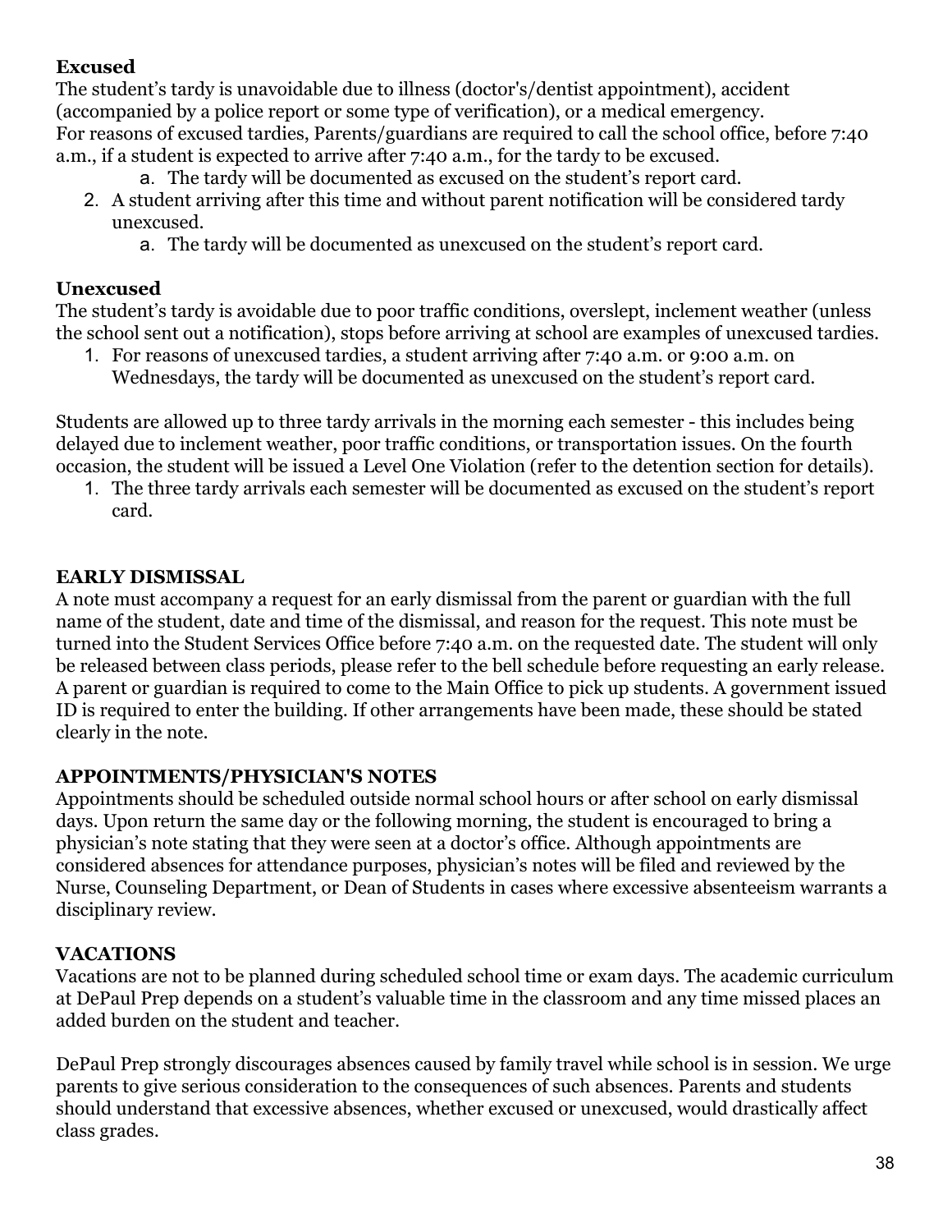**Excused**

The student's tardy is unavoidable due to illness (doctor's/dentist appointment), accident (accompanied by a police report or some type of verification), or a medical emergency.
For reasons of excused tardies, Parents/guardians are required to call the school office, before 7:40 a.m., if a student is expected to arrive after 7:40 a.m., for the tardy to be excused.

   a. The tardy will be documented as excused on the student's report card.

2. A student arriving after this time and without parent notification will be considered tardy unexcused.
   a. The tardy will be documented as unexcused on the student's report card.

**Unexcused**

The student's tardy is avoidable due to poor traffic conditions, overslept, inclement weather (unless the school sent out a notification), stops before arriving at school are examples of unexcused tardies.

1. For reasons of unexcused tardies, a student arriving after 7:40 a.m. or 9:00 a.m. on Wednesdays, the tardy will be documented as unexcused on the student's report card.

Students are allowed up to three tardy arrivals in the morning each semester - this includes being delayed due to inclement weather, poor traffic conditions, or transportation issues. On the fourth occasion, the student will be issued a Level One Violation (refer to the detention section for details).

1. The three tardy arrivals each semester will be documented as excused on the student's report card.

**EARLY DISMISSAL**

A note must accompany a request for an early dismissal from the parent or guardian with the full name of the student, date and time of the dismissal, and reason for the request. This note must be turned into the Student Services Office before 7:40 a.m. on the requested date. The student will only be released between class periods, please refer to the bell schedule before requesting an early release. A parent or guardian is required to come to the Main Office to pick up students. A government issued ID is required to enter the building. If other arrangements have been made, these should be stated clearly in the note.

**APPOINTMENTS/PHYSICIAN'S NOTES**

Appointments should be scheduled outside normal school hours or after school on early dismissal days. Upon return the same day or the following morning, the student is encouraged to bring a physician's note stating that they were seen at a doctor's office. Although appointments are considered absences for attendance purposes, physician's notes will be filed and reviewed by the Nurse, Counseling Department, or Dean of Students in cases where excessive absenteeism warrants a disciplinary review.

**VACATIONS**

Vacations are not to be planned during scheduled school time or exam days. The academic curriculum at DePaul Prep depends on a student's valuable time in the classroom and any time missed places an added burden on the student and teacher.

DePaul Prep strongly discourages absences caused by family travel while school is in session. We urge parents to give serious consideration to the consequences of such absences. Parents and students should understand that excessive absences, whether excused or unexcused, would drastically affect class grades.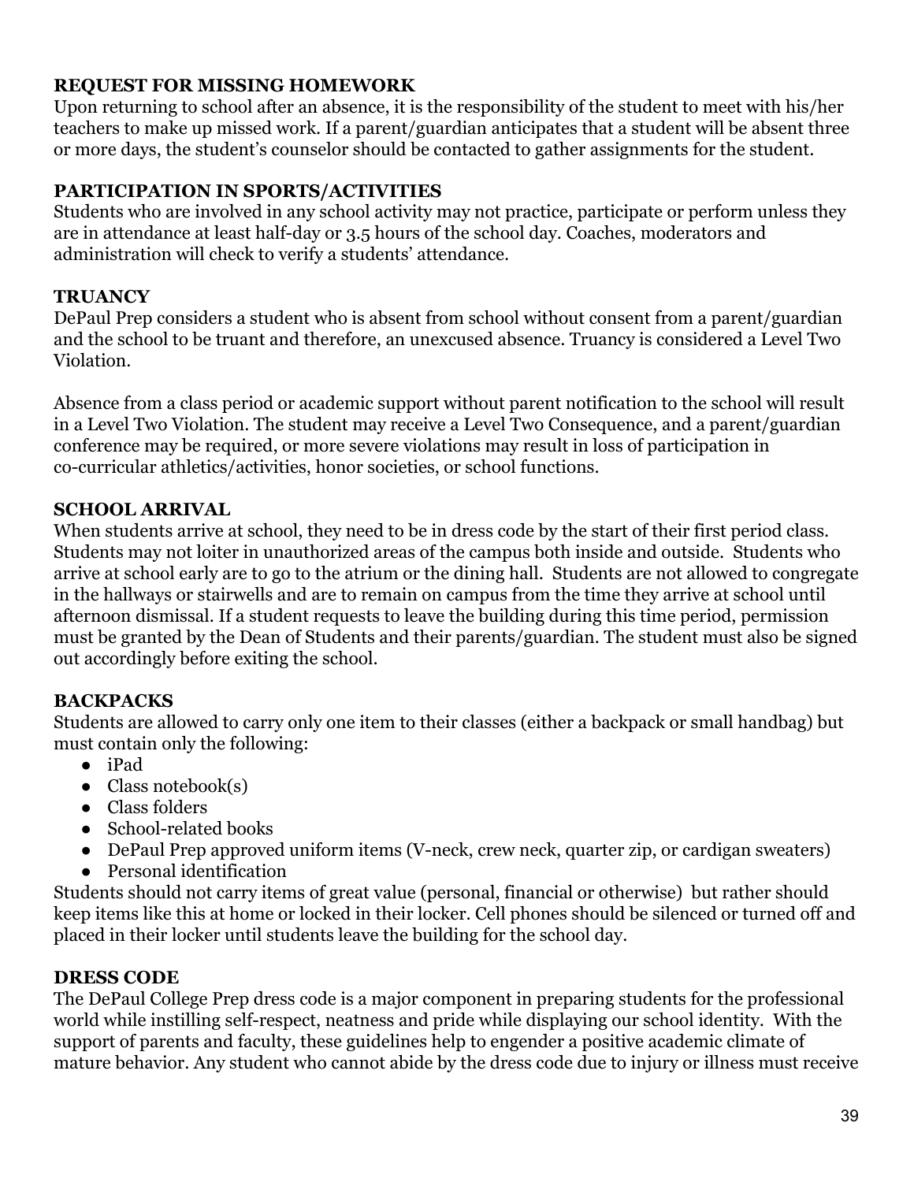**REQUEST FOR MISSING HOMEWORK**

Upon returning to school after an absence, it is the responsibility of the student to meet with his/her teachers to make up missed work. If a parent/guardian anticipates that a student will be absent three or more days, the student's counselor should be contacted to gather assignments for the student.

**PARTICIPATION IN SPORTS/ACTIVITIES**

Students who are involved in any school activity may not practice, participate or perform unless they are in attendance at least half-day or 3.5 hours of the school day. Coaches, moderators and administration will check to verify a students' attendance.

**TRUANCY**

DePaul Prep considers a student who is absent from school without consent from a parent/guardian and the school to be truant and therefore, an unexcused absence. Truancy is considered a Level Two Violation.

Absence from a class period or academic support without parent notification to the school will result in a Level Two Violation. The student may receive a Level Two Consequence, and a parent/guardian conference may be required, or more severe violations may result in loss of participation in co-curricular athletics/activities, honor societies, or school functions.

**SCHOOL ARRIVAL**

When students arrive at school, they need to be in dress code by the start of their first period class. Students may not loiter in unauthorized areas of the campus both inside and outside. Students who arrive at school early are to go to the atrium or the dining hall. Students are not allowed to congregate in the hallways or stairwells and are to remain on campus from the time they arrive at school until afternoon dismissal. If a student requests to leave the building during this time period, permission must be granted by the Dean of Students and their parents/guardian. The student must also be signed out accordingly before exiting the school.

**BACKPACKS**

Students are allowed to carry only one item to their classes (either a backpack or small handbag) but must contain only the following:

- iPad
- Class notebook(s)
- Class folders
- School-related books
- DePaul Prep approved uniform items (V-neck, crew neck, quarter zip, or cardigan sweaters)
- Personal identification

Students should not carry items of great value (personal, financial or otherwise) but rather should keep items like this at home or locked in their locker. Cell phones should be silenced or turned off and placed in their locker until students leave the building for the school day.

**DRESS CODE**

The DePaul College Prep dress code is a major component in preparing students for the professional world while instilling self-respect, neatness and pride while displaying our school identity. With the support of parents and faculty, these guidelines help to engender a positive academic climate of mature behavior. Any student who cannot abide by the dress code due to injury or illness must receive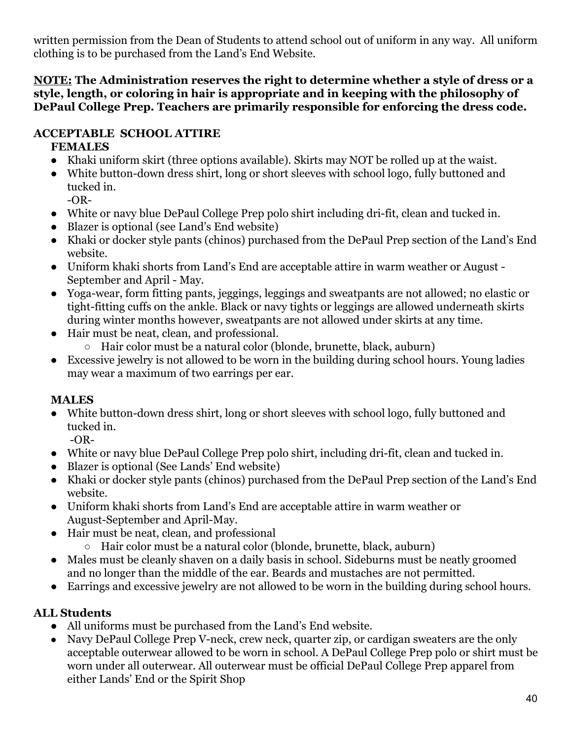written permission from the Dean of Students to attend school out of uniform in any way. All uniform clothing is to be purchased from the Land's End Website.

**<u>NOTE:</u> The Administration reserves the right to determine whether a style of dress or a style, length, or coloring in hair is appropriate and in keeping with the philosophy of DePaul College Prep. Teachers are primarily responsible for enforcing the dress code.**

**ACCEPTABLE SCHOOL ATTIRE**

**FEMALES**

- Khaki uniform skirt (three options available). Skirts may NOT be rolled up at the waist.
- White button-down dress shirt, long or short sleeves with school logo, fully buttoned and tucked in.
  -OR-
- White or navy blue DePaul College Prep polo shirt including dri-fit, clean and tucked in.
- Blazer is optional (see Land's End website)
- Khaki or docker style pants (chinos) purchased from the DePaul Prep section of the Land's End website.
- Uniform khaki shorts from Land's End are acceptable attire in warm weather or August - September and April - May.
- Yoga-wear, form fitting pants, jeggings, leggings and sweatpants are not allowed; no elastic or tight-fitting cuffs on the ankle. Black or navy tights or leggings are allowed underneath skirts during winter months however, sweatpants are not allowed under skirts at any time.
- Hair must be neat, clean, and professional.
  - Hair color must be a natural color (blonde, brunette, black, auburn)
- Excessive jewelry is not allowed to be worn in the building during school hours. Young ladies may wear a maximum of two earrings per ear.

**MALES**

- White button-down dress shirt, long or short sleeves with school logo, fully buttoned and tucked in.
  -OR-
- White or navy blue DePaul College Prep polo shirt, including dri-fit, clean and tucked in.
- Blazer is optional (See Lands' End website)
- Khaki or docker style pants (chinos) purchased from the DePaul Prep section of the Land's End website.
- Uniform khaki shorts from Land's End are acceptable attire in warm weather or August-September and April-May.
- Hair must be neat, clean, and professional
  - Hair color must be a natural color (blonde, brunette, black, auburn)
- Males must be cleanly shaven on a daily basis in school. Sideburns must be neatly groomed and no longer than the middle of the ear. Beards and mustaches are not permitted.
- Earrings and excessive jewelry are not allowed to be worn in the building during school hours.

**ALL Students**

- All uniforms must be purchased from the Land's End website.
- Navy DePaul College Prep V-neck, crew neck, quarter zip, or cardigan sweaters are the only acceptable outerwear allowed to be worn in school. A DePaul College Prep polo or shirt must be worn under all outerwear. All outerwear must be official DePaul College Prep apparel from either Lands' End or the Spirit Shop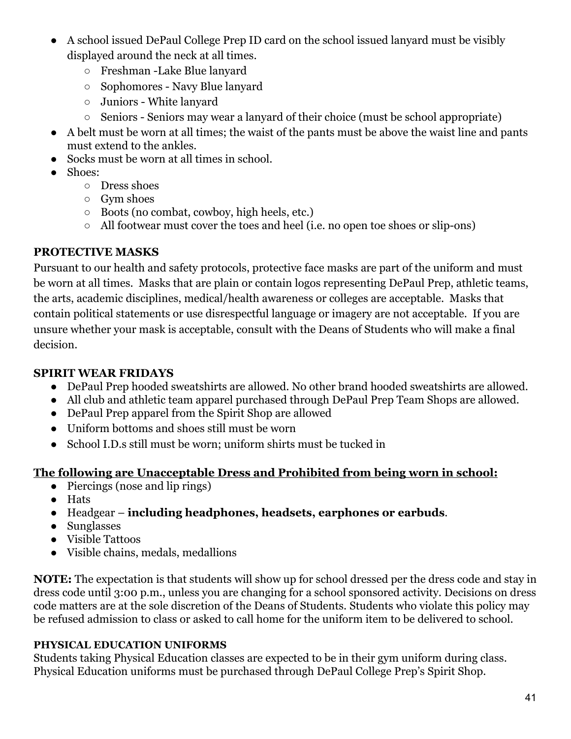- A school issued DePaul College Prep ID card on the school issued lanyard must be visibly displayed around the neck at all times.
  - Freshman -Lake Blue lanyard
  - Sophomores - Navy Blue lanyard
  - Juniors - White lanyard
  - Seniors - Seniors may wear a lanyard of their choice (must be school appropriate)
- A belt must be worn at all times; the waist of the pants must be above the waist line and pants must extend to the ankles.
- Socks must be worn at all times in school.
- Shoes:
  - Dress shoes
  - Gym shoes
  - Boots (no combat, cowboy, high heels, etc.)
  - All footwear must cover the toes and heel (i.e. no open toe shoes or slip-ons)

**PROTECTIVE MASKS**

Pursuant to our health and safety protocols, protective face masks are part of the uniform and must be worn at all times. Masks that are plain or contain logos representing DePaul Prep, athletic teams, the arts, academic disciplines, medical/health awareness or colleges are acceptable. Masks that contain political statements or use disrespectful language or imagery are not acceptable. If you are unsure whether your mask is acceptable, consult with the Deans of Students who will make a final decision.

**SPIRIT WEAR FRIDAYS**

- DePaul Prep hooded sweatshirts are allowed. No other brand hooded sweatshirts are allowed.
- All club and athletic team apparel purchased through DePaul Prep Team Shops are allowed.
- DePaul Prep apparel from the Spirit Shop are allowed
- Uniform bottoms and shoes still must be worn
- School I.D.s still must be worn; uniform shirts must be tucked in

**The following are Unacceptable Dress and Prohibited from being worn in school:**

- Piercings (nose and lip rings)
- Hats
- Headgear – **including headphones, headsets, earphones or earbuds**.
- Sunglasses
- Visible Tattoos
- Visible chains, medals, medallions

**NOTE:** The expectation is that students will show up for school dressed per the dress code and stay in dress code until 3:00 p.m., unless you are changing for a school sponsored activity. Decisions on dress code matters are at the sole discretion of the Deans of Students. Students who violate this policy may be refused admission to class or asked to call home for the uniform item to be delivered to school.

**PHYSICAL EDUCATION UNIFORMS**

Students taking Physical Education classes are expected to be in their gym uniform during class. Physical Education uniforms must be purchased through DePaul College Prep's Spirit Shop.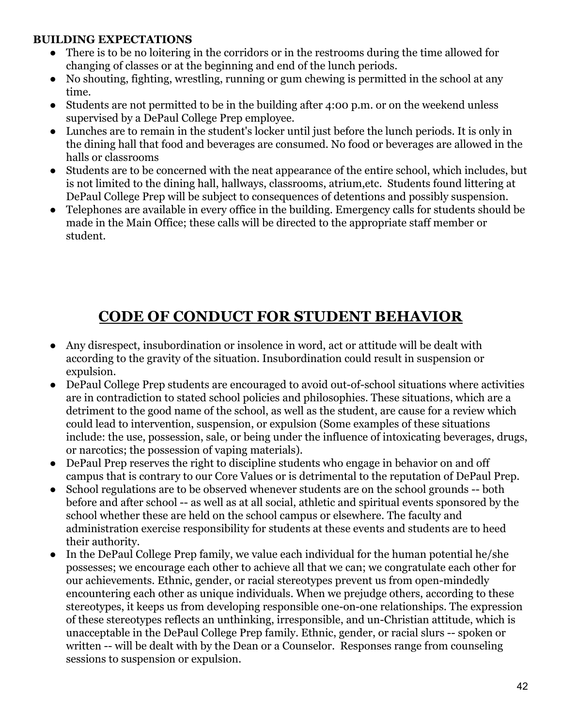**BUILDING EXPECTATIONS**

- There is to be no loitering in the corridors or in the restrooms during the time allowed for changing of classes or at the beginning and end of the lunch periods.
- No shouting, fighting, wrestling, running or gum chewing is permitted in the school at any time.
- Students are not permitted to be in the building after 4:00 p.m. or on the weekend unless supervised by a DePaul College Prep employee.
- Lunches are to remain in the student's locker until just before the lunch periods. It is only in the dining hall that food and beverages are consumed. No food or beverages are allowed in the halls or classrooms
- Students are to be concerned with the neat appearance of the entire school, which includes, but is not limited to the dining hall, hallways, classrooms, atrium,etc. Students found littering at DePaul College Prep will be subject to consequences of detentions and possibly suspension.
- Telephones are available in every office in the building. Emergency calls for students should be made in the Main Office; these calls will be directed to the appropriate staff member or student.

# CODE OF CONDUCT FOR STUDENT BEHAVIOR

- Any disrespect, insubordination or insolence in word, act or attitude will be dealt with according to the gravity of the situation. Insubordination could result in suspension or expulsion.
- DePaul College Prep students are encouraged to avoid out-of-school situations where activities are in contradiction to stated school policies and philosophies. These situations, which are a detriment to the good name of the school, as well as the student, are cause for a review which could lead to intervention, suspension, or expulsion (Some examples of these situations include: the use, possession, sale, or being under the influence of intoxicating beverages, drugs, or narcotics; the possession of vaping materials).
- DePaul Prep reserves the right to discipline students who engage in behavior on and off campus that is contrary to our Core Values or is detrimental to the reputation of DePaul Prep.
- School regulations are to be observed whenever students are on the school grounds -- both before and after school -- as well as at all social, athletic and spiritual events sponsored by the school whether these are held on the school campus or elsewhere. The faculty and administration exercise responsibility for students at these events and students are to heed their authority.
- In the DePaul College Prep family, we value each individual for the human potential he/she possesses; we encourage each other to achieve all that we can; we congratulate each other for our achievements. Ethnic, gender, or racial stereotypes prevent us from open-mindedly encountering each other as unique individuals. When we prejudge others, according to these stereotypes, it keeps us from developing responsible one-on-one relationships. The expression of these stereotypes reflects an unthinking, irresponsible, and un-Christian attitude, which is unacceptable in the DePaul College Prep family. Ethnic, gender, or racial slurs -- spoken or written -- will be dealt with by the Dean or a Counselor. Responses range from counseling sessions to suspension or expulsion.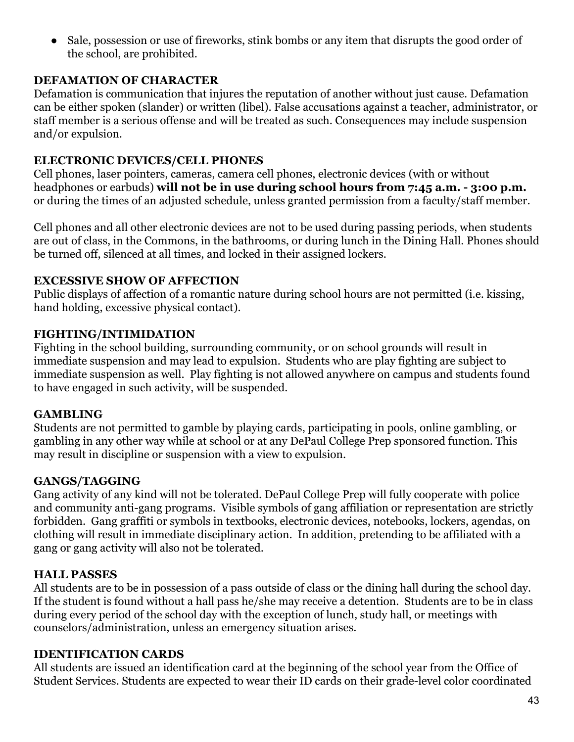- Sale, possession or use of fireworks, stink bombs or any item that disrupts the good order of the school, are prohibited.

**DEFAMATION OF CHARACTER**
Defamation is communication that injures the reputation of another without just cause. Defamation can be either spoken (slander) or written (libel). False accusations against a teacher, administrator, or staff member is a serious offense and will be treated as such. Consequences may include suspension and/or expulsion.

**ELECTRONIC DEVICES/CELL PHONES**
Cell phones, laser pointers, cameras, camera cell phones, electronic devices (with or without headphones or earbuds) **will not be in use during school hours from 7:45 a.m. - 3:00 p.m.** or during the times of an adjusted schedule, unless granted permission from a faculty/staff member.

Cell phones and all other electronic devices are not to be used during passing periods, when students are out of class, in the Commons, in the bathrooms, or during lunch in the Dining Hall. Phones should be turned off, silenced at all times, and locked in their assigned lockers.

**EXCESSIVE SHOW OF AFFECTION**
Public displays of affection of a romantic nature during school hours are not permitted (i.e. kissing, hand holding, excessive physical contact).

**FIGHTING/INTIMIDATION**
Fighting in the school building, surrounding community, or on school grounds will result in immediate suspension and may lead to expulsion. Students who are play fighting are subject to immediate suspension as well. Play fighting is not allowed anywhere on campus and students found to have engaged in such activity, will be suspended.

**GAMBLING**
Students are not permitted to gamble by playing cards, participating in pools, online gambling, or gambling in any other way while at school or at any DePaul College Prep sponsored function. This may result in discipline or suspension with a view to expulsion.

**GANGS/TAGGING**
Gang activity of any kind will not be tolerated. DePaul College Prep will fully cooperate with police and community anti-gang programs. Visible symbols of gang affiliation or representation are strictly forbidden. Gang graffiti or symbols in textbooks, electronic devices, notebooks, lockers, agendas, on clothing will result in immediate disciplinary action. In addition, pretending to be affiliated with a gang or gang activity will also not be tolerated.

**HALL PASSES**
All students are to be in possession of a pass outside of class or the dining hall during the school day. If the student is found without a hall pass he/she may receive a detention. Students are to be in class during every period of the school day with the exception of lunch, study hall, or meetings with counselors/administration, unless an emergency situation arises.

**IDENTIFICATION CARDS**
All students are issued an identification card at the beginning of the school year from the Office of Student Services. Students are expected to wear their ID cards on their grade-level color coordinated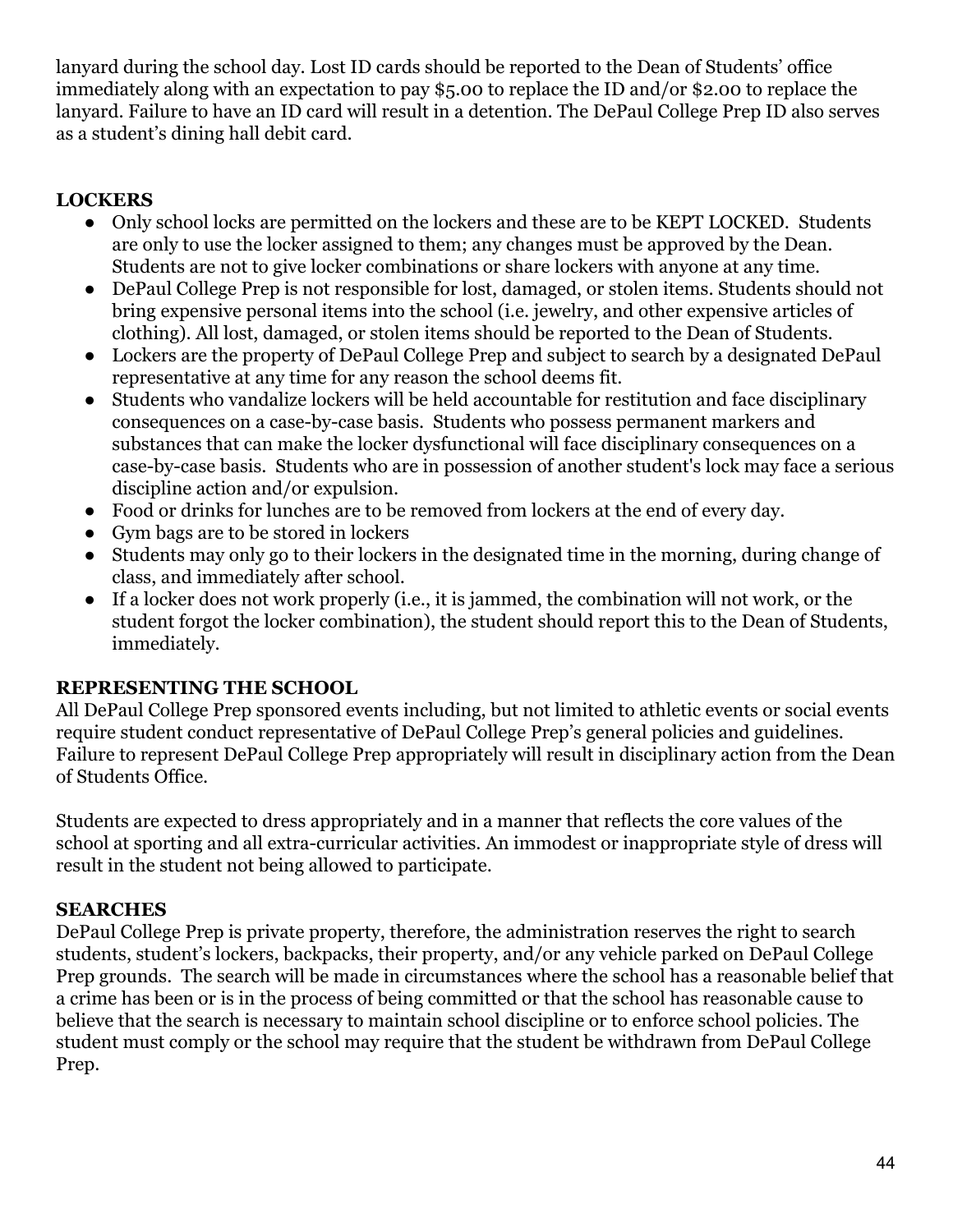lanyard during the school day. Lost ID cards should be reported to the Dean of Students' office immediately along with an expectation to pay $5.00 to replace the ID and/or $2.00 to replace the lanyard. Failure to have an ID card will result in a detention. The DePaul College Prep ID also serves as a student's dining hall debit card.

**LOCKERS**

- Only school locks are permitted on the lockers and these are to be KEPT LOCKED. Students are only to use the locker assigned to them; any changes must be approved by the Dean. Students are not to give locker combinations or share lockers with anyone at any time.
- DePaul College Prep is not responsible for lost, damaged, or stolen items. Students should not bring expensive personal items into the school (i.e. jewelry, and other expensive articles of clothing). All lost, damaged, or stolen items should be reported to the Dean of Students.
- Lockers are the property of DePaul College Prep and subject to search by a designated DePaul representative at any time for any reason the school deems fit.
- Students who vandalize lockers will be held accountable for restitution and face disciplinary consequences on a case-by-case basis. Students who possess permanent markers and substances that can make the locker dysfunctional will face disciplinary consequences on a case-by-case basis. Students who are in possession of another student's lock may face a serious discipline action and/or expulsion.
- Food or drinks for lunches are to be removed from lockers at the end of every day.
- Gym bags are to be stored in lockers
- Students may only go to their lockers in the designated time in the morning, during change of class, and immediately after school.
- If a locker does not work properly (i.e., it is jammed, the combination will not work, or the student forgot the locker combination), the student should report this to the Dean of Students, immediately.

**REPRESENTING THE SCHOOL**

All DePaul College Prep sponsored events including, but not limited to athletic events or social events require student conduct representative of DePaul College Prep's general policies and guidelines. Failure to represent DePaul College Prep appropriately will result in disciplinary action from the Dean of Students Office.

Students are expected to dress appropriately and in a manner that reflects the core values of the school at sporting and all extra-curricular activities. An immodest or inappropriate style of dress will result in the student not being allowed to participate.

**SEARCHES**

DePaul College Prep is private property, therefore, the administration reserves the right to search students, student's lockers, backpacks, their property, and/or any vehicle parked on DePaul College Prep grounds. The search will be made in circumstances where the school has a reasonable belief that a crime has been or is in the process of being committed or that the school has reasonable cause to believe that the search is necessary to maintain school discipline or to enforce school policies. The student must comply or the school may require that the student be withdrawn from DePaul College Prep.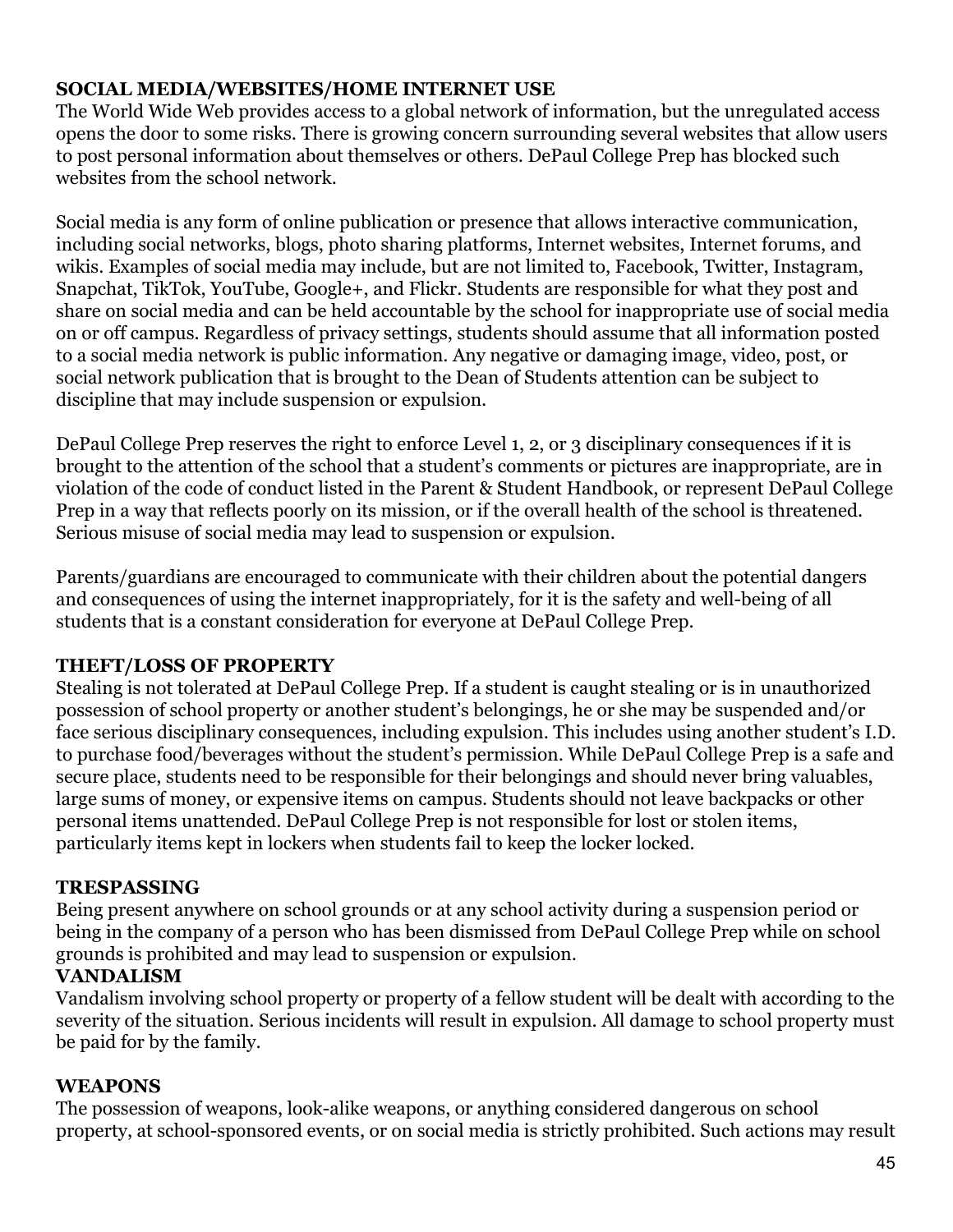**SOCIAL MEDIA/WEBSITES/HOME INTERNET USE**
The World Wide Web provides access to a global network of information, but the unregulated access opens the door to some risks. There is growing concern surrounding several websites that allow users to post personal information about themselves or others. DePaul College Prep has blocked such websites from the school network.

Social media is any form of online publication or presence that allows interactive communication, including social networks, blogs, photo sharing platforms, Internet websites, Internet forums, and wikis. Examples of social media may include, but are not limited to, Facebook, Twitter, Instagram, Snapchat, TikTok, YouTube, Google+, and Flickr. Students are responsible for what they post and share on social media and can be held accountable by the school for inappropriate use of social media on or off campus. Regardless of privacy settings, students should assume that all information posted to a social media network is public information. Any negative or damaging image, video, post, or social network publication that is brought to the Dean of Students attention can be subject to discipline that may include suspension or expulsion.

DePaul College Prep reserves the right to enforce Level 1, 2, or 3 disciplinary consequences if it is brought to the attention of the school that a student's comments or pictures are inappropriate, are in violation of the code of conduct listed in the Parent & Student Handbook, or represent DePaul College Prep in a way that reflects poorly on its mission, or if the overall health of the school is threatened. Serious misuse of social media may lead to suspension or expulsion.

Parents/guardians are encouraged to communicate with their children about the potential dangers and consequences of using the internet inappropriately, for it is the safety and well-being of all students that is a constant consideration for everyone at DePaul College Prep.

**THEFT/LOSS OF PROPERTY**
Stealing is not tolerated at DePaul College Prep. If a student is caught stealing or is in unauthorized possession of school property or another student's belongings, he or she may be suspended and/or face serious disciplinary consequences, including expulsion. This includes using another student's I.D. to purchase food/beverages without the student's permission. While DePaul College Prep is a safe and secure place, students need to be responsible for their belongings and should never bring valuables, large sums of money, or expensive items on campus. Students should not leave backpacks or other personal items unattended. DePaul College Prep is not responsible for lost or stolen items, particularly items kept in lockers when students fail to keep the locker locked.

**TRESPASSING**
Being present anywhere on school grounds or at any school activity during a suspension period or being in the company of a person who has been dismissed from DePaul College Prep while on school grounds is prohibited and may lead to suspension or expulsion.

**VANDALISM**
Vandalism involving school property or property of a fellow student will be dealt with according to the severity of the situation. Serious incidents will result in expulsion. All damage to school property must be paid for by the family.

**WEAPONS**
The possession of weapons, look-alike weapons, or anything considered dangerous on school property, at school-sponsored events, or on social media is strictly prohibited. Such actions may result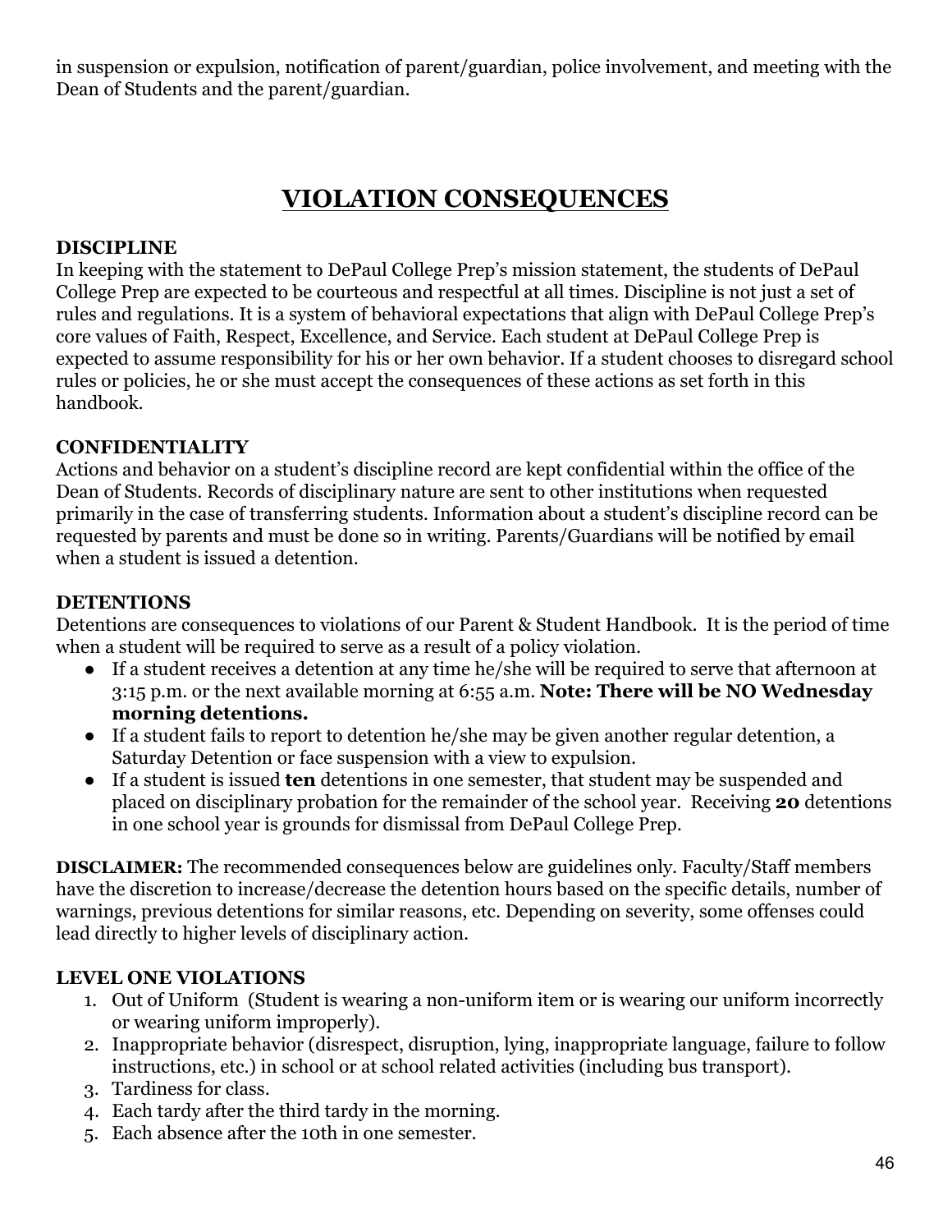in suspension or expulsion, notification of parent/guardian, police involvement, and meeting with the Dean of Students and the parent/guardian.

# VIOLATION CONSEQUENCES

**DISCIPLINE**

In keeping with the statement to DePaul College Prep's mission statement, the students of DePaul College Prep are expected to be courteous and respectful at all times. Discipline is not just a set of rules and regulations. It is a system of behavioral expectations that align with DePaul College Prep's core values of Faith, Respect, Excellence, and Service. Each student at DePaul College Prep is expected to assume responsibility for his or her own behavior. If a student chooses to disregard school rules or policies, he or she must accept the consequences of these actions as set forth in this handbook.

**CONFIDENTIALITY**

Actions and behavior on a student's discipline record are kept confidential within the office of the Dean of Students. Records of disciplinary nature are sent to other institutions when requested primarily in the case of transferring students. Information about a student's discipline record can be requested by parents and must be done so in writing. Parents/Guardians will be notified by email when a student is issued a detention.

**DETENTIONS**

Detentions are consequences to violations of our Parent & Student Handbook. It is the period of time when a student will be required to serve as a result of a policy violation.

- If a student receives a detention at any time he/she will be required to serve that afternoon at 3:15 p.m. or the next available morning at 6:55 a.m. **Note: There will be NO Wednesday morning detentions.**
- If a student fails to report to detention he/she may be given another regular detention, a Saturday Detention or face suspension with a view to expulsion.
- If a student is issued **ten** detentions in one semester, that student may be suspended and placed on disciplinary probation for the remainder of the school year. Receiving **20** detentions in one school year is grounds for dismissal from DePaul College Prep.

**DISCLAIMER:** The recommended consequences below are guidelines only. Faculty/Staff members have the discretion to increase/decrease the detention hours based on the specific details, number of warnings, previous detentions for similar reasons, etc. Depending on severity, some offenses could lead directly to higher levels of disciplinary action.

**LEVEL ONE VIOLATIONS**

1. Out of Uniform (Student is wearing a non-uniform item or is wearing our uniform incorrectly or wearing uniform improperly).
2. Inappropriate behavior (disrespect, disruption, lying, inappropriate language, failure to follow instructions, etc.) in school or at school related activities (including bus transport).
3. Tardiness for class.
4. Each tardy after the third tardy in the morning.
5. Each absence after the 10th in one semester.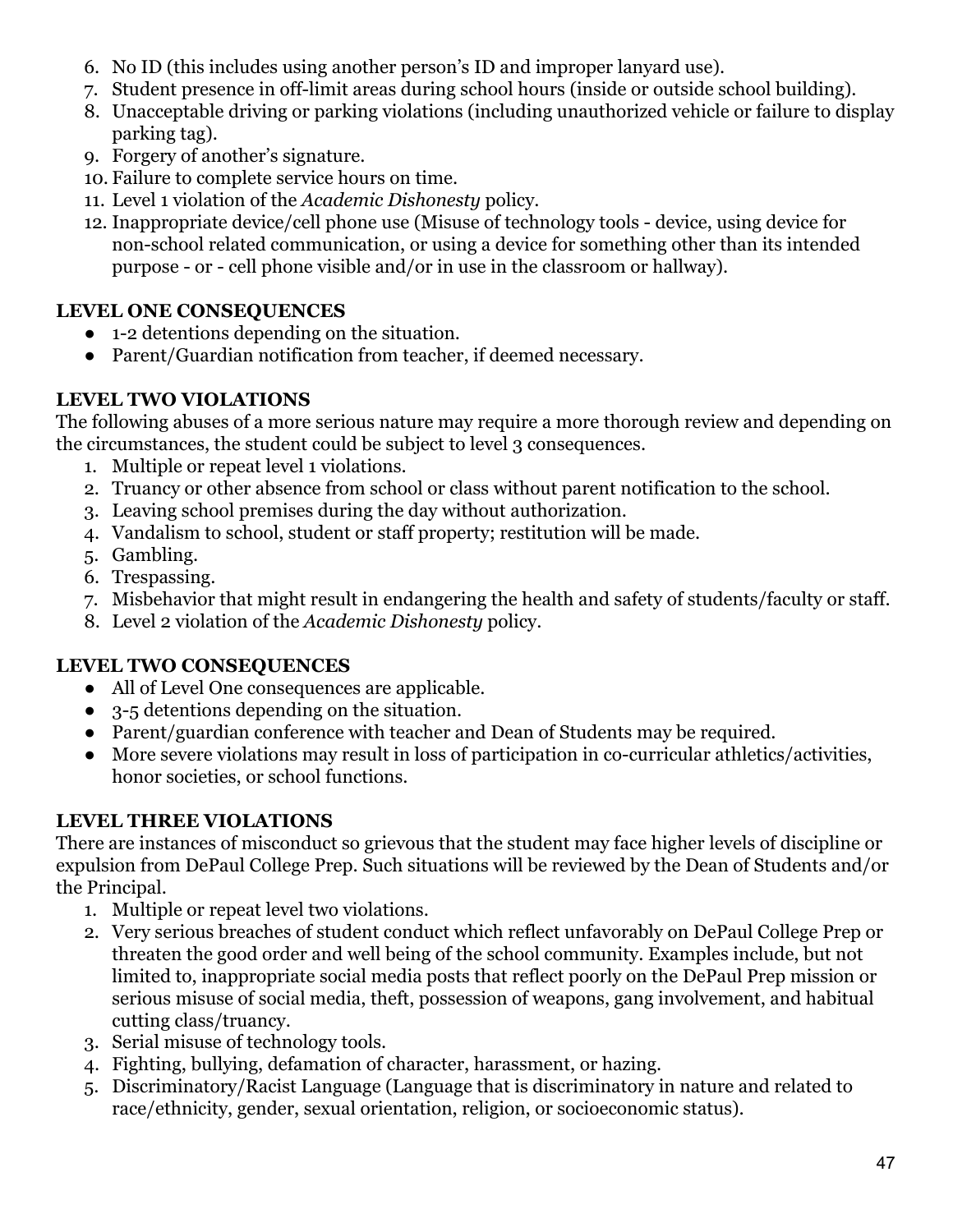6. No ID (this includes using another person's ID and improper lanyard use).
7. Student presence in off-limit areas during school hours (inside or outside school building).
8. Unacceptable driving or parking violations (including unauthorized vehicle or failure to display parking tag).
9. Forgery of another's signature.
10. Failure to complete service hours on time.
11. Level 1 violation of the *Academic Dishonesty* policy.
12. Inappropriate device/cell phone use (Misuse of technology tools - device, using device for non-school related communication, or using a device for something other than its intended purpose - or - cell phone visible and/or in use in the classroom or hallway).

**LEVEL ONE CONSEQUENCES**

- 1-2 detentions depending on the situation.
- Parent/Guardian notification from teacher, if deemed necessary.

**LEVEL TWO VIOLATIONS**

The following abuses of a more serious nature may require a more thorough review and depending on the circumstances, the student could be subject to level 3 consequences.

1. Multiple or repeat level 1 violations.
2. Truancy or other absence from school or class without parent notification to the school.
3. Leaving school premises during the day without authorization.
4. Vandalism to school, student or staff property; restitution will be made.
5. Gambling.
6. Trespassing.
7. Misbehavior that might result in endangering the health and safety of students/faculty or staff.
8. Level 2 violation of the *Academic Dishonesty* policy.

**LEVEL TWO CONSEQUENCES**

- All of Level One consequences are applicable.
- 3-5 detentions depending on the situation.
- Parent/guardian conference with teacher and Dean of Students may be required.
- More severe violations may result in loss of participation in co-curricular athletics/activities, honor societies, or school functions.

**LEVEL THREE VIOLATIONS**

There are instances of misconduct so grievous that the student may face higher levels of discipline or expulsion from DePaul College Prep. Such situations will be reviewed by the Dean of Students and/or the Principal.

1. Multiple or repeat level two violations.
2. Very serious breaches of student conduct which reflect unfavorably on DePaul College Prep or threaten the good order and well being of the school community. Examples include, but not limited to, inappropriate social media posts that reflect poorly on the DePaul Prep mission or serious misuse of social media, theft, possession of weapons, gang involvement, and habitual cutting class/truancy.
3. Serial misuse of technology tools.
4. Fighting, bullying, defamation of character, harassment, or hazing.
5. Discriminatory/Racist Language (Language that is discriminatory in nature and related to race/ethnicity, gender, sexual orientation, religion, or socioeconomic status).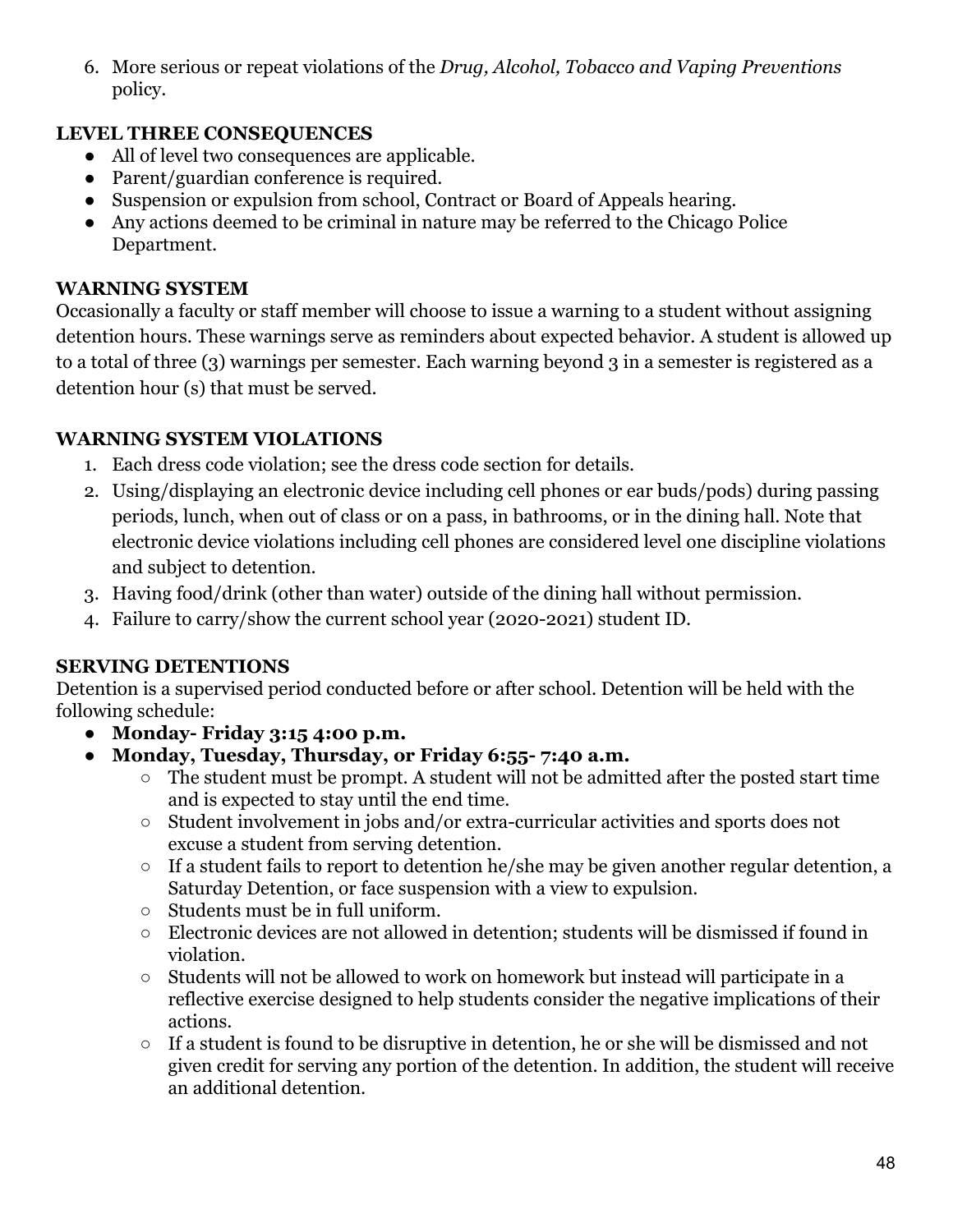6. More serious or repeat violations of the *Drug, Alcohol, Tobacco and Vaping Preventions* policy.

**LEVEL THREE CONSEQUENCES**

- All of level two consequences are applicable.
- Parent/guardian conference is required.
- Suspension or expulsion from school, Contract or Board of Appeals hearing.
- Any actions deemed to be criminal in nature may be referred to the Chicago Police Department.

**WARNING SYSTEM**

Occasionally a faculty or staff member will choose to issue a warning to a student without assigning detention hours. These warnings serve as reminders about expected behavior. A student is allowed up to a total of three (3) warnings per semester. Each warning beyond 3 in a semester is registered as a detention hour (s) that must be served.

**WARNING SYSTEM VIOLATIONS**

1. Each dress code violation; see the dress code section for details.
2. Using/displaying an electronic device including cell phones or ear buds/pods) during passing periods, lunch, when out of class or on a pass, in bathrooms, or in the dining hall. Note that electronic device violations including cell phones are considered level one discipline violations and subject to detention.
3. Having food/drink (other than water) outside of the dining hall without permission.
4. Failure to carry/show the current school year (2020-2021) student ID.

**SERVING DETENTIONS**

Detention is a supervised period conducted before or after school. Detention will be held with the following schedule:

- **Monday- Friday 3:15 4:00 p.m.**
- **Monday, Tuesday, Thursday, or Friday 6:55- 7:40 a.m.**
  - The student must be prompt. A student will not be admitted after the posted start time and is expected to stay until the end time.
  - Student involvement in jobs and/or extra-curricular activities and sports does not excuse a student from serving detention.
  - If a student fails to report to detention he/she may be given another regular detention, a Saturday Detention, or face suspension with a view to expulsion.
  - Students must be in full uniform.
  - Electronic devices are not allowed in detention; students will be dismissed if found in violation.
  - Students will not be allowed to work on homework but instead will participate in a reflective exercise designed to help students consider the negative implications of their actions.
  - If a student is found to be disruptive in detention, he or she will be dismissed and not given credit for serving any portion of the detention. In addition, the student will receive an additional detention.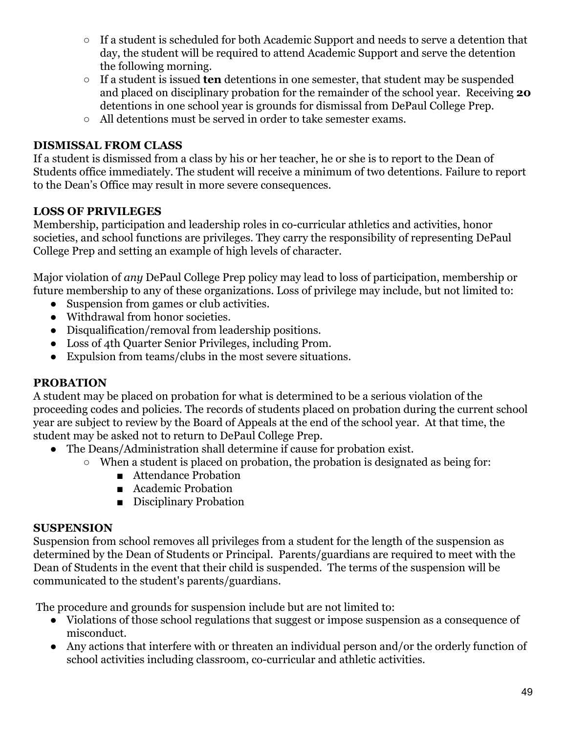- If a student is scheduled for both Academic Support and needs to serve a detention that day, the student will be required to attend Academic Support and serve the detention the following morning.
- If a student is issued **ten** detentions in one semester, that student may be suspended and placed on disciplinary probation for the remainder of the school year. Receiving **20** detentions in one school year is grounds for dismissal from DePaul College Prep.
- All detentions must be served in order to take semester exams.

### DISMISSAL FROM CLASS

If a student is dismissed from a class by his or her teacher, he or she is to report to the Dean of Students office immediately. The student will receive a minimum of two detentions. Failure to report to the Dean's Office may result in more severe consequences.

### LOSS OF PRIVILEGES

Membership, participation and leadership roles in co-curricular athletics and activities, honor societies, and school functions are privileges. They carry the responsibility of representing DePaul College Prep and setting an example of high levels of character.

Major violation of *any* DePaul College Prep policy may lead to loss of participation, membership or future membership to any of these organizations. Loss of privilege may include, but not limited to:

- Suspension from games or club activities.
- Withdrawal from honor societies.
- Disqualification/removal from leadership positions.
- Loss of 4th Quarter Senior Privileges, including Prom.
- Expulsion from teams/clubs in the most severe situations.

### PROBATION

A student may be placed on probation for what is determined to be a serious violation of the proceeding codes and policies. The records of students placed on probation during the current school year are subject to review by the Board of Appeals at the end of the school year. At that time, the student may be asked not to return to DePaul College Prep.

- The Deans/Administration shall determine if cause for probation exist.
  - When a student is placed on probation, the probation is designated as being for:
    - Attendance Probation
    - Academic Probation
    - Disciplinary Probation

### SUSPENSION

Suspension from school removes all privileges from a student for the length of the suspension as determined by the Dean of Students or Principal. Parents/guardians are required to meet with the Dean of Students in the event that their child is suspended. The terms of the suspension will be communicated to the student's parents/guardians.

The procedure and grounds for suspension include but are not limited to:

- Violations of those school regulations that suggest or impose suspension as a consequence of misconduct.
- Any actions that interfere with or threaten an individual person and/or the orderly function of school activities including classroom, co-curricular and athletic activities.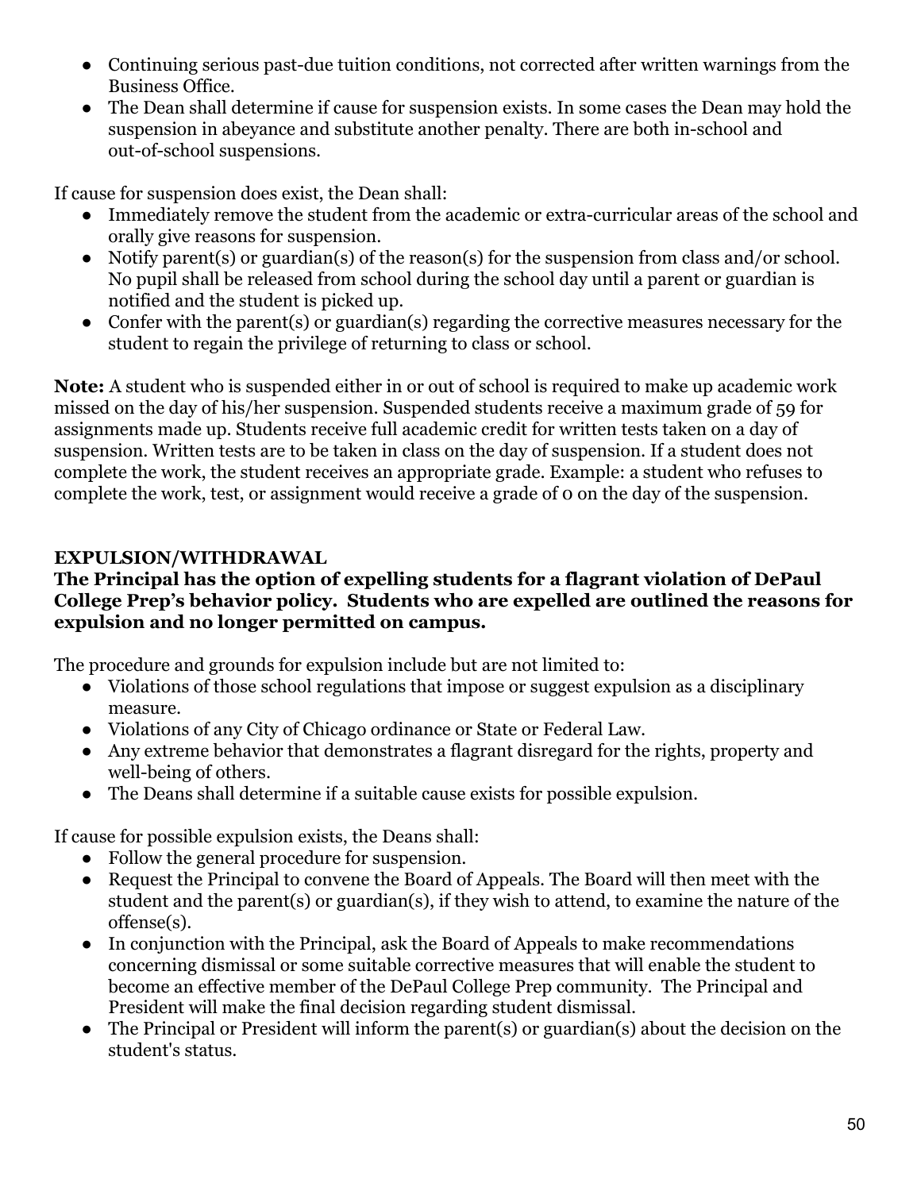- Continuing serious past-due tuition conditions, not corrected after written warnings from the Business Office.
- The Dean shall determine if cause for suspension exists. In some cases the Dean may hold the suspension in abeyance and substitute another penalty. There are both in-school and out-of-school suspensions.

If cause for suspension does exist, the Dean shall:

- Immediately remove the student from the academic or extra-curricular areas of the school and orally give reasons for suspension.
- Notify parent(s) or guardian(s) of the reason(s) for the suspension from class and/or school. No pupil shall be released from school during the school day until a parent or guardian is notified and the student is picked up.
- Confer with the parent(s) or guardian(s) regarding the corrective measures necessary for the student to regain the privilege of returning to class or school.

**Note:** A student who is suspended either in or out of school is required to make up academic work missed on the day of his/her suspension. Suspended students receive a maximum grade of 59 for assignments made up. Students receive full academic credit for written tests taken on a day of suspension. Written tests are to be taken in class on the day of suspension. If a student does not complete the work, the student receives an appropriate grade. Example: a student who refuses to complete the work, test, or assignment would receive a grade of 0 on the day of the suspension.

**EXPULSION/WITHDRAWAL**

**The Principal has the option of expelling students for a flagrant violation of DePaul College Prep's behavior policy. Students who are expelled are outlined the reasons for expulsion and no longer permitted on campus.**

The procedure and grounds for expulsion include but are not limited to:

- Violations of those school regulations that impose or suggest expulsion as a disciplinary measure.
- Violations of any City of Chicago ordinance or State or Federal Law.
- Any extreme behavior that demonstrates a flagrant disregard for the rights, property and well-being of others.
- The Deans shall determine if a suitable cause exists for possible expulsion.

If cause for possible expulsion exists, the Deans shall:

- Follow the general procedure for suspension.
- Request the Principal to convene the Board of Appeals. The Board will then meet with the student and the parent(s) or guardian(s), if they wish to attend, to examine the nature of the offense(s).
- In conjunction with the Principal, ask the Board of Appeals to make recommendations concerning dismissal or some suitable corrective measures that will enable the student to become an effective member of the DePaul College Prep community. The Principal and President will make the final decision regarding student dismissal.
- The Principal or President will inform the parent(s) or guardian(s) about the decision on the student's status.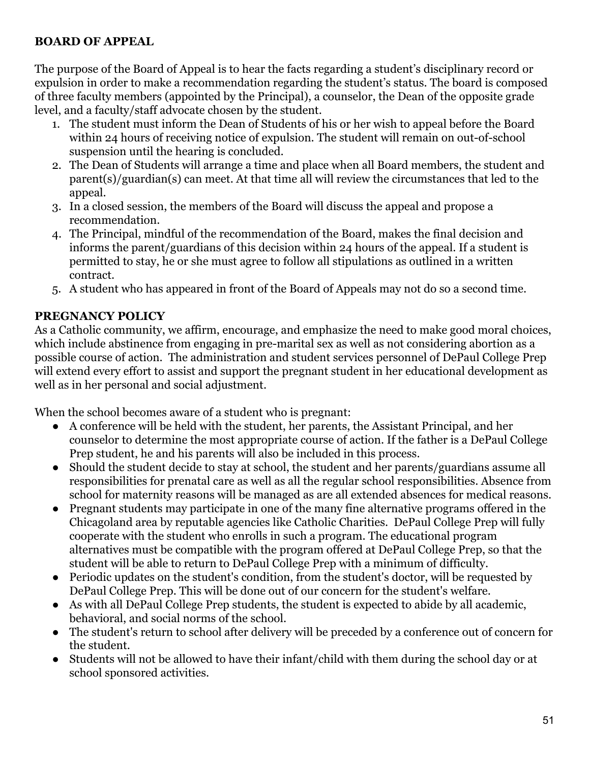## BOARD OF APPEAL

The purpose of the Board of Appeal is to hear the facts regarding a student's disciplinary record or expulsion in order to make a recommendation regarding the student's status. The board is composed of three faculty members (appointed by the Principal), a counselor, the Dean of the opposite grade level, and a faculty/staff advocate chosen by the student.

1. The student must inform the Dean of Students of his or her wish to appeal before the Board within 24 hours of receiving notice of expulsion. The student will remain on out-of-school suspension until the hearing is concluded.
2. The Dean of Students will arrange a time and place when all Board members, the student and parent(s)/guardian(s) can meet. At that time all will review the circumstances that led to the appeal.
3. In a closed session, the members of the Board will discuss the appeal and propose a recommendation.
4. The Principal, mindful of the recommendation of the Board, makes the final decision and informs the parent/guardians of this decision within 24 hours of the appeal. If a student is permitted to stay, he or she must agree to follow all stipulations as outlined in a written contract.
5. A student who has appeared in front of the Board of Appeals may not do so a second time.

## PREGNANCY POLICY

As a Catholic community, we affirm, encourage, and emphasize the need to make good moral choices, which include abstinence from engaging in pre-marital sex as well as not considering abortion as a possible course of action. The administration and student services personnel of DePaul College Prep will extend every effort to assist and support the pregnant student in her educational development as well as in her personal and social adjustment.

When the school becomes aware of a student who is pregnant:

- A conference will be held with the student, her parents, the Assistant Principal, and her counselor to determine the most appropriate course of action. If the father is a DePaul College Prep student, he and his parents will also be included in this process.
- Should the student decide to stay at school, the student and her parents/guardians assume all responsibilities for prenatal care as well as all the regular school responsibilities. Absence from school for maternity reasons will be managed as are all extended absences for medical reasons.
- Pregnant students may participate in one of the many fine alternative programs offered in the Chicagoland area by reputable agencies like Catholic Charities. DePaul College Prep will fully cooperate with the student who enrolls in such a program. The educational program alternatives must be compatible with the program offered at DePaul College Prep, so that the student will be able to return to DePaul College Prep with a minimum of difficulty.
- Periodic updates on the student's condition, from the student's doctor, will be requested by DePaul College Prep. This will be done out of our concern for the student's welfare.
- As with all DePaul College Prep students, the student is expected to abide by all academic, behavioral, and social norms of the school.
- The student's return to school after delivery will be preceded by a conference out of concern for the student.
- Students will not be allowed to have their infant/child with them during the school day or at school sponsored activities.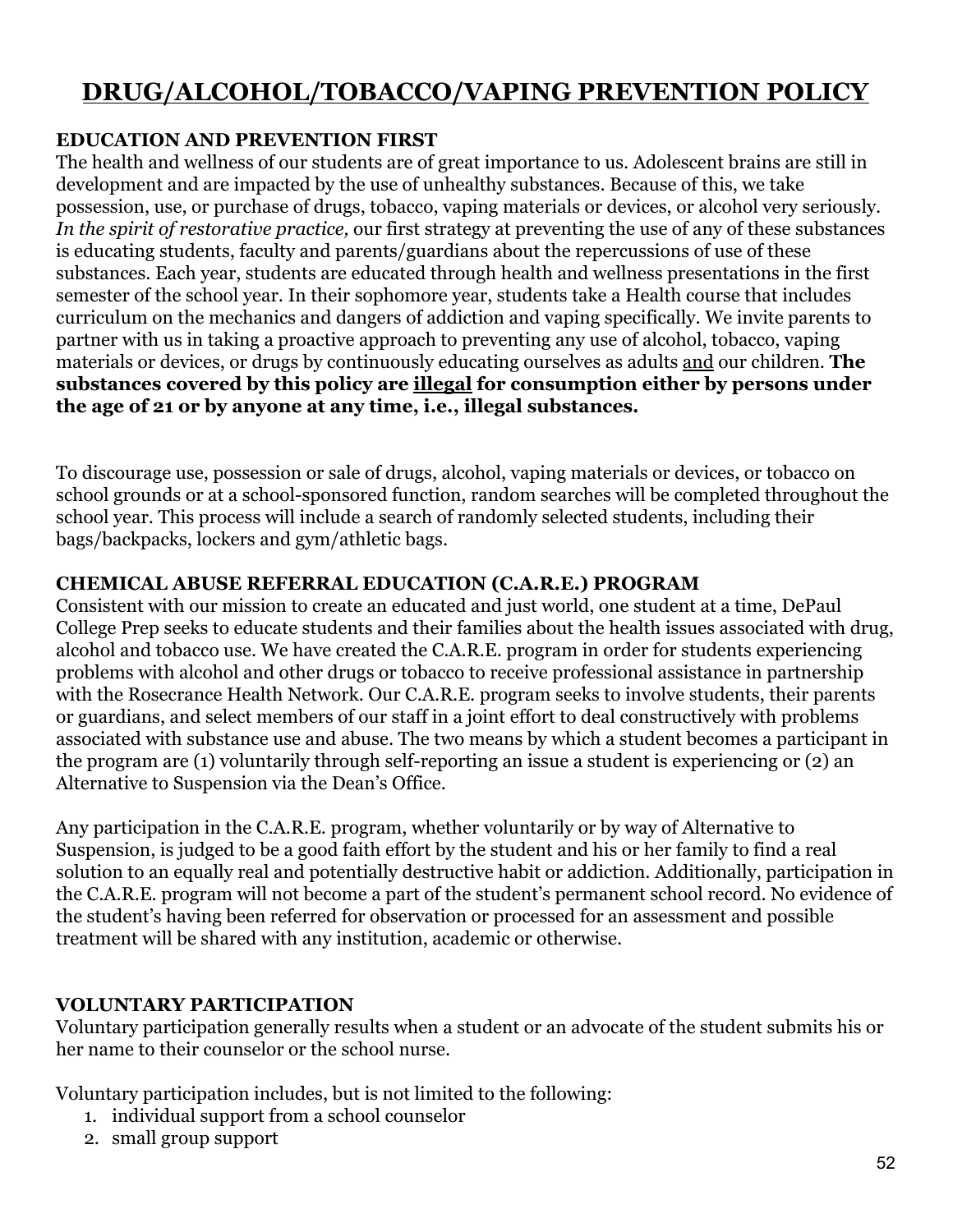# DRUG/ALCOHOL/TOBACCO/VAPING PREVENTION POLICY

**EDUCATION AND PREVENTION FIRST**

The health and wellness of our students are of great importance to us. Adolescent brains are still in development and are impacted by the use of unhealthy substances. Because of this, we take possession, use, or purchase of drugs, tobacco, vaping materials or devices, or alcohol very seriously. *In the spirit of restorative practice,* our first strategy at preventing the use of any of these substances is educating students, faculty and parents/guardians about the repercussions of use of these substances. Each year, students are educated through health and wellness presentations in the first semester of the school year. In their sophomore year, students take a Health course that includes curriculum on the mechanics and dangers of addiction and vaping specifically. We invite parents to partner with us in taking a proactive approach to preventing any use of alcohol, tobacco, vaping materials or devices, or drugs by continuously educating ourselves as adults <u>and</u> our children. **The substances covered by this policy are <u>illegal</u> for consumption either by persons under the age of 21 or by anyone at any time, i.e., illegal substances.**

To discourage use, possession or sale of drugs, alcohol, vaping materials or devices, or tobacco on school grounds or at a school-sponsored function, random searches will be completed throughout the school year. This process will include a search of randomly selected students, including their bags/backpacks, lockers and gym/athletic bags.

**CHEMICAL ABUSE REFERRAL EDUCATION (C.A.R.E.) PROGRAM**

Consistent with our mission to create an educated and just world, one student at a time, DePaul College Prep seeks to educate students and their families about the health issues associated with drug, alcohol and tobacco use. We have created the C.A.R.E. program in order for students experiencing problems with alcohol and other drugs or tobacco to receive professional assistance in partnership with the Rosecrance Health Network. Our C.A.R.E. program seeks to involve students, their parents or guardians, and select members of our staff in a joint effort to deal constructively with problems associated with substance use and abuse. The two means by which a student becomes a participant in the program are (1) voluntarily through self-reporting an issue a student is experiencing or (2) an Alternative to Suspension via the Dean's Office.

Any participation in the C.A.R.E. program, whether voluntarily or by way of Alternative to Suspension, is judged to be a good faith effort by the student and his or her family to find a real solution to an equally real and potentially destructive habit or addiction. Additionally, participation in the C.A.R.E. program will not become a part of the student's permanent school record. No evidence of the student's having been referred for observation or processed for an assessment and possible treatment will be shared with any institution, academic or otherwise.

**VOLUNTARY PARTICIPATION**

Voluntary participation generally results when a student or an advocate of the student submits his or her name to their counselor or the school nurse.

Voluntary participation includes, but is not limited to the following:

1. individual support from a school counselor
2. small group support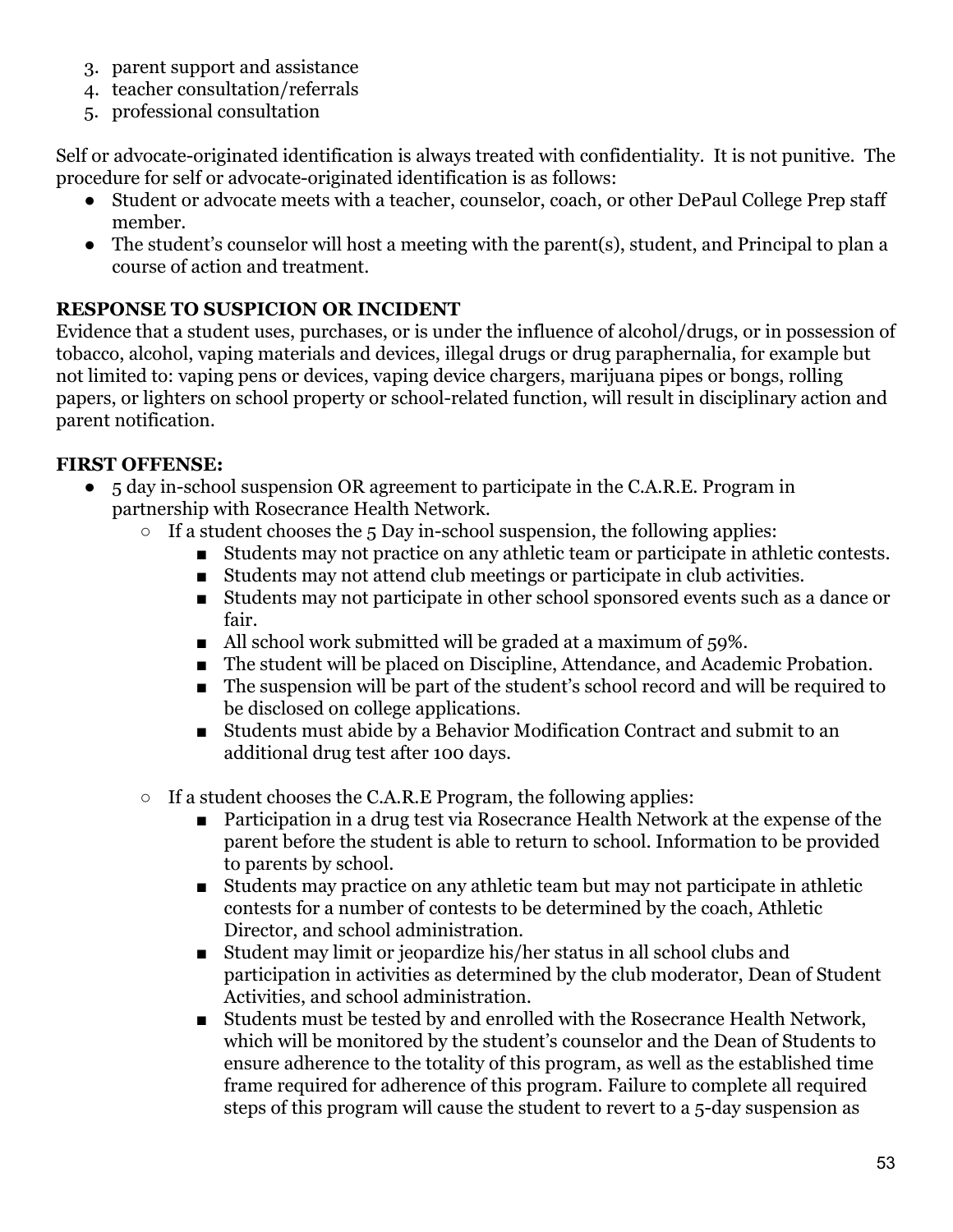3. parent support and assistance
4. teacher consultation/referrals
5. professional consultation

Self or advocate-originated identification is always treated with confidentiality. It is not punitive. The procedure for self or advocate-originated identification is as follows:

- Student or advocate meets with a teacher, counselor, coach, or other DePaul College Prep staff member.
- The student's counselor will host a meeting with the parent(s), student, and Principal to plan a course of action and treatment.

**RESPONSE TO SUSPICION OR INCIDENT**

Evidence that a student uses, purchases, or is under the influence of alcohol/drugs, or in possession of tobacco, alcohol, vaping materials and devices, illegal drugs or drug paraphernalia, for example but not limited to: vaping pens or devices, vaping device chargers, marijuana pipes or bongs, rolling papers, or lighters on school property or school-related function, will result in disciplinary action and parent notification.

**FIRST OFFENSE:**

- 5 day in-school suspension OR agreement to participate in the C.A.R.E. Program in partnership with Rosecrance Health Network.
  - If a student chooses the 5 Day in-school suspension, the following applies:
    - Students may not practice on any athletic team or participate in athletic contests.
    - Students may not attend club meetings or participate in club activities.
    - Students may not participate in other school sponsored events such as a dance or fair.
    - All school work submitted will be graded at a maximum of 59%.
    - The student will be placed on Discipline, Attendance, and Academic Probation.
    - The suspension will be part of the student's school record and will be required to be disclosed on college applications.
    - Students must abide by a Behavior Modification Contract and submit to an additional drug test after 100 days.
  - If a student chooses the C.A.R.E Program, the following applies:
    - Participation in a drug test via Rosecrance Health Network at the expense of the parent before the student is able to return to school. Information to be provided to parents by school.
    - Students may practice on any athletic team but may not participate in athletic contests for a number of contests to be determined by the coach, Athletic Director, and school administration.
    - Student may limit or jeopardize his/her status in all school clubs and participation in activities as determined by the club moderator, Dean of Student Activities, and school administration.
    - Students must be tested by and enrolled with the Rosecrance Health Network, which will be monitored by the student's counselor and the Dean of Students to ensure adherence to the totality of this program, as well as the established time frame required for adherence of this program. Failure to complete all required steps of this program will cause the student to revert to a 5-day suspension as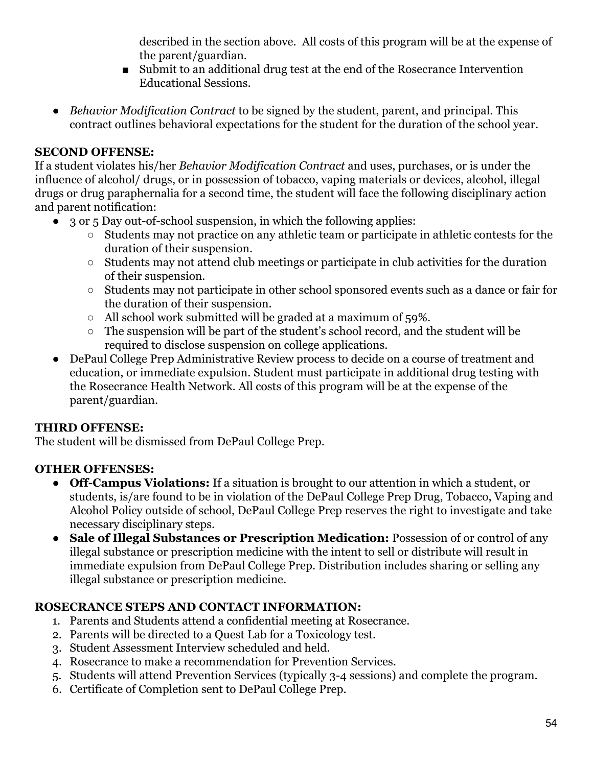described in the section above. All costs of this program will be at the expense of the parent/guardian.
    - Submit to an additional drug test at the end of the Rosecrance Intervention Educational Sessions.

- *Behavior Modification Contract* to be signed by the student, parent, and principal. This contract outlines behavioral expectations for the student for the duration of the school year.

**SECOND OFFENSE:**
If a student violates his/her *Behavior Modification Contract* and uses, purchases, or is under the influence of alcohol/ drugs, or in possession of tobacco, vaping materials or devices, alcohol, illegal drugs or drug paraphernalia for a second time, the student will face the following disciplinary action and parent notification:

- 3 or 5 Day out-of-school suspension, in which the following applies:
    - Students may not practice on any athletic team or participate in athletic contests for the duration of their suspension.
    - Students may not attend club meetings or participate in club activities for the duration of their suspension.
    - Students may not participate in other school sponsored events such as a dance or fair for the duration of their suspension.
    - All school work submitted will be graded at a maximum of 59%.
    - The suspension will be part of the student's school record, and the student will be required to disclose suspension on college applications.
- DePaul College Prep Administrative Review process to decide on a course of treatment and education, or immediate expulsion. Student must participate in additional drug testing with the Rosecrance Health Network. All costs of this program will be at the expense of the parent/guardian.

**THIRD OFFENSE:**
The student will be dismissed from DePaul College Prep.

**OTHER OFFENSES:**

- **Off-Campus Violations:** If a situation is brought to our attention in which a student, or students, is/are found to be in violation of the DePaul College Prep Drug, Tobacco, Vaping and Alcohol Policy outside of school, DePaul College Prep reserves the right to investigate and take necessary disciplinary steps.
- **Sale of Illegal Substances or Prescription Medication:** Possession of or control of any illegal substance or prescription medicine with the intent to sell or distribute will result in immediate expulsion from DePaul College Prep. Distribution includes sharing or selling any illegal substance or prescription medicine.

**ROSECRANCE STEPS AND CONTACT INFORMATION:**

1. Parents and Students attend a confidential meeting at Rosecrance.
2. Parents will be directed to a Quest Lab for a Toxicology test.
3. Student Assessment Interview scheduled and held.
4. Rosecrance to make a recommendation for Prevention Services.
5. Students will attend Prevention Services (typically 3-4 sessions) and complete the program.
6. Certificate of Completion sent to DePaul College Prep.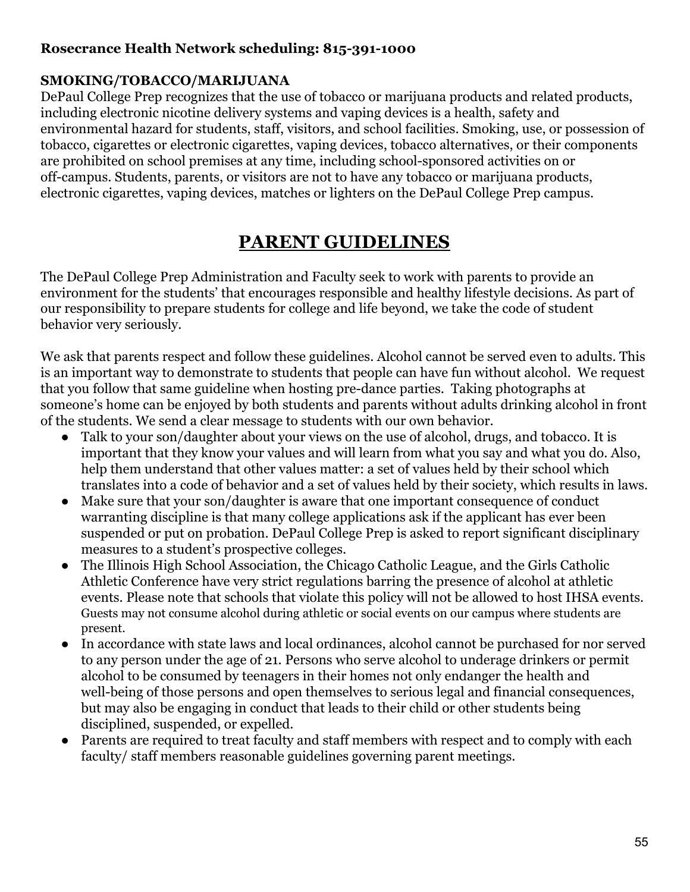**Rosecrance Health Network scheduling: 815-391-1000**

**SMOKING/TOBACCO/MARIJUANA**

DePaul College Prep recognizes that the use of tobacco or marijuana products and related products, including electronic nicotine delivery systems and vaping devices is a health, safety and environmental hazard for students, staff, visitors, and school facilities. Smoking, use, or possession of tobacco, cigarettes or electronic cigarettes, vaping devices, tobacco alternatives, or their components are prohibited on school premises at any time, including school-sponsored activities on or off-campus. Students, parents, or visitors are not to have any tobacco or marijuana products, electronic cigarettes, vaping devices, matches or lighters on the DePaul College Prep campus.

# PARENT GUIDELINES

The DePaul College Prep Administration and Faculty seek to work with parents to provide an environment for the students' that encourages responsible and healthy lifestyle decisions. As part of our responsibility to prepare students for college and life beyond, we take the code of student behavior very seriously.

We ask that parents respect and follow these guidelines. Alcohol cannot be served even to adults. This is an important way to demonstrate to students that people can have fun without alcohol. We request that you follow that same guideline when hosting pre-dance parties. Taking photographs at someone's home can be enjoyed by both students and parents without adults drinking alcohol in front of the students. We send a clear message to students with our own behavior.

- Talk to your son/daughter about your views on the use of alcohol, drugs, and tobacco. It is important that they know your values and will learn from what you say and what you do. Also, help them understand that other values matter: a set of values held by their school which translates into a code of behavior and a set of values held by their society, which results in laws.
- Make sure that your son/daughter is aware that one important consequence of conduct warranting discipline is that many college applications ask if the applicant has ever been suspended or put on probation. DePaul College Prep is asked to report significant disciplinary measures to a student's prospective colleges.
- The Illinois High School Association, the Chicago Catholic League, and the Girls Catholic Athletic Conference have very strict regulations barring the presence of alcohol at athletic events. Please note that schools that violate this policy will not be allowed to host IHSA events. Guests may not consume alcohol during athletic or social events on our campus where students are present.
- In accordance with state laws and local ordinances, alcohol cannot be purchased for nor served to any person under the age of 21. Persons who serve alcohol to underage drinkers or permit alcohol to be consumed by teenagers in their homes not only endanger the health and well-being of those persons and open themselves to serious legal and financial consequences, but may also be engaging in conduct that leads to their child or other students being disciplined, suspended, or expelled.
- Parents are required to treat faculty and staff members with respect and to comply with each faculty/ staff members reasonable guidelines governing parent meetings.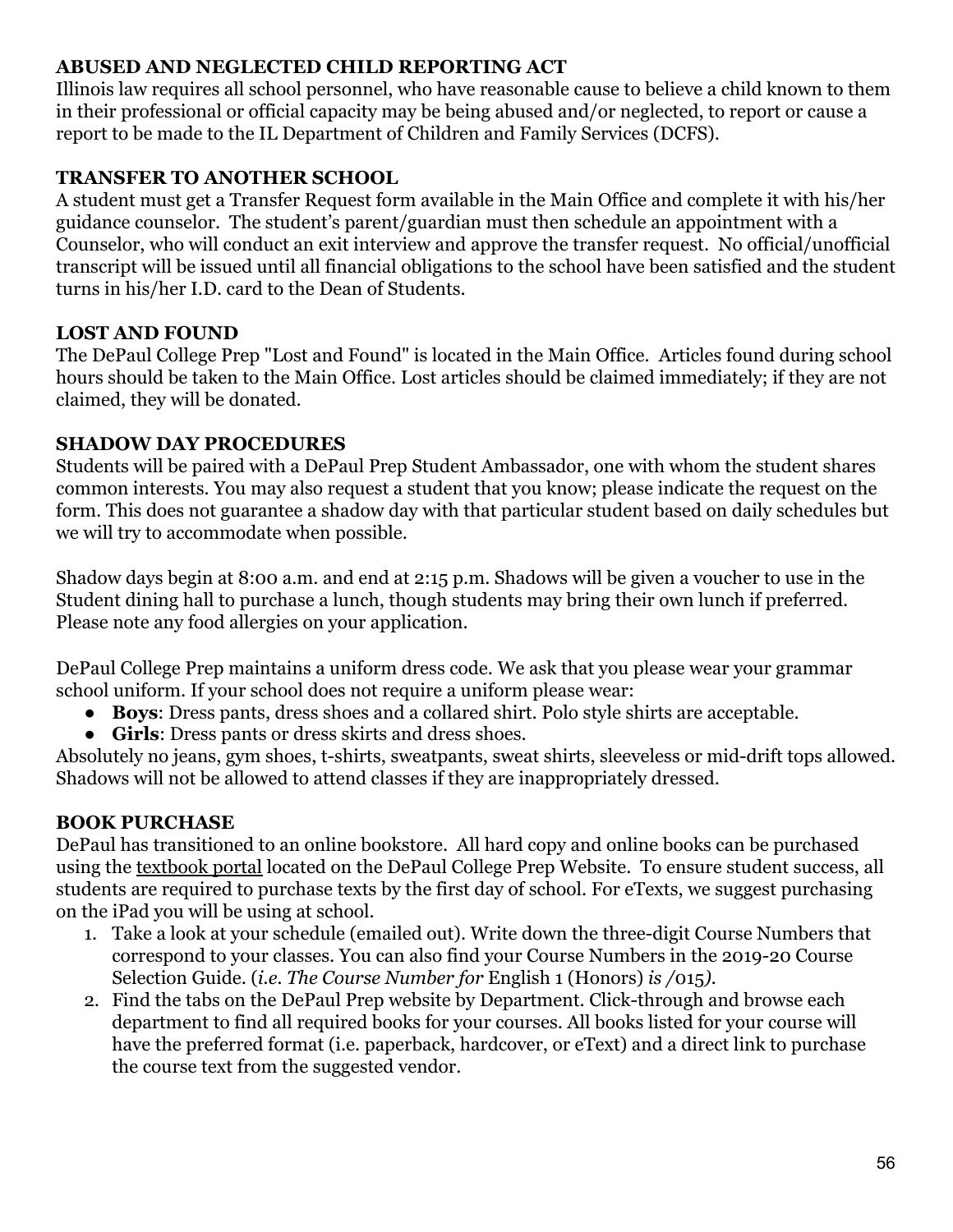**ABUSED AND NEGLECTED CHILD REPORTING ACT**
Illinois law requires all school personnel, who have reasonable cause to believe a child known to them in their professional or official capacity may be being abused and/or neglected, to report or cause a report to be made to the IL Department of Children and Family Services (DCFS).

**TRANSFER TO ANOTHER SCHOOL**
A student must get a Transfer Request form available in the Main Office and complete it with his/her guidance counselor. The student's parent/guardian must then schedule an appointment with a Counselor, who will conduct an exit interview and approve the transfer request. No official/unofficial transcript will be issued until all financial obligations to the school have been satisfied and the student turns in his/her I.D. card to the Dean of Students.

**LOST AND FOUND**
The DePaul College Prep "Lost and Found" is located in the Main Office. Articles found during school hours should be taken to the Main Office. Lost articles should be claimed immediately; if they are not claimed, they will be donated.

**SHADOW DAY PROCEDURES**
Students will be paired with a DePaul Prep Student Ambassador, one with whom the student shares common interests. You may also request a student that you know; please indicate the request on the form. This does not guarantee a shadow day with that particular student based on daily schedules but we will try to accommodate when possible.

Shadow days begin at 8:00 a.m. and end at 2:15 p.m. Shadows will be given a voucher to use in the Student dining hall to purchase a lunch, though students may bring their own lunch if preferred. Please note any food allergies on your application.

DePaul College Prep maintains a uniform dress code. We ask that you please wear your grammar school uniform. If your school does not require a uniform please wear:

- **Boys**: Dress pants, dress shoes and a collared shirt. Polo style shirts are acceptable.
- **Girls**: Dress pants or dress skirts and dress shoes.

Absolutely no jeans, gym shoes, t-shirts, sweatpants, sweat shirts, sleeveless or mid-drift tops allowed. Shadows will not be allowed to attend classes if they are inappropriately dressed.

**BOOK PURCHASE**
DePaul has transitioned to an online bookstore. All hard copy and online books can be purchased using the textbook portal located on the DePaul College Prep Website. To ensure student success, all students are required to purchase texts by the first day of school. For eTexts, we suggest purchasing on the iPad you will be using at school.

1. Take a look at your schedule (emailed out). Write down the three-digit Course Numbers that correspond to your classes. You can also find your Course Numbers in the 2019-20 Course Selection Guide. (*i.e. The Course Number for* English 1 (Honors) *is /015).*
2. Find the tabs on the DePaul Prep website by Department. Click-through and browse each department to find all required books for your courses. All books listed for your course will have the preferred format (i.e. paperback, hardcover, or eText) and a direct link to purchase the course text from the suggested vendor.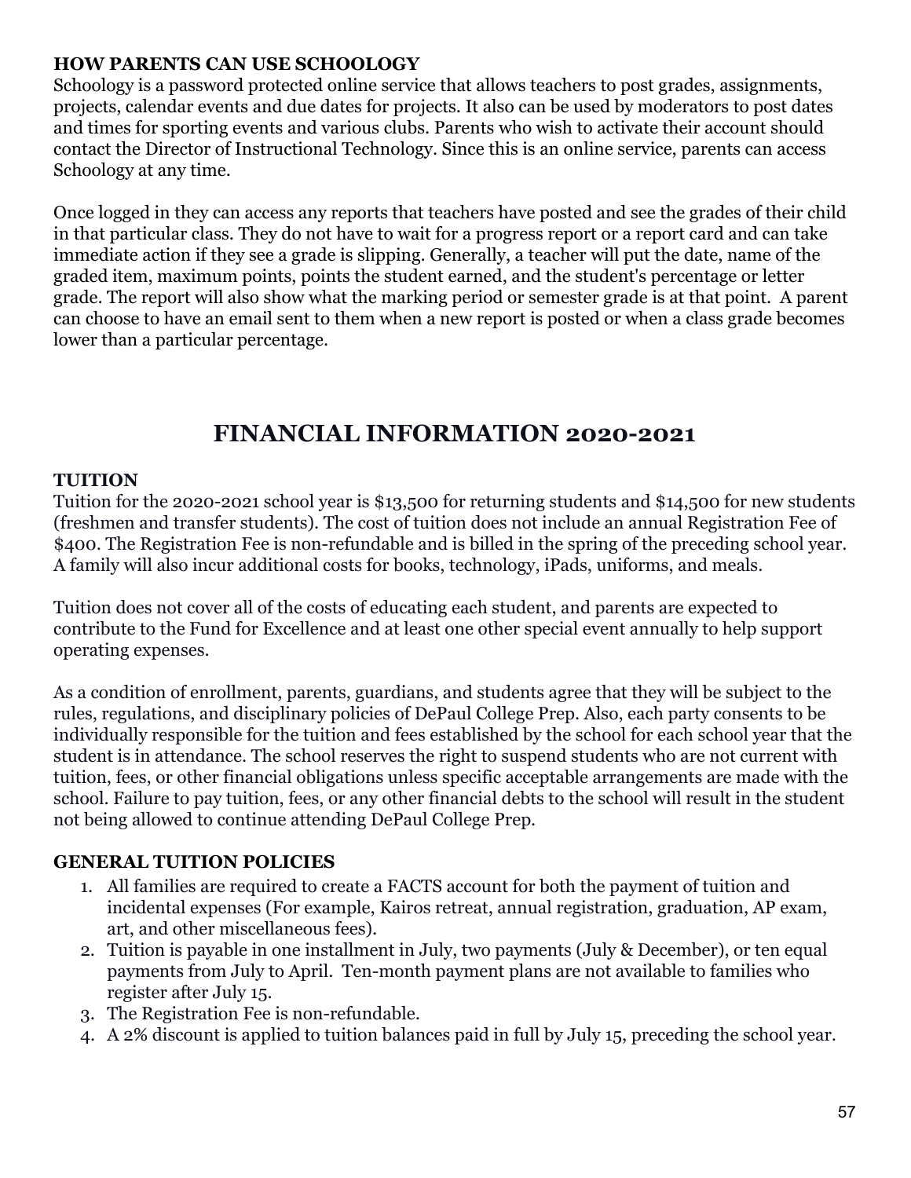### HOW PARENTS CAN USE SCHOOLOGY

Schoology is a password protected online service that allows teachers to post grades, assignments, projects, calendar events and due dates for projects. It also can be used by moderators to post dates and times for sporting events and various clubs. Parents who wish to activate their account should contact the Director of Instructional Technology. Since this is an online service, parents can access Schoology at any time.

Once logged in they can access any reports that teachers have posted and see the grades of their child in that particular class. They do not have to wait for a progress report or a report card and can take immediate action if they see a grade is slipping. Generally, a teacher will put the date, name of the graded item, maximum points, points the student earned, and the student's percentage or letter grade. The report will also show what the marking period or semester grade is at that point. A parent can choose to have an email sent to them when a new report is posted or when a class grade becomes lower than a particular percentage.

# FINANCIAL INFORMATION 2020-2021

### TUITION

Tuition for the 2020-2021 school year is $13,500 for returning students and $14,500 for new students (freshmen and transfer students). The cost of tuition does not include an annual Registration Fee of $400. The Registration Fee is non-refundable and is billed in the spring of the preceding school year. A family will also incur additional costs for books, technology, iPads, uniforms, and meals.

Tuition does not cover all of the costs of educating each student, and parents are expected to contribute to the Fund for Excellence and at least one other special event annually to help support operating expenses.

As a condition of enrollment, parents, guardians, and students agree that they will be subject to the rules, regulations, and disciplinary policies of DePaul College Prep. Also, each party consents to be individually responsible for the tuition and fees established by the school for each school year that the student is in attendance. The school reserves the right to suspend students who are not current with tuition, fees, or other financial obligations unless specific acceptable arrangements are made with the school. Failure to pay tuition, fees, or any other financial debts to the school will result in the student not being allowed to continue attending DePaul College Prep.

### GENERAL TUITION POLICIES

1. All families are required to create a FACTS account for both the payment of tuition and incidental expenses (For example, Kairos retreat, annual registration, graduation, AP exam, art, and other miscellaneous fees).
2. Tuition is payable in one installment in July, two payments (July & December), or ten equal payments from July to April. Ten-month payment plans are not available to families who register after July 15.
3. The Registration Fee is non-refundable.
4. A 2% discount is applied to tuition balances paid in full by July 15, preceding the school year.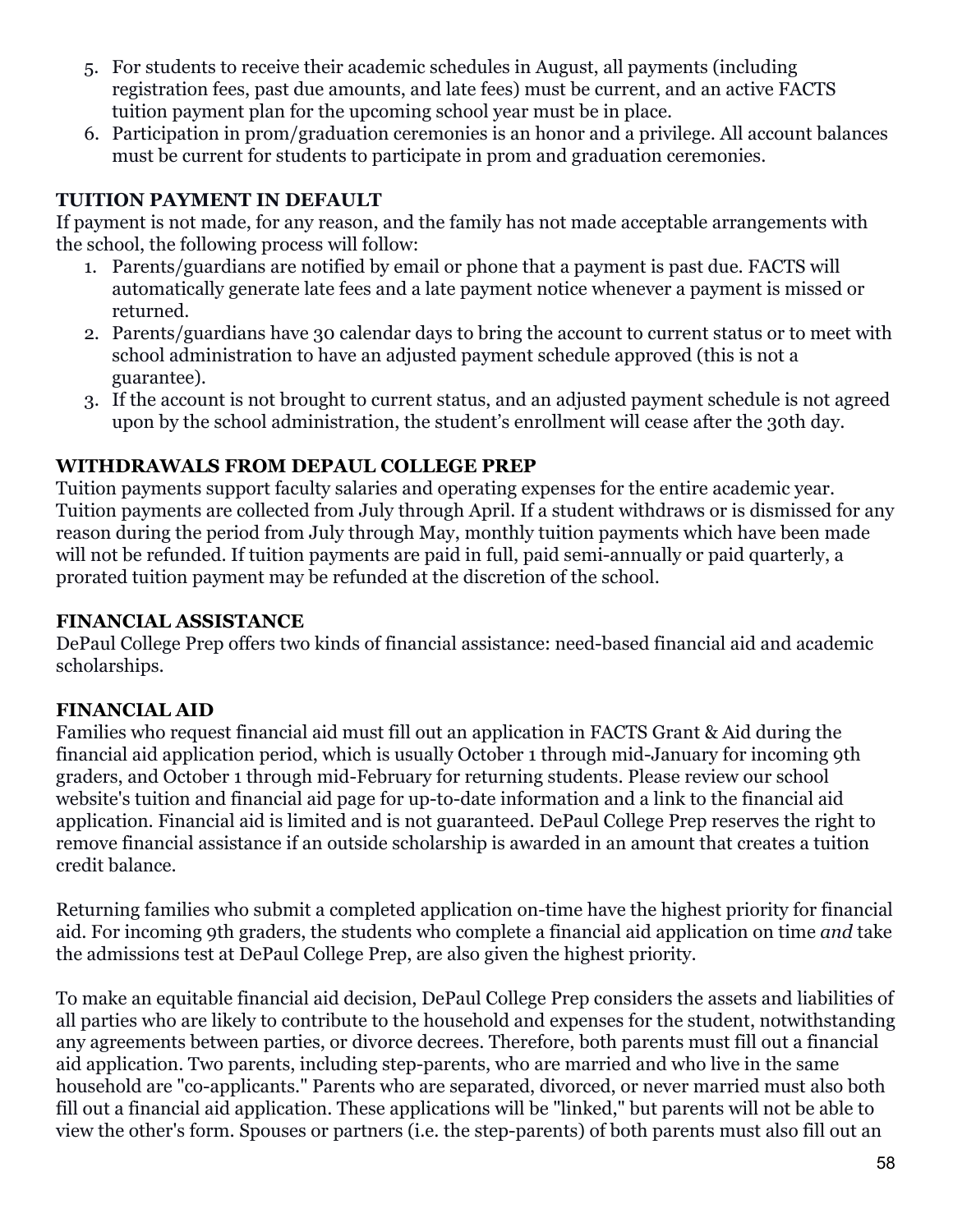5. For students to receive their academic schedules in August, all payments (including registration fees, past due amounts, and late fees) must be current, and an active FACTS tuition payment plan for the upcoming school year must be in place.
6. Participation in prom/graduation ceremonies is an honor and a privilege. All account balances must be current for students to participate in prom and graduation ceremonies.

**TUITION PAYMENT IN DEFAULT**

If payment is not made, for any reason, and the family has not made acceptable arrangements with the school, the following process will follow:

1. Parents/guardians are notified by email or phone that a payment is past due. FACTS will automatically generate late fees and a late payment notice whenever a payment is missed or returned.
2. Parents/guardians have 30 calendar days to bring the account to current status or to meet with school administration to have an adjusted payment schedule approved (this is not a guarantee).
3. If the account is not brought to current status, and an adjusted payment schedule is not agreed upon by the school administration, the student's enrollment will cease after the 30th day.

**WITHDRAWALS FROM DEPAUL COLLEGE PREP**

Tuition payments support faculty salaries and operating expenses for the entire academic year. Tuition payments are collected from July through April. If a student withdraws or is dismissed for any reason during the period from July through May, monthly tuition payments which have been made will not be refunded. If tuition payments are paid in full, paid semi-annually or paid quarterly, a prorated tuition payment may be refunded at the discretion of the school.

**FINANCIAL ASSISTANCE**

DePaul College Prep offers two kinds of financial assistance: need-based financial aid and academic scholarships.

**FINANCIAL AID**

Families who request financial aid must fill out an application in FACTS Grant & Aid during the financial aid application period, which is usually October 1 through mid-January for incoming 9th graders, and October 1 through mid-February for returning students. Please review our school website's tuition and financial aid page for up-to-date information and a link to the financial aid application. Financial aid is limited and is not guaranteed. DePaul College Prep reserves the right to remove financial assistance if an outside scholarship is awarded in an amount that creates a tuition credit balance.

Returning families who submit a completed application on-time have the highest priority for financial aid. For incoming 9th graders, the students who complete a financial aid application on time *and* take the admissions test at DePaul College Prep, are also given the highest priority.

To make an equitable financial aid decision, DePaul College Prep considers the assets and liabilities of all parties who are likely to contribute to the household and expenses for the student, notwithstanding any agreements between parties, or divorce decrees. Therefore, both parents must fill out a financial aid application. Two parents, including step-parents, who are married and who live in the same household are "co-applicants." Parents who are separated, divorced, or never married must also both fill out a financial aid application. These applications will be "linked," but parents will not be able to view the other's form. Spouses or partners (i.e. the step-parents) of both parents must also fill out an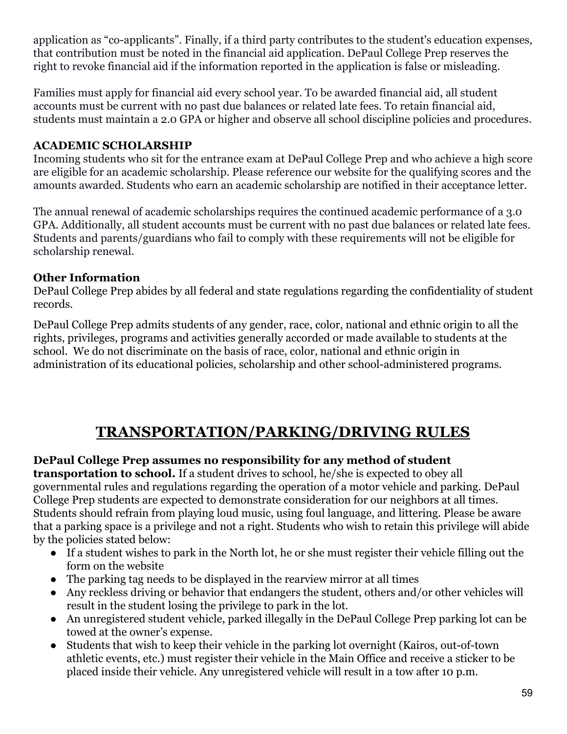application as “co-applicants”. Finally, if a third party contributes to the student's education expenses, that contribution must be noted in the financial aid application. DePaul College Prep reserves the right to revoke financial aid if the information reported in the application is false or misleading.

Families must apply for financial aid every school year. To be awarded financial aid, all student accounts must be current with no past due balances or related late fees. To retain financial aid, students must maintain a 2.0 GPA or higher and observe all school discipline policies and procedures.

**ACADEMIC SCHOLARSHIP**
Incoming students who sit for the entrance exam at DePaul College Prep and who achieve a high score are eligible for an academic scholarship. Please reference our website for the qualifying scores and the amounts awarded. Students who earn an academic scholarship are notified in their acceptance letter.

The annual renewal of academic scholarships requires the continued academic performance of a 3.0 GPA. Additionally, all student accounts must be current with no past due balances or related late fees. Students and parents/guardians who fail to comply with these requirements will not be eligible for scholarship renewal.

**Other Information**
DePaul College Prep abides by all federal and state regulations regarding the confidentiality of student records.

DePaul College Prep admits students of any gender, race, color, national and ethnic origin to all the rights, privileges, programs and activities generally accorded or made available to students at the school. We do not discriminate on the basis of race, color, national and ethnic origin in administration of its educational policies, scholarship and other school-administered programs.

# TRANSPORTATION/PARKING/DRIVING RULES

**DePaul College Prep assumes no responsibility for any method of student transportation to school.** If a student drives to school, he/she is expected to obey all governmental rules and regulations regarding the operation of a motor vehicle and parking. DePaul College Prep students are expected to demonstrate consideration for our neighbors at all times. Students should refrain from playing loud music, using foul language, and littering. Please be aware that a parking space is a privilege and not a right. Students who wish to retain this privilege will abide by the policies stated below:

- If a student wishes to park in the North lot, he or she must register their vehicle filling out the form on the website
- The parking tag needs to be displayed in the rearview mirror at all times
- Any reckless driving or behavior that endangers the student, others and/or other vehicles will result in the student losing the privilege to park in the lot.
- An unregistered student vehicle, parked illegally in the DePaul College Prep parking lot can be towed at the owner’s expense.
- Students that wish to keep their vehicle in the parking lot overnight (Kairos, out-of-town athletic events, etc.) must register their vehicle in the Main Office and receive a sticker to be placed inside their vehicle. Any unregistered vehicle will result in a tow after 10 p.m.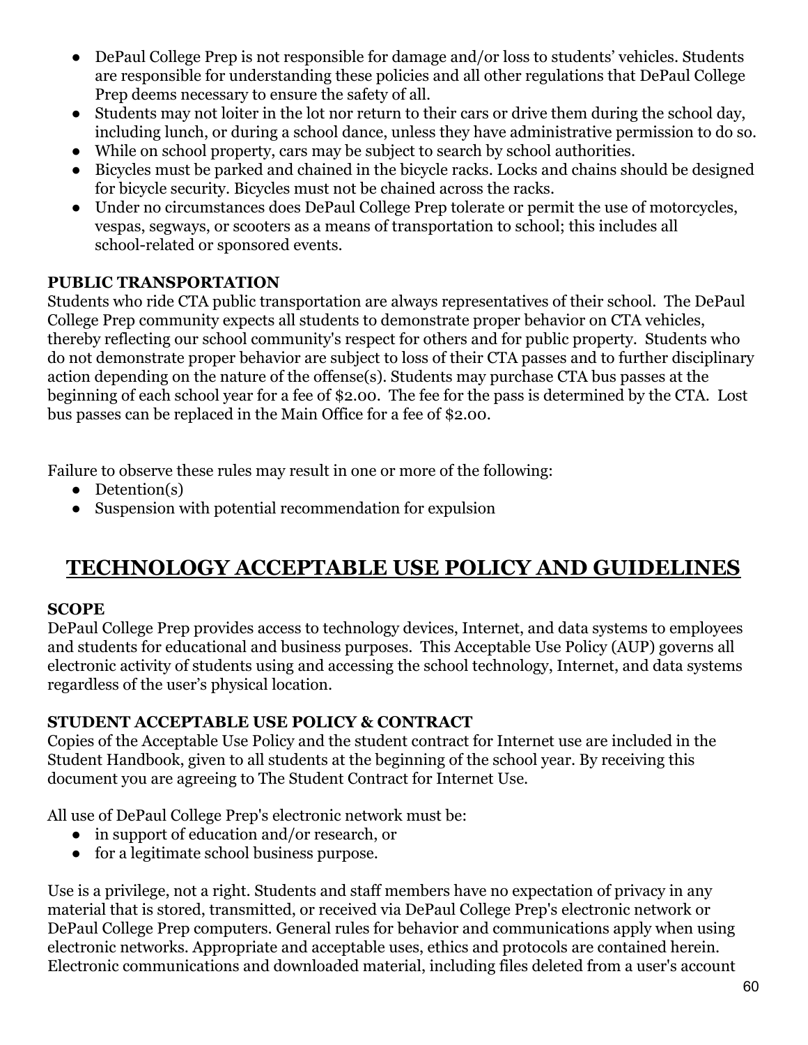- DePaul College Prep is not responsible for damage and/or loss to students' vehicles. Students are responsible for understanding these policies and all other regulations that DePaul College Prep deems necessary to ensure the safety of all.
- Students may not loiter in the lot nor return to their cars or drive them during the school day, including lunch, or during a school dance, unless they have administrative permission to do so.
- While on school property, cars may be subject to search by school authorities.
- Bicycles must be parked and chained in the bicycle racks. Locks and chains should be designed for bicycle security. Bicycles must not be chained across the racks.
- Under no circumstances does DePaul College Prep tolerate or permit the use of motorcycles, vespas, segways, or scooters as a means of transportation to school; this includes all school-related or sponsored events.

**PUBLIC TRANSPORTATION**

Students who ride CTA public transportation are always representatives of their school. The DePaul College Prep community expects all students to demonstrate proper behavior on CTA vehicles, thereby reflecting our school community's respect for others and for public property. Students who do not demonstrate proper behavior are subject to loss of their CTA passes and to further disciplinary action depending on the nature of the offense(s). Students may purchase CTA bus passes at the beginning of each school year for a fee of $2.00. The fee for the pass is determined by the CTA. Lost bus passes can be replaced in the Main Office for a fee of $2.00.

Failure to observe these rules may result in one or more of the following:

- Detention(s)
- Suspension with potential recommendation for expulsion

## TECHNOLOGY ACCEPTABLE USE POLICY AND GUIDELINES

**SCOPE**

DePaul College Prep provides access to technology devices, Internet, and data systems to employees and students for educational and business purposes. This Acceptable Use Policy (AUP) governs all electronic activity of students using and accessing the school technology, Internet, and data systems regardless of the user's physical location.

**STUDENT ACCEPTABLE USE POLICY & CONTRACT**

Copies of the Acceptable Use Policy and the student contract for Internet use are included in the Student Handbook, given to all students at the beginning of the school year. By receiving this document you are agreeing to The Student Contract for Internet Use.

All use of DePaul College Prep's electronic network must be:

- in support of education and/or research, or
- for a legitimate school business purpose.

Use is a privilege, not a right. Students and staff members have no expectation of privacy in any material that is stored, transmitted, or received via DePaul College Prep's electronic network or DePaul College Prep computers. General rules for behavior and communications apply when using electronic networks. Appropriate and acceptable uses, ethics and protocols are contained herein. Electronic communications and downloaded material, including files deleted from a user's account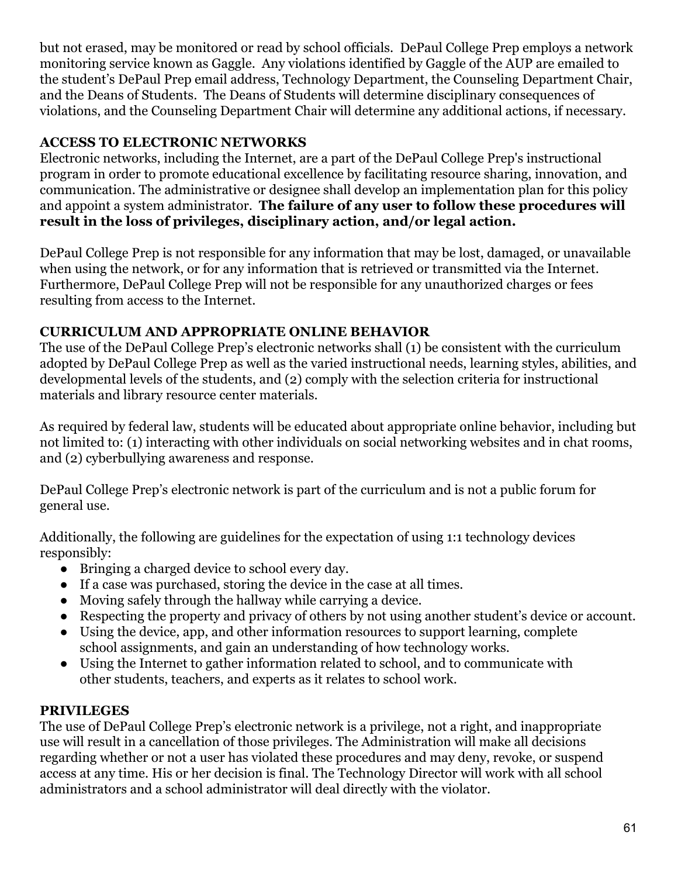but not erased, may be monitored or read by school officials.  DePaul College Prep employs a network monitoring service known as Gaggle.  Any violations identified by Gaggle of the AUP are emailed to the student's DePaul Prep email address, Technology Department, the Counseling Department Chair, and the Deans of Students.  The Deans of Students will determine disciplinary consequences of violations, and the Counseling Department Chair will determine any additional actions, if necessary.

**ACCESS TO ELECTRONIC NETWORKS**

Electronic networks, including the Internet, are a part of the DePaul College Prep's instructional program in order to promote educational excellence by facilitating resource sharing, innovation, and communication. The administrative or designee shall develop an implementation plan for this policy and appoint a system administrator.  **The failure of any user to follow these procedures will result in the loss of privileges, disciplinary action, and/or legal action.**

DePaul College Prep is not responsible for any information that may be lost, damaged, or unavailable when using the network, or for any information that is retrieved or transmitted via the Internet. Furthermore, DePaul College Prep will not be responsible for any unauthorized charges or fees resulting from access to the Internet.

**CURRICULUM AND APPROPRIATE ONLINE BEHAVIOR**

The use of the DePaul College Prep's electronic networks shall (1) be consistent with the curriculum adopted by DePaul College Prep as well as the varied instructional needs, learning styles, abilities, and developmental levels of the students, and (2) comply with the selection criteria for instructional materials and library resource center materials.

As required by federal law, students will be educated about appropriate online behavior, including but not limited to: (1) interacting with other individuals on social networking websites and in chat rooms, and (2) cyberbullying awareness and response.

DePaul College Prep's electronic network is part of the curriculum and is not a public forum for general use.

Additionally, the following are guidelines for the expectation of using 1:1 technology devices responsibly:

- Bringing a charged device to school every day.
- If a case was purchased, storing the device in the case at all times.
- Moving safely through the hallway while carrying a device.
- Respecting the property and privacy of others by not using another student's device or account.
- Using the device, app, and other information resources to support learning, complete school assignments, and gain an understanding of how technology works.
- Using the Internet to gather information related to school, and to communicate with other students, teachers, and experts as it relates to school work.

**PRIVILEGES**

The use of DePaul College Prep's electronic network is a privilege, not a right, and inappropriate use will result in a cancellation of those privileges. The Administration will make all decisions regarding whether or not a user has violated these procedures and may deny, revoke, or suspend access at any time. His or her decision is final. The Technology Director will work with all school administrators and a school administrator will deal directly with the violator.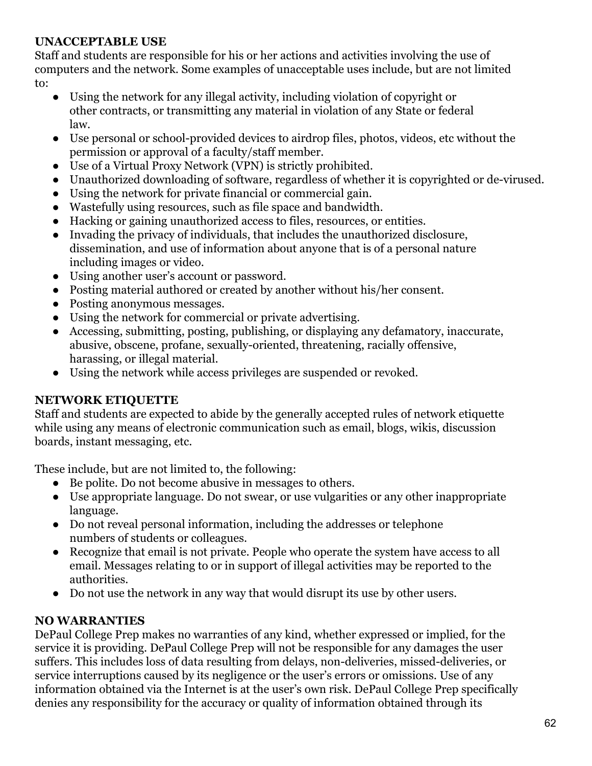**UNACCEPTABLE USE**
Staff and students are responsible for his or her actions and activities involving the use of computers and the network. Some examples of unacceptable uses include, but are not limited to:

- Using the network for any illegal activity, including violation of copyright or other contracts, or transmitting any material in violation of any State or federal law.
- Use personal or school-provided devices to airdrop files, photos, videos, etc without the permission or approval of a faculty/staff member.
- Use of a Virtual Proxy Network (VPN) is strictly prohibited.
- Unauthorized downloading of software, regardless of whether it is copyrighted or de-virused.
- Using the network for private financial or commercial gain.
- Wastefully using resources, such as file space and bandwidth.
- Hacking or gaining unauthorized access to files, resources, or entities.
- Invading the privacy of individuals, that includes the unauthorized disclosure, dissemination, and use of information about anyone that is of a personal nature including images or video.
- Using another user's account or password.
- Posting material authored or created by another without his/her consent.
- Posting anonymous messages.
- Using the network for commercial or private advertising.
- Accessing, submitting, posting, publishing, or displaying any defamatory, inaccurate, abusive, obscene, profane, sexually-oriented, threatening, racially offensive, harassing, or illegal material.
- Using the network while access privileges are suspended or revoked.

**NETWORK ETIQUETTE**
Staff and students are expected to abide by the generally accepted rules of network etiquette while using any means of electronic communication such as email, blogs, wikis, discussion boards, instant messaging, etc.

These include, but are not limited to, the following:

- Be polite. Do not become abusive in messages to others.
- Use appropriate language. Do not swear, or use vulgarities or any other inappropriate language.
- Do not reveal personal information, including the addresses or telephone numbers of students or colleagues.
- Recognize that email is not private. People who operate the system have access to all email. Messages relating to or in support of illegal activities may be reported to the authorities.
- Do not use the network in any way that would disrupt its use by other users.

**NO WARRANTIES**
DePaul College Prep makes no warranties of any kind, whether expressed or implied, for the service it is providing. DePaul College Prep will not be responsible for any damages the user suffers. This includes loss of data resulting from delays, non-deliveries, missed-deliveries, or service interruptions caused by its negligence or the user's errors or omissions. Use of any information obtained via the Internet is at the user's own risk. DePaul College Prep specifically denies any responsibility for the accuracy or quality of information obtained through its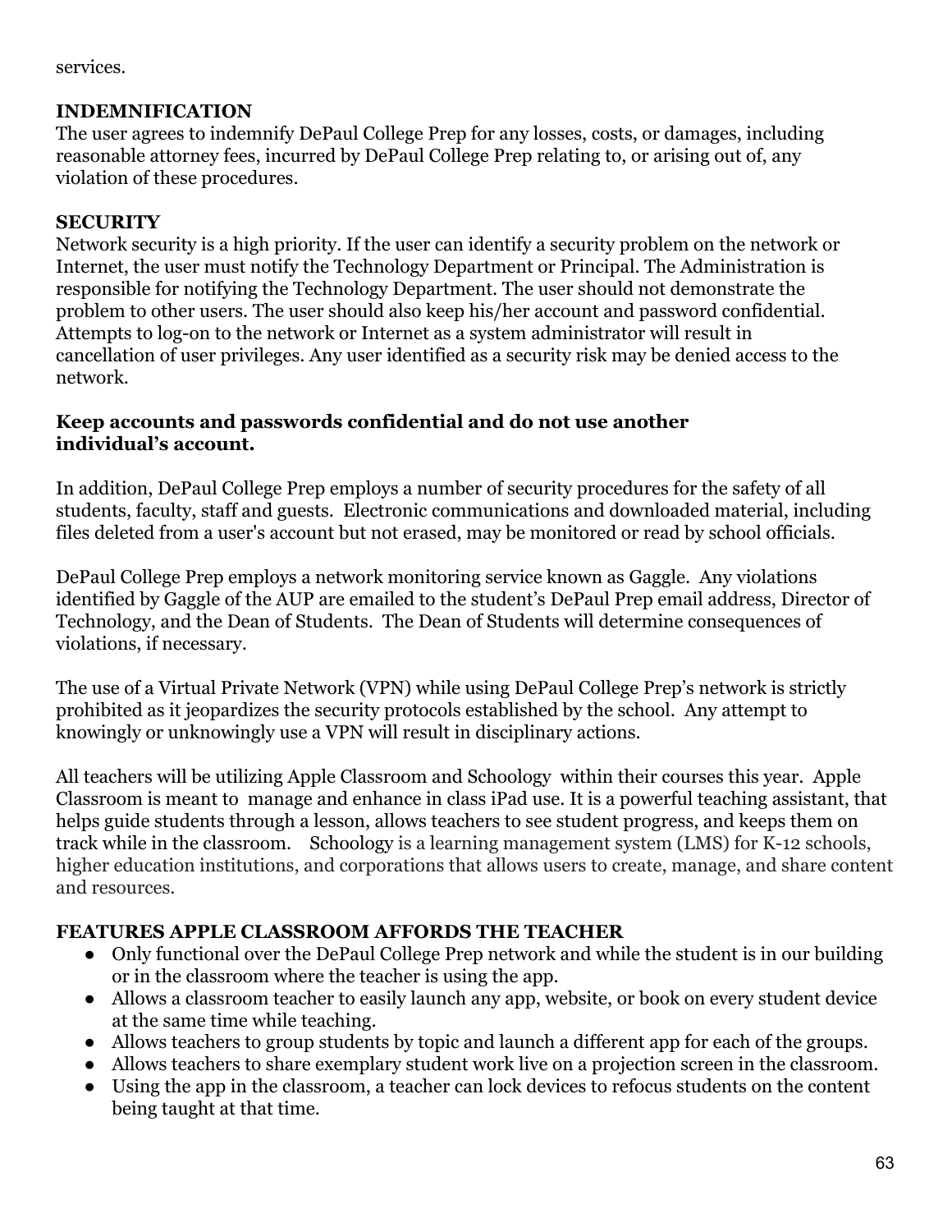services.

**INDEMNIFICATION**
The user agrees to indemnify DePaul College Prep for any losses, costs, or damages, including reasonable attorney fees, incurred by DePaul College Prep relating to, or arising out of, any violation of these procedures.

**SECURITY**
Network security is a high priority. If the user can identify a security problem on the network or Internet, the user must notify the Technology Department or Principal. The Administration is responsible for notifying the Technology Department. The user should not demonstrate the problem to other users. The user should also keep his/her account and password confidential. Attempts to log-on to the network or Internet as a system administrator will result in cancellation of user privileges. Any user identified as a security risk may be denied access to the network.

**Keep accounts and passwords confidential and do not use another individual's account.**

In addition, DePaul College Prep employs a number of security procedures for the safety of all students, faculty, staff and guests. Electronic communications and downloaded material, including files deleted from a user's account but not erased, may be monitored or read by school officials.

DePaul College Prep employs a network monitoring service known as Gaggle. Any violations identified by Gaggle of the AUP are emailed to the student's DePaul Prep email address, Director of Technology, and the Dean of Students. The Dean of Students will determine consequences of violations, if necessary.

The use of a Virtual Private Network (VPN) while using DePaul College Prep's network is strictly prohibited as it jeopardizes the security protocols established by the school. Any attempt to knowingly or unknowingly use a VPN will result in disciplinary actions.

All teachers will be utilizing Apple Classroom and Schoology within their courses this year. Apple Classroom is meant to manage and enhance in class iPad use. It is a powerful teaching assistant, that helps guide students through a lesson, allows teachers to see student progress, and keeps them on track while in the classroom. Schoology is a learning management system (LMS) for K-12 schools, higher education institutions, and corporations that allows users to create, manage, and share content and resources.

**FEATURES APPLE CLASSROOM AFFORDS THE TEACHER**

- Only functional over the DePaul College Prep network and while the student is in our building or in the classroom where the teacher is using the app.
- Allows a classroom teacher to easily launch any app, website, or book on every student device at the same time while teaching.
- Allows teachers to group students by topic and launch a different app for each of the groups.
- Allows teachers to share exemplary student work live on a projection screen in the classroom.
- Using the app in the classroom, a teacher can lock devices to refocus students on the content being taught at that time.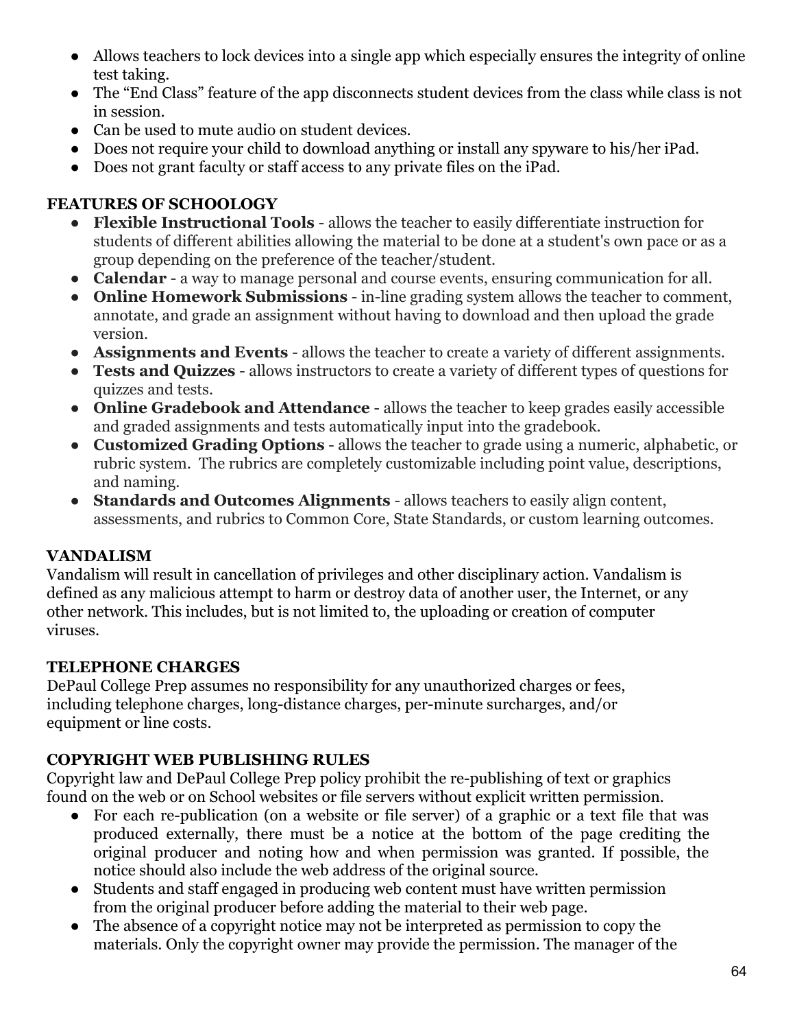- Allows teachers to lock devices into a single app which especially ensures the integrity of online test taking.
- The "End Class" feature of the app disconnects student devices from the class while class is not in session.
- Can be used to mute audio on student devices.
- Does not require your child to download anything or install any spyware to his/her iPad.
- Does not grant faculty or staff access to any private files on the iPad.

**FEATURES OF SCHOOLOGY**

- **Flexible Instructional Tools** - allows the teacher to easily differentiate instruction for students of different abilities allowing the material to be done at a student's own pace or as a group depending on the preference of the teacher/student.
- **Calendar** - a way to manage personal and course events, ensuring communication for all.
- **Online Homework Submissions** - in-line grading system allows the teacher to comment, annotate, and grade an assignment without having to download and then upload the grade version.
- **Assignments and Events** - allows the teacher to create a variety of different assignments.
- **Tests and Quizzes** - allows instructors to create a variety of different types of questions for quizzes and tests.
- **Online Gradebook and Attendance** - allows the teacher to keep grades easily accessible and graded assignments and tests automatically input into the gradebook.
- **Customized Grading Options** - allows the teacher to grade using a numeric, alphabetic, or rubric system. The rubrics are completely customizable including point value, descriptions, and naming.
- **Standards and Outcomes Alignments** - allows teachers to easily align content, assessments, and rubrics to Common Core, State Standards, or custom learning outcomes.

**VANDALISM**

Vandalism will result in cancellation of privileges and other disciplinary action. Vandalism is defined as any malicious attempt to harm or destroy data of another user, the Internet, or any other network. This includes, but is not limited to, the uploading or creation of computer viruses.

**TELEPHONE CHARGES**

DePaul College Prep assumes no responsibility for any unauthorized charges or fees, including telephone charges, long-distance charges, per-minute surcharges, and/or equipment or line costs.

**COPYRIGHT WEB PUBLISHING RULES**

Copyright law and DePaul College Prep policy prohibit the re-publishing of text or graphics found on the web or on School websites or file servers without explicit written permission.

- For each re-publication (on a website or file server) of a graphic or a text file that was produced externally, there must be a notice at the bottom of the page crediting the original producer and noting how and when permission was granted. If possible, the notice should also include the web address of the original source.
- Students and staff engaged in producing web content must have written permission from the original producer before adding the material to their web page.
- The absence of a copyright notice may not be interpreted as permission to copy the materials. Only the copyright owner may provide the permission. The manager of the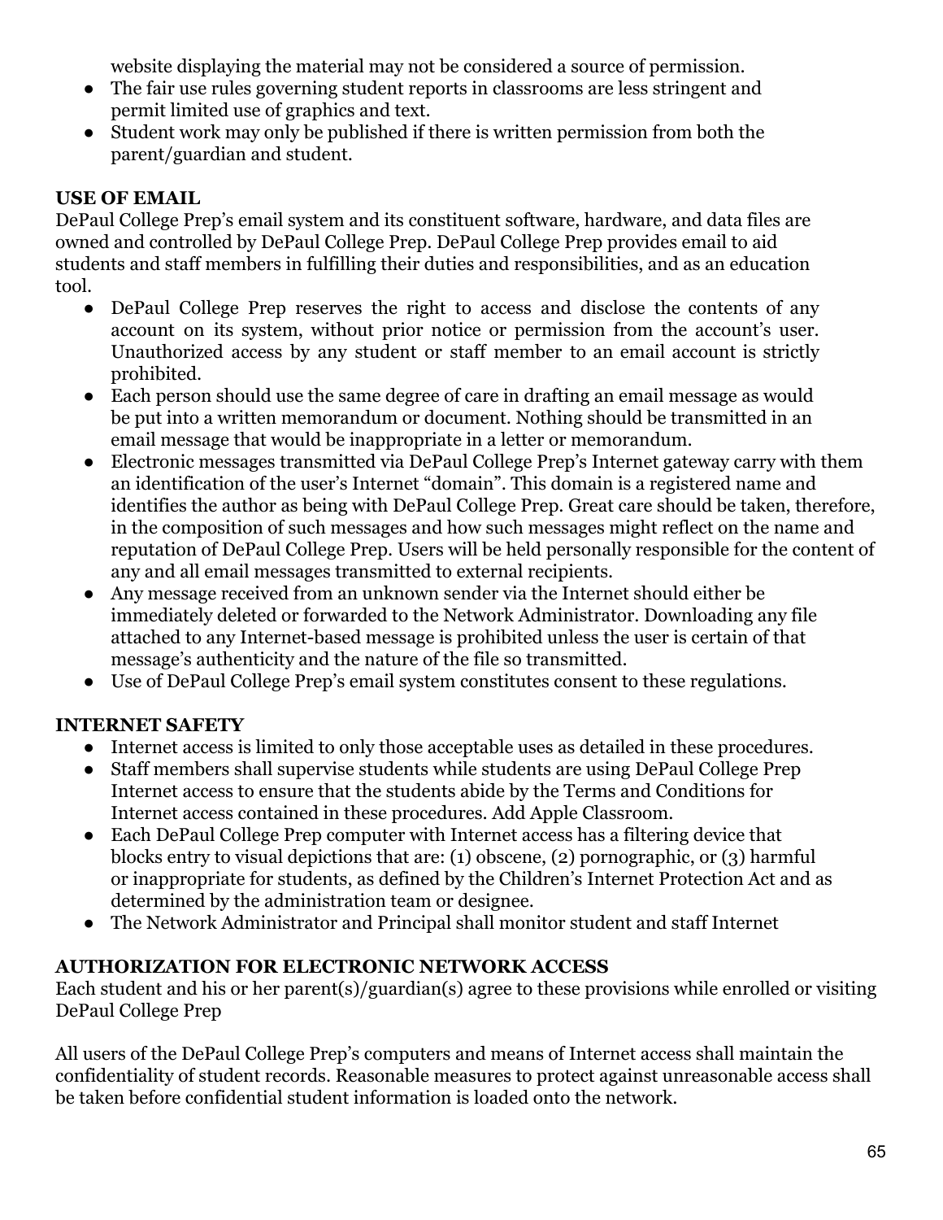website displaying the material may not be considered a source of permission.

- The fair use rules governing student reports in classrooms are less stringent and permit limited use of graphics and text.
- Student work may only be published if there is written permission from both the parent/guardian and student.

**USE OF EMAIL**

DePaul College Prep's email system and its constituent software, hardware, and data files are owned and controlled by DePaul College Prep. DePaul College Prep provides email to aid students and staff members in fulfilling their duties and responsibilities, and as an education tool.

- DePaul College Prep reserves the right to access and disclose the contents of any account on its system, without prior notice or permission from the account's user. Unauthorized access by any student or staff member to an email account is strictly prohibited.
- Each person should use the same degree of care in drafting an email message as would be put into a written memorandum or document. Nothing should be transmitted in an email message that would be inappropriate in a letter or memorandum.
- Electronic messages transmitted via DePaul College Prep's Internet gateway carry with them an identification of the user's Internet "domain". This domain is a registered name and identifies the author as being with DePaul College Prep. Great care should be taken, therefore, in the composition of such messages and how such messages might reflect on the name and reputation of DePaul College Prep. Users will be held personally responsible for the content of any and all email messages transmitted to external recipients.
- Any message received from an unknown sender via the Internet should either be immediately deleted or forwarded to the Network Administrator. Downloading any file attached to any Internet-based message is prohibited unless the user is certain of that message's authenticity and the nature of the file so transmitted.
- Use of DePaul College Prep's email system constitutes consent to these regulations.

**INTERNET SAFETY**

- Internet access is limited to only those acceptable uses as detailed in these procedures.
- Staff members shall supervise students while students are using DePaul College Prep Internet access to ensure that the students abide by the Terms and Conditions for Internet access contained in these procedures. Add Apple Classroom.
- Each DePaul College Prep computer with Internet access has a filtering device that blocks entry to visual depictions that are: (1) obscene, (2) pornographic, or (3) harmful or inappropriate for students, as defined by the Children's Internet Protection Act and as determined by the administration team or designee.
- The Network Administrator and Principal shall monitor student and staff Internet

**AUTHORIZATION FOR ELECTRONIC NETWORK ACCESS**

Each student and his or her parent(s)/guardian(s) agree to these provisions while enrolled or visiting DePaul College Prep

All users of the DePaul College Prep's computers and means of Internet access shall maintain the confidentiality of student records. Reasonable measures to protect against unreasonable access shall be taken before confidential student information is loaded onto the network.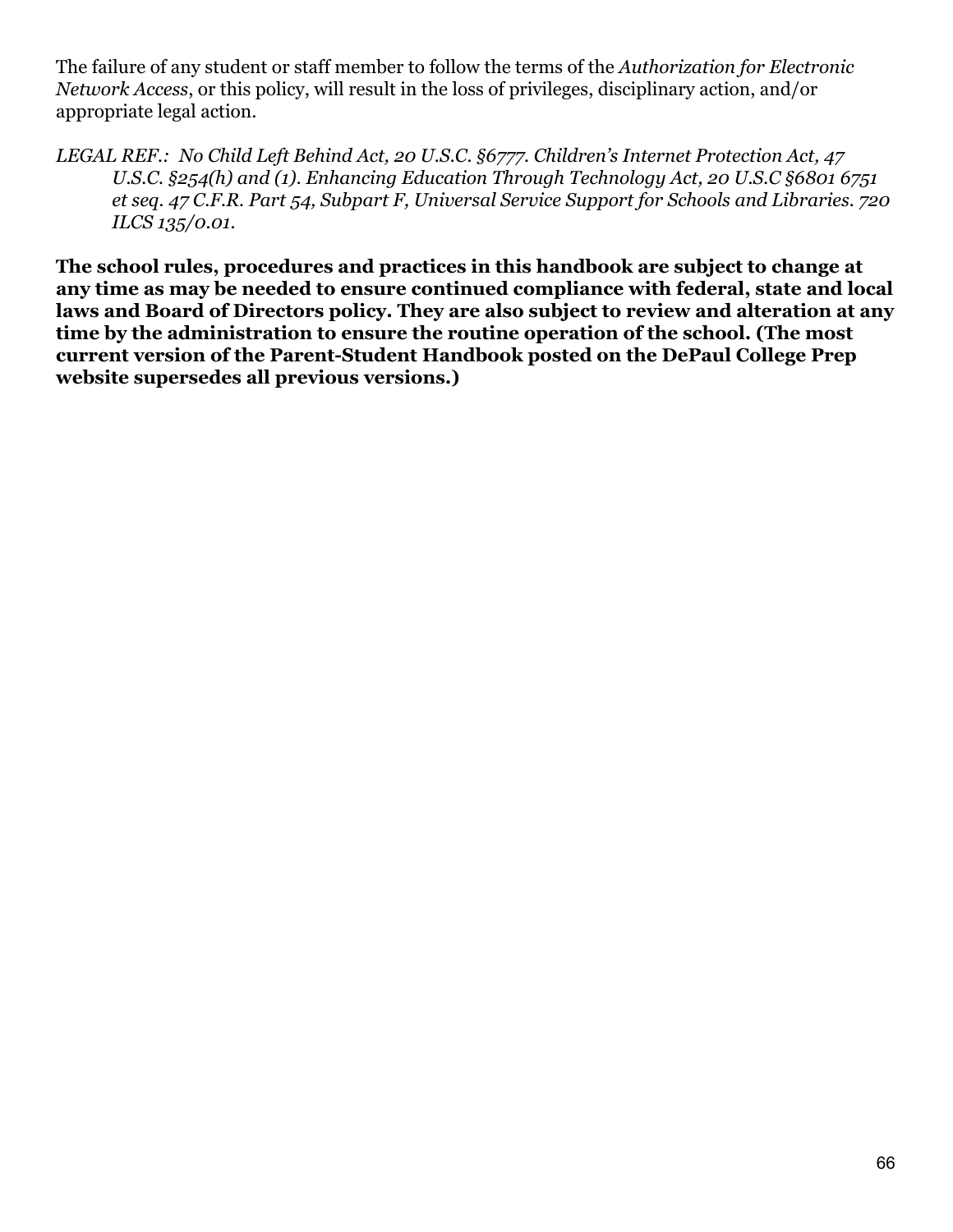The failure of any student or staff member to follow the terms of the *Authorization for Electronic Network Access*, or this policy, will result in the loss of privileges, disciplinary action, and/or appropriate legal action.

*LEGAL REF.: No Child Left Behind Act, 20 U.S.C. §6777. Children's Internet Protection Act, 47 U.S.C. §254(h) and (1). Enhancing Education Through Technology Act, 20 U.S.C §6801 6751 et seq. 47 C.F.R. Part 54, Subpart F, Universal Service Support for Schools and Libraries. 720 ILCS 135/0.01.*

**The school rules, procedures and practices in this handbook are subject to change at any time as may be needed to ensure continued compliance with federal, state and local laws and Board of Directors policy. They are also subject to review and alteration at any time by the administration to ensure the routine operation of the school. (The most current version of the Parent-Student Handbook posted on the DePaul College Prep website supersedes all previous versions.)**